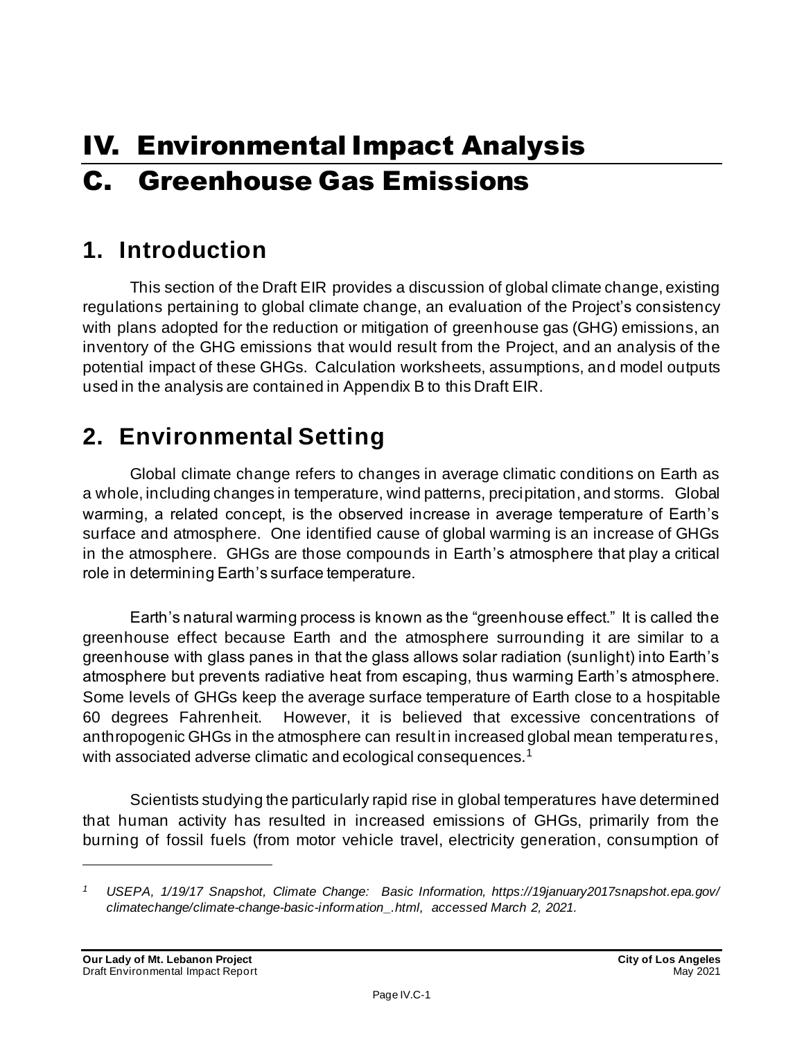# IV. Environmental Impact Analysis

# C. Greenhouse Gas Emissions

## 1. Introduction

This section of the Draft EIR provides a discussion of global climate change, existing regulations pertaining to global climate change, an evaluation of the Project's consistency with plans adopted for the reduction or mitigation of greenhouse gas (GHG) emissions, an inventory of the GHG emissions that would result from the Project, and an analysis of the potential impact of these GHGs. Calculation worksheets, assumptions, and model outputs used in the analysis are contained in Appendix B to this Draft EIR.

## 2. Environmental Setting

Global climate change refers to changes in average climatic conditions on Earth as a whole, including changes in temperature, wind patterns, precipitation, and storms. Global warming, a related concept, is the observed increase in average temperature of Earth's surface and atmosphere. One identified cause of global warming is an increase of GHGs in the atmosphere. GHGs are those compounds in Earth's atmosphere that play a critical role in determining Earth's surface temperature.

Earth's natural warming process is known as the "greenhouse effect." It is called the greenhouse effect because Earth and the atmosphere surrounding it are similar to a greenhouse with glass panes in that the glass allows solar radiation (sunlight) into Earth's atmosphere but prevents radiative heat from escaping, thus warming Earth's atmosphere. Some levels of GHGs keep the average surface temperature of Earth close to a hospitable 60 degrees Fahrenheit. However, it is believed that excessive concentrations of anthropogenic GHGs in the atmosphere can result in increased global mean temperatures, with associated adverse climatic and ecological consequences.[1]

Scientists studying the particularly rapid rise in global temperatures have determined that human activity has resulted in increased emissions of GHGs, primarily from the burning of fossil fuels (from motor vehicle travel, electricity generation, consumption of

[1] *USEPA, 1/19/17 Snapshot, Climate Change: Basic Information, https://19january2017snapshot.epa.gov/climatechange/climate-change-basic-information_.html, accessed March 2, 2021.*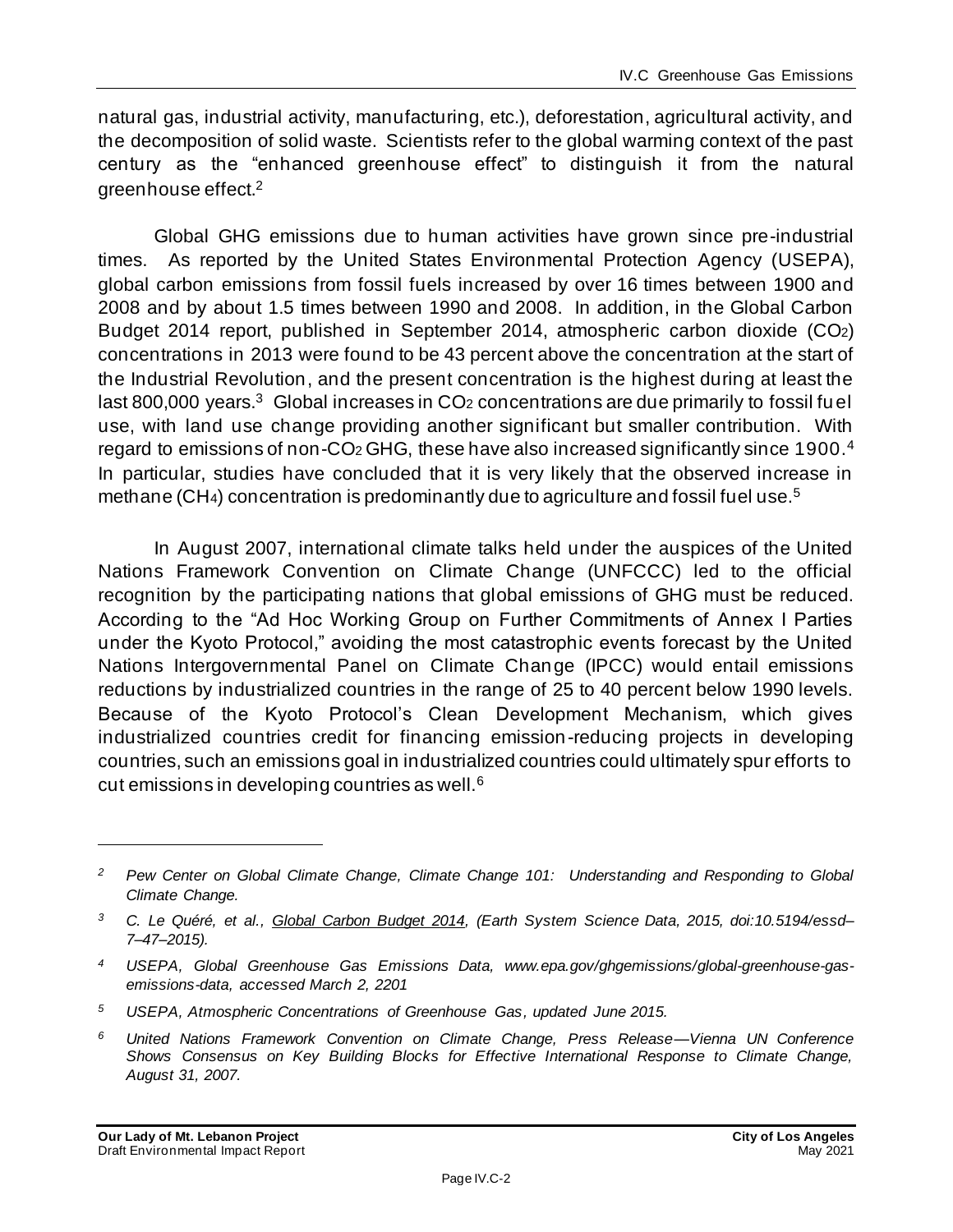natural gas, industrial activity, manufacturing, etc.), deforestation, agricultural activity, and the decomposition of solid waste. Scientists refer to the global warming context of the past century as the "enhanced greenhouse effect" to distinguish it from the natural greenhouse effect.[2]

Global GHG emissions due to human activities have grown since pre-industrial times. As reported by the United States Environmental Protection Agency (USEPA), global carbon emissions from fossil fuels increased by over 16 times between 1900 and 2008 and by about 1.5 times between 1990 and 2008. In addition, in the Global Carbon Budget 2014 report, published in September 2014, atmospheric carbon dioxide ($CO_2$) concentrations in 2013 were found to be 43 percent above the concentration at the start of the Industrial Revolution, and the present concentration is the highest during at least the last 800,000 years.[3] Global increases in $CO_2$ concentrations are due primarily to fossil fuel use, with land use change providing another significant but smaller contribution. With regard to emissions of non-$CO_2$ GHG, these have also increased significantly since 1900.[4] In particular, studies have concluded that it is very likely that the observed increase in methane ($CH_4$) concentration is predominantly due to agriculture and fossil fuel use.[5]

In August 2007, international climate talks held under the auspices of the United Nations Framework Convention on Climate Change (UNFCCC) led to the official recognition by the participating nations that global emissions of GHG must be reduced. According to the "Ad Hoc Working Group on Further Commitments of Annex I Parties under the Kyoto Protocol," avoiding the most catastrophic events forecast by the United Nations Intergovernmental Panel on Climate Change (IPCC) would entail emissions reductions by industrialized countries in the range of 25 to 40 percent below 1990 levels. Because of the Kyoto Protocol's Clean Development Mechanism, which gives industrialized countries credit for financing emission-reducing projects in developing countries, such an emissions goal in industrialized countries could ultimately spur efforts to cut emissions in developing countries as well.[6]

---

[2] *Pew Center on Global Climate Change, Climate Change 101: Understanding and Responding to Global Climate Change.*

[3] *C. Le Quéré, et al., Global Carbon Budget 2014, (Earth System Science Data, 2015, doi:10.5194/essd–7–47–2015).*

[4] *USEPA, Global Greenhouse Gas Emissions Data, www.epa.gov/ghgemissions/global-greenhouse-gas-emissions-data, accessed March 2, 2201*

[5] *USEPA, Atmospheric Concentrations of Greenhouse Gas, updated June 2015.*

[6] *United Nations Framework Convention on Climate Change, Press Release—Vienna UN Conference Shows Consensus on Key Building Blocks for Effective International Response to Climate Change, August 31, 2007.*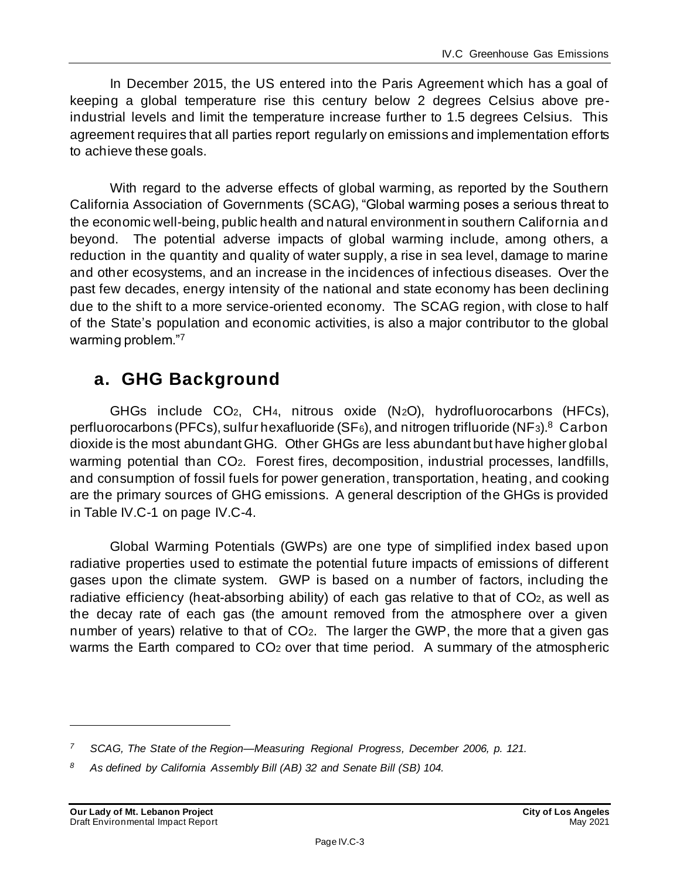In December 2015, the US entered into the Paris Agreement which has a goal of keeping a global temperature rise this century below 2 degrees Celsius above pre-industrial levels and limit the temperature increase further to 1.5 degrees Celsius. This agreement requires that all parties report regularly on emissions and implementation efforts to achieve these goals.

With regard to the adverse effects of global warming, as reported by the Southern California Association of Governments (SCAG), "Global warming poses a serious threat to the economic well-being, public health and natural environment in southern California and beyond. The potential adverse impacts of global warming include, among others, a reduction in the quantity and quality of water supply, a rise in sea level, damage to marine and other ecosystems, and an increase in the incidences of infectious diseases. Over the past few decades, energy intensity of the national and state economy has been declining due to the shift to a more service-oriented economy. The SCAG region, with close to half of the State's population and economic activities, is also a major contributor to the global warming problem."[7]

## a. GHG Background

GHGs include $CO_2$, $CH_4$, nitrous oxide ($N_2O$), hydrofluorocarbons (HFCs), perfluorocarbons (PFCs), sulfur hexafluoride ($SF_6$), and nitrogen trifluoride ($NF_3$).[8] Carbon dioxide is the most abundant GHG. Other GHGs are less abundant but have higher global warming potential than $CO_2$. Forest fires, decomposition, industrial processes, landfills, and consumption of fossil fuels for power generation, transportation, heating, and cooking are the primary sources of GHG emissions. A general description of the GHGs is provided in Table IV.C-1 on page IV.C-4.

Global Warming Potentials (GWPs) are one type of simplified index based upon radiative properties used to estimate the potential future impacts of emissions of different gases upon the climate system. GWP is based on a number of factors, including the radiative efficiency (heat-absorbing ability) of each gas relative to that of $CO_2$, as well as the decay rate of each gas (the amount removed from the atmosphere over a given number of years) relative to that of $CO_2$. The larger the GWP, the more that a given gas warms the Earth compared to $CO_2$ over that time period. A summary of the atmospheric

---

[7] *SCAG, The State of the Region—Measuring Regional Progress, December 2006, p. 121.*

[8] *As defined by California Assembly Bill (AB) 32 and Senate Bill (SB) 104.*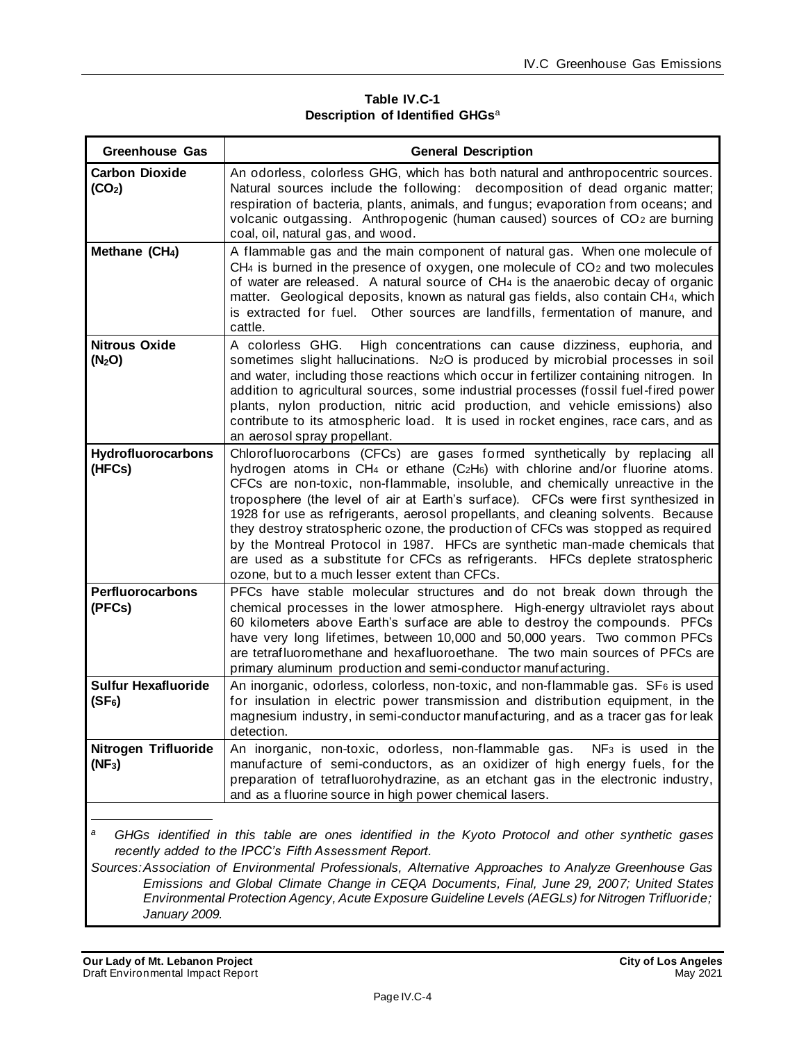**Table IV.C-1**
**Description of Identified GHGs**[a]

| Greenhouse Gas | General Description |
|---|---|
| **Carbon Dioxide ($CO_2$)** | An odorless, colorless GHG, which has both natural and anthropocentric sources. Natural sources include the following: decomposition of dead organic matter; respiration of bacteria, plants, animals, and fungus; evaporation from oceans; and volcanic outgassing. Anthropogenic (human caused) sources of $CO_2$ are burning coal, oil, natural gas, and wood. |
| **Methane ($CH_4$)** | A flammable gas and the main component of natural gas. When one molecule of $CH_4$ is burned in the presence of oxygen, one molecule of $CO_2$ and two molecules of water are released. A natural source of $CH_4$ is the anaerobic decay of organic matter. Geological deposits, known as natural gas fields, also contain $CH_4$, which is extracted for fuel. Other sources are landfills, fermentation of manure, and cattle. |
| **Nitrous Oxide ($N_2O$)** | A colorless GHG. High concentrations can cause dizziness, euphoria, and sometimes slight hallucinations. $N_2O$ is produced by microbial processes in soil and water, including those reactions which occur in fertilizer containing nitrogen. In addition to agricultural sources, some industrial processes (fossil fuel-fired power plants, nylon production, nitric acid production, and vehicle emissions) also contribute to its atmospheric load. It is used in rocket engines, race cars, and as an aerosol spray propellant. |
| **Hydrofluorocarbons (HFCs)** | Chlorofluorocarbons (CFCs) are gases formed synthetically by replacing all hydrogen atoms in $CH_4$ or ethane ($C_2H_6$) with chlorine and/or fluorine atoms. CFCs are non-toxic, non-flammable, insoluble, and chemically unreactive in the troposphere (the level of air at Earth's surface). CFCs were first synthesized in 1928 for use as refrigerants, aerosol propellants, and cleaning solvents. Because they destroy stratospheric ozone, the production of CFCs was stopped as required by the Montreal Protocol in 1987. HFCs are synthetic man-made chemicals that are used as a substitute for CFCs as refrigerants. HFCs deplete stratospheric ozone, but to a much lesser extent than CFCs. |
| **Perfluorocarbons (PFCs)** | PFCs have stable molecular structures and do not break down through the chemical processes in the lower atmosphere. High-energy ultraviolet rays about 60 kilometers above Earth's surface are able to destroy the compounds. PFCs have very long lifetimes, between 10,000 and 50,000 years. Two common PFCs are tetrafluoromethane and hexafluoroethane. The two main sources of PFCs are primary aluminum production and semi-conductor manufacturing. |
| **Sulfur Hexafluoride ($SF_6$)** | An inorganic, odorless, colorless, non-toxic, and non-flammable gas. $SF_6$ is used for insulation in electric power transmission and distribution equipment, in the magnesium industry, in semi-conductor manufacturing, and as a tracer gas for leak detection. |
| **Nitrogen Trifluoride ($NF_3$)** | An inorganic, non-toxic, odorless, non-flammable gas. $NF_3$ is used in the manufacture of semi-conductors, as an oxidizer of high energy fuels, for the preparation of tetrafluorohydrazine, as an etchant gas in the electronic industry, and as a fluorine source in high power chemical lasers. |

*[a] GHGs identified in this table are ones identified in the Kyoto Protocol and other synthetic gases recently added to the IPCC's Fifth Assessment Report.*

*Sources: Association of Environmental Professionals, Alternative Approaches to Analyze Greenhouse Gas Emissions and Global Climate Change in CEQA Documents, Final, June 29, 2007; United States Environmental Protection Agency, Acute Exposure Guideline Levels (AEGLs) for Nitrogen Trifluoride; January 2009.*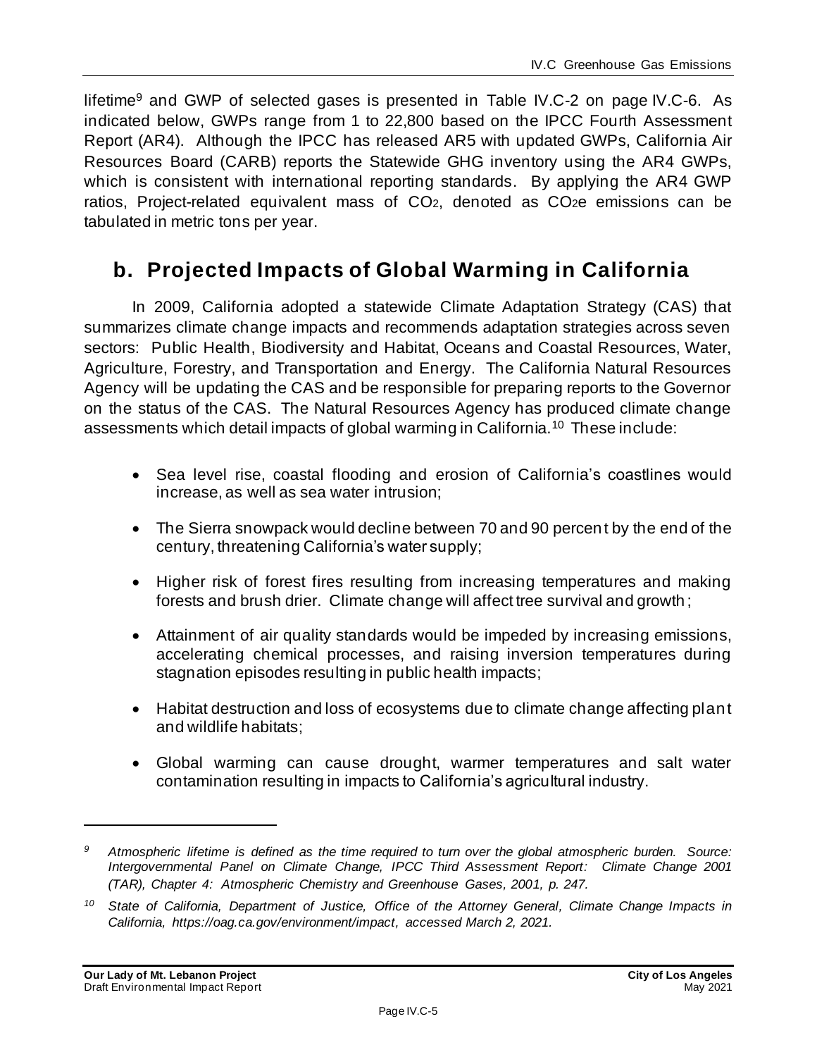lifetime[9] and GWP of selected gases is presented in Table IV.C-2 on page IV.C-6. As indicated below, GWPs range from 1 to 22,800 based on the IPCC Fourth Assessment Report (AR4). Although the IPCC has released AR5 with updated GWPs, California Air Resources Board (CARB) reports the Statewide GHG inventory using the AR4 GWPs, which is consistent with international reporting standards. By applying the AR4 GWP ratios, Project-related equivalent mass of $CO_2$, denoted as $CO_2e$ emissions can be tabulated in metric tons per year.

## b. Projected Impacts of Global Warming in California

In 2009, California adopted a statewide Climate Adaptation Strategy (CAS) that summarizes climate change impacts and recommends adaptation strategies across seven sectors: Public Health, Biodiversity and Habitat, Oceans and Coastal Resources, Water, Agriculture, Forestry, and Transportation and Energy. The California Natural Resources Agency will be updating the CAS and be responsible for preparing reports to the Governor on the status of the CAS. The Natural Resources Agency has produced climate change assessments which detail impacts of global warming in California.[10] These include:

- Sea level rise, coastal flooding and erosion of California's coastlines would increase, as well as sea water intrusion;
- The Sierra snowpack would decline between 70 and 90 percent by the end of the century, threatening California's water supply;
- Higher risk of forest fires resulting from increasing temperatures and making forests and brush drier. Climate change will affect tree survival and growth;
- Attainment of air quality standards would be impeded by increasing emissions, accelerating chemical processes, and raising inversion temperatures during stagnation episodes resulting in public health impacts;
- Habitat destruction and loss of ecosystems due to climate change affecting plant and wildlife habitats;
- Global warming can cause drought, warmer temperatures and salt water contamination resulting in impacts to California's agricultural industry.

---

[9] *Atmospheric lifetime is defined as the time required to turn over the global atmospheric burden. Source: Intergovernmental Panel on Climate Change, IPCC Third Assessment Report: Climate Change 2001 (TAR), Chapter 4: Atmospheric Chemistry and Greenhouse Gases, 2001, p. 247.*

[10] *State of California, Department of Justice, Office of the Attorney General, Climate Change Impacts in California, https://oag.ca.gov/environment/impact, accessed March 2, 2021.*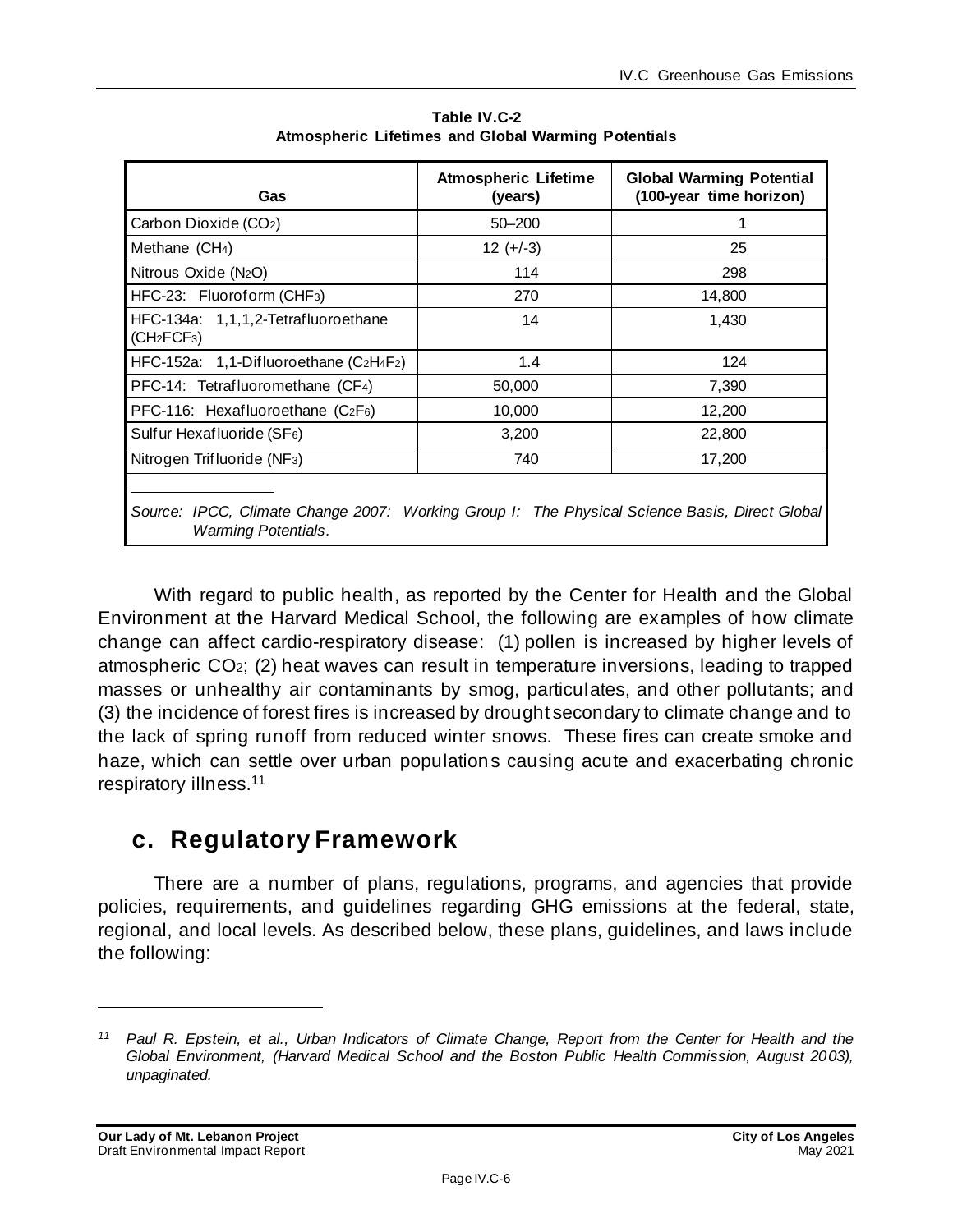**Table IV.C-2**
**Atmospheric Lifetimes and Global Warming Potentials**

| Gas | Atmospheric Lifetime (years) | Global Warming Potential (100-year time horizon) |
|---|---|---|
| Carbon Dioxide ($CO_2$) | 50–200 | 1 |
| Methane ($CH_4$) | 12 (+/-3) | 25 |
| Nitrous Oxide ($N_2O$) | 114 | 298 |
| HFC-23: Fluoroform ($CHF_3$) | 270 | 14,800 |
| HFC-134a: 1,1,1,2-Tetrafluoroethane ($CH_2FCF_3$) | 14 | 1,430 |
| HFC-152a: 1,1-Difluoroethane ($C_2H_4F_2$) | 1.4 | 124 |
| PFC-14: Tetrafluoromethane ($CF_4$) | 50,000 | 7,390 |
| PFC-116: Hexafluoroethane ($C_2F_6$) | 10,000 | 12,200 |
| Sulfur Hexafluoride ($SF_6$) | 3,200 | 22,800 |
| Nitrogen Trifluoride ($NF_3$) | 740 | 17,200 |

*Source: IPCC, Climate Change 2007: Working Group I: The Physical Science Basis, Direct Global Warming Potentials.*

With regard to public health, as reported by the Center for Health and the Global Environment at the Harvard Medical School, the following are examples of how climate change can affect cardio-respiratory disease: (1) pollen is increased by higher levels of atmospheric $CO_2$; (2) heat waves can result in temperature inversions, leading to trapped masses or unhealthy air contaminants by smog, particulates, and other pollutants; and (3) the incidence of forest fires is increased by drought secondary to climate change and to the lack of spring runoff from reduced winter snows. These fires can create smoke and haze, which can settle over urban populations causing acute and exacerbating chronic respiratory illness.[11]

## c. Regulatory Framework

There are a number of plans, regulations, programs, and agencies that provide policies, requirements, and guidelines regarding GHG emissions at the federal, state, regional, and local levels. As described below, these plans, guidelines, and laws include the following:

[11] *Paul R. Epstein, et al., Urban Indicators of Climate Change, Report from the Center for Health and the Global Environment, (Harvard Medical School and the Boston Public Health Commission, August 2003), unpaginated.*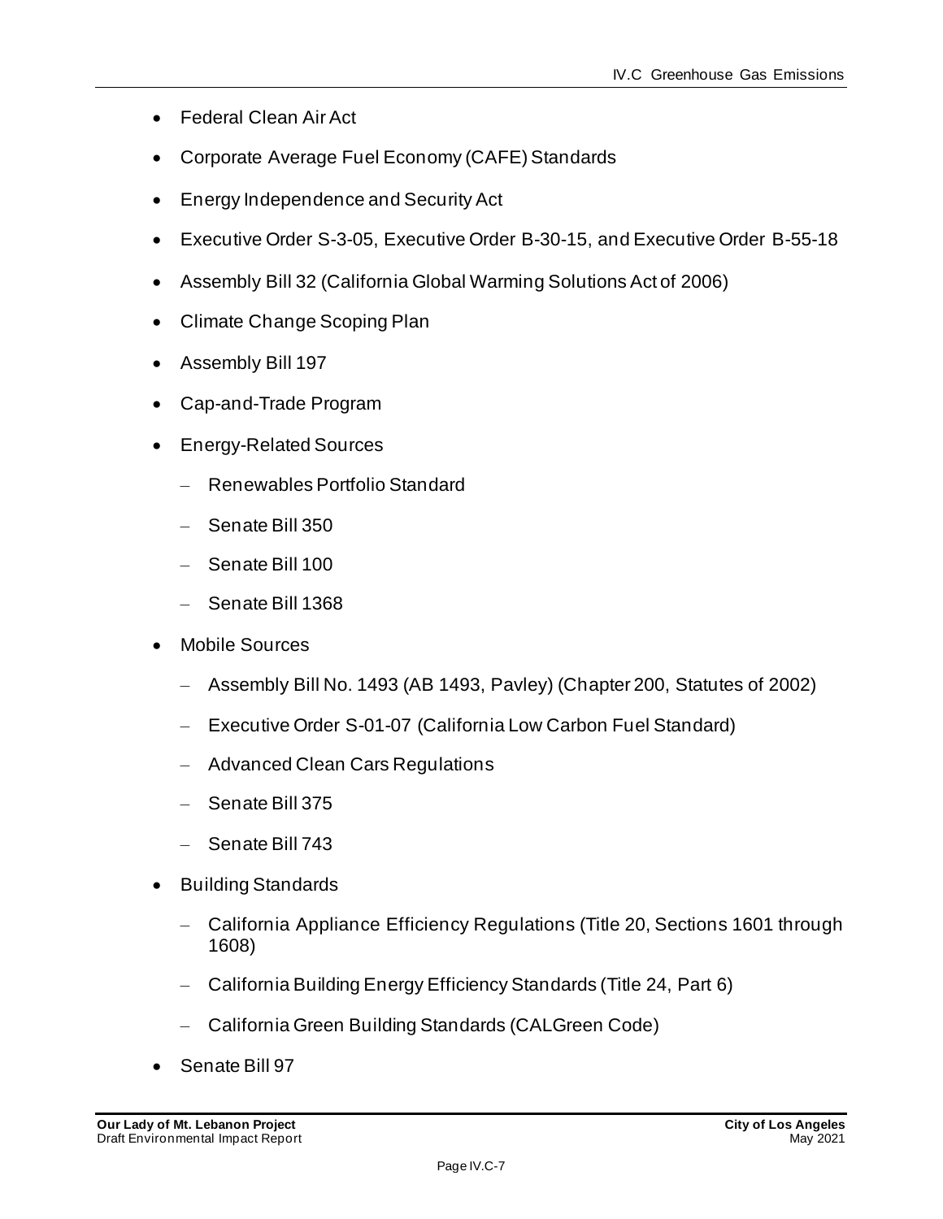- Federal Clean Air Act
- Corporate Average Fuel Economy (CAFE) Standards
- Energy Independence and Security Act
- Executive Order S-3-05, Executive Order B-30-15, and Executive Order B-55-18
- Assembly Bill 32 (California Global Warming Solutions Act of 2006)
- Climate Change Scoping Plan
- Assembly Bill 197
- Cap-and-Trade Program
- Energy-Related Sources
  - Renewables Portfolio Standard
  - Senate Bill 350
  - Senate Bill 100
  - Senate Bill 1368
- Mobile Sources
  - Assembly Bill No. 1493 (AB 1493, Pavley) (Chapter 200, Statutes of 2002)
  - Executive Order S-01-07 (California Low Carbon Fuel Standard)
  - Advanced Clean Cars Regulations
  - Senate Bill 375
  - Senate Bill 743
- Building Standards
  - California Appliance Efficiency Regulations (Title 20, Sections 1601 through 1608)
  - California Building Energy Efficiency Standards (Title 24, Part 6)
  - California Green Building Standards (CALGreen Code)
- Senate Bill 97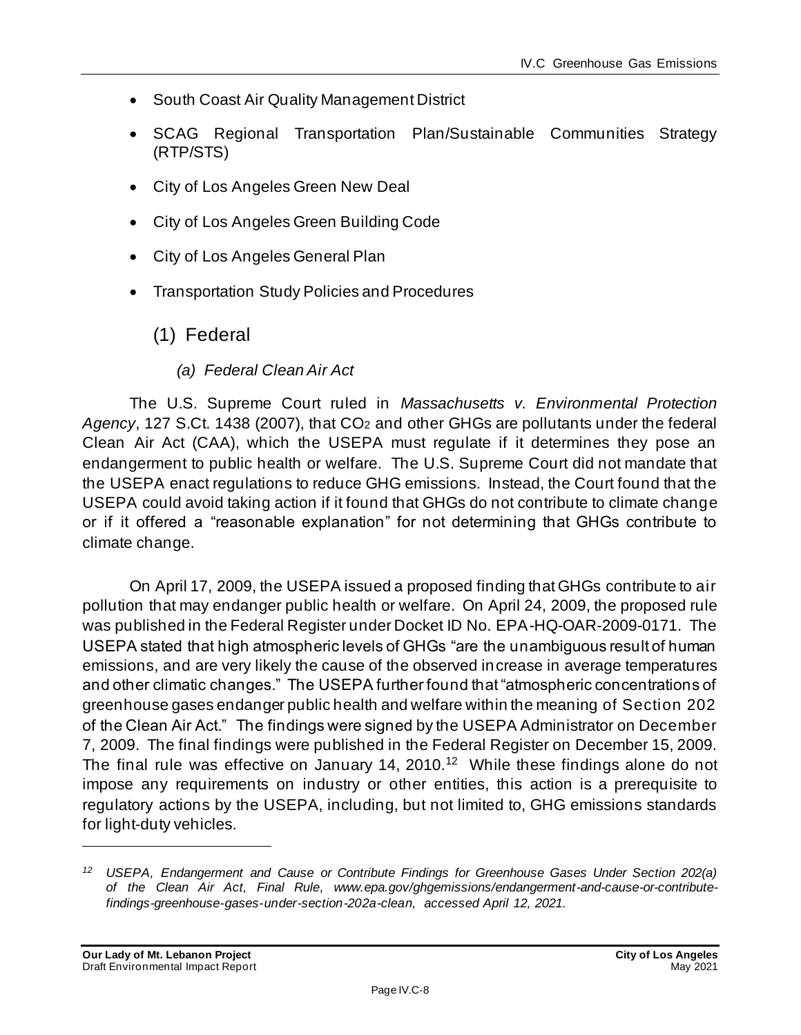- South Coast Air Quality Management District
- SCAG Regional Transportation Plan/Sustainable Communities Strategy (RTP/STS)
- City of Los Angeles Green New Deal
- City of Los Angeles Green Building Code
- City of Los Angeles General Plan
- Transportation Study Policies and Procedures

## (1) Federal

### *(a) Federal Clean Air Act*

The U.S. Supreme Court ruled in *Massachusetts v. Environmental Protection Agency*, 127 S.Ct. 1438 (2007), that $CO_2$ and other GHGs are pollutants under the federal Clean Air Act (CAA), which the USEPA must regulate if it determines they pose an endangerment to public health or welfare. The U.S. Supreme Court did not mandate that the USEPA enact regulations to reduce GHG emissions. Instead, the Court found that the USEPA could avoid taking action if it found that GHGs do not contribute to climate change or if it offered a "reasonable explanation" for not determining that GHGs contribute to climate change.

On April 17, 2009, the USEPA issued a proposed finding that GHGs contribute to air pollution that may endanger public health or welfare. On April 24, 2009, the proposed rule was published in the Federal Register under Docket ID No. EPA-HQ-OAR-2009-0171. The USEPA stated that high atmospheric levels of GHGs "are the unambiguous result of human emissions, and are very likely the cause of the observed increase in average temperatures and other climatic changes." The USEPA further found that "atmospheric concentrations of greenhouse gases endanger public health and welfare within the meaning of Section 202 of the Clean Air Act." The findings were signed by the USEPA Administrator on December 7, 2009. The final findings were published in the Federal Register on December 15, 2009. The final rule was effective on January 14, 2010.[12] While these findings alone do not impose any requirements on industry or other entities, this action is a prerequisite to regulatory actions by the USEPA, including, but not limited to, GHG emissions standards for light-duty vehicles.

---

*[12] USEPA, Endangerment and Cause or Contribute Findings for Greenhouse Gases Under Section 202(a) of the Clean Air Act, Final Rule, www.epa.gov/ghgemissions/endangerment-and-cause-or-contribute-findings-greenhouse-gases-under-section-202a-clean, accessed April 12, 2021.*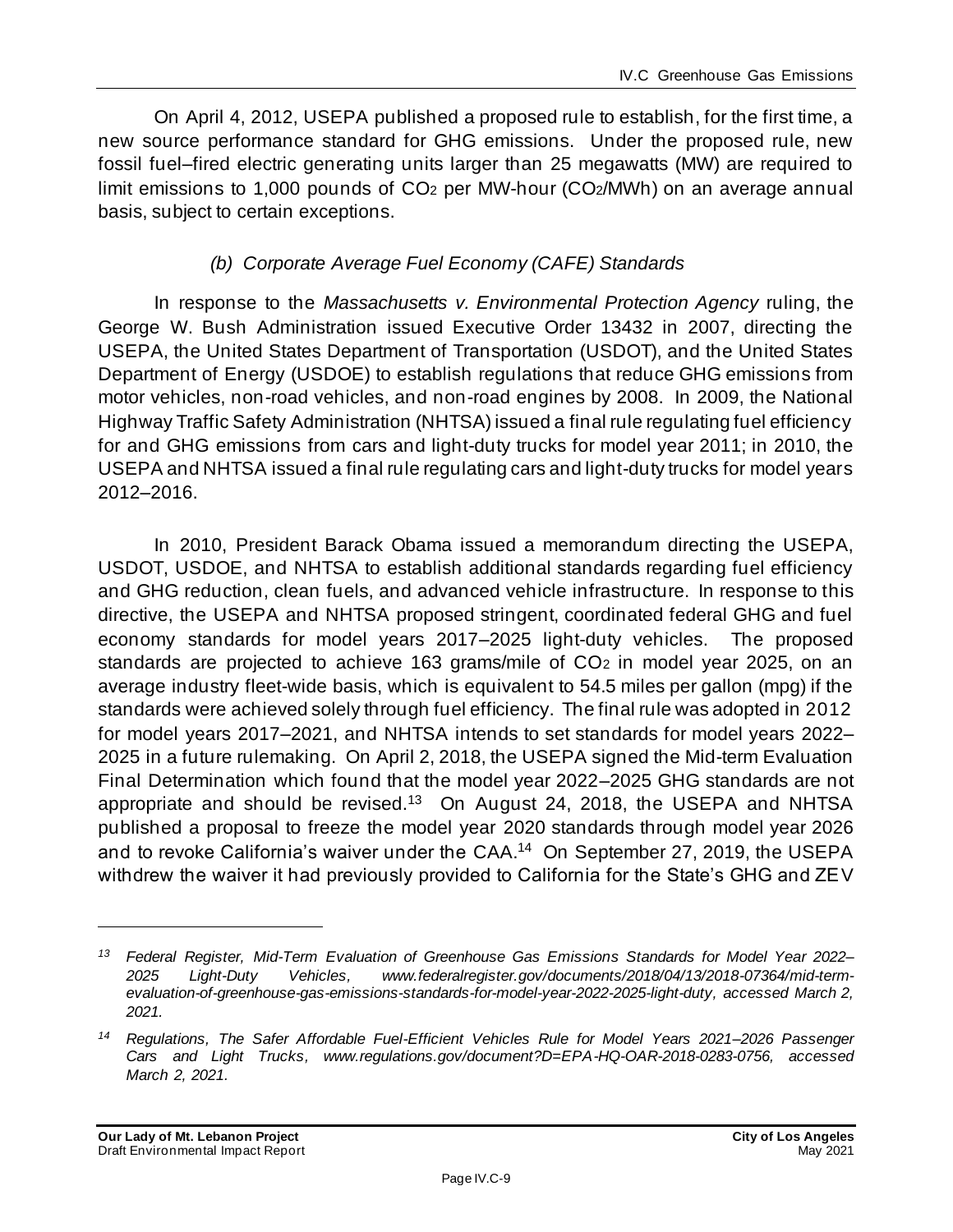On April 4, 2012, USEPA published a proposed rule to establish, for the first time, a new source performance standard for GHG emissions. Under the proposed rule, new fossil fuel–fired electric generating units larger than 25 megawatts (MW) are required to limit emissions to 1,000 pounds of $CO_2$ per MW-hour ($CO_2$/MWh) on an average annual basis, subject to certain exceptions.

#### *(b) Corporate Average Fuel Economy (CAFE) Standards*

In response to the *Massachusetts v. Environmental Protection Agency* ruling, the George W. Bush Administration issued Executive Order 13432 in 2007, directing the USEPA, the United States Department of Transportation (USDOT), and the United States Department of Energy (USDOE) to establish regulations that reduce GHG emissions from motor vehicles, non-road vehicles, and non-road engines by 2008. In 2009, the National Highway Traffic Safety Administration (NHTSA) issued a final rule regulating fuel efficiency for and GHG emissions from cars and light-duty trucks for model year 2011; in 2010, the USEPA and NHTSA issued a final rule regulating cars and light-duty trucks for model years 2012–2016.

In 2010, President Barack Obama issued a memorandum directing the USEPA, USDOT, USDOE, and NHTSA to establish additional standards regarding fuel efficiency and GHG reduction, clean fuels, and advanced vehicle infrastructure. In response to this directive, the USEPA and NHTSA proposed stringent, coordinated federal GHG and fuel economy standards for model years 2017–2025 light-duty vehicles. The proposed standards are projected to achieve 163 grams/mile of $CO_2$ in model year 2025, on an average industry fleet-wide basis, which is equivalent to 54.5 miles per gallon (mpg) if the standards were achieved solely through fuel efficiency. The final rule was adopted in 2012 for model years 2017–2021, and NHTSA intends to set standards for model years 2022–2025 in a future rulemaking. On April 2, 2018, the USEPA signed the Mid-term Evaluation Final Determination which found that the model year 2022–2025 GHG standards are not appropriate and should be revised.[13] On August 24, 2018, the USEPA and NHTSA published a proposal to freeze the model year 2020 standards through model year 2026 and to revoke California's waiver under the CAA.[14] On September 27, 2019, the USEPA withdrew the waiver it had previously provided to California for the State's GHG and ZEV

---

*[13] Federal Register, Mid-Term Evaluation of Greenhouse Gas Emissions Standards for Model Year 2022–2025 Light-Duty Vehicles, www.federalregister.gov/documents/2018/04/13/2018-07364/mid-term-evaluation-of-greenhouse-gas-emissions-standards-for-model-year-2022-2025-light-duty, accessed March 2, 2021.*

*[14] Regulations, The Safer Affordable Fuel-Efficient Vehicles Rule for Model Years 2021–2026 Passenger Cars and Light Trucks, www.regulations.gov/document?D=EPA-HQ-OAR-2018-0283-0756, accessed March 2, 2021.*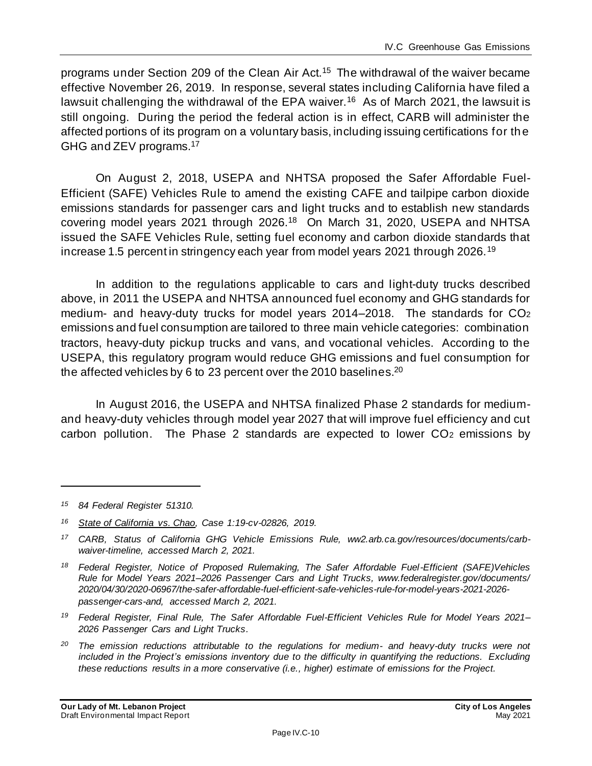programs under Section 209 of the Clean Air Act.[15] The withdrawal of the waiver became effective November 26, 2019. In response, several states including California have filed a lawsuit challenging the withdrawal of the EPA waiver.[16] As of March 2021, the lawsuit is still ongoing. During the period the federal action is in effect, CARB will administer the affected portions of its program on a voluntary basis, including issuing certifications for the GHG and ZEV programs.[17]

On August 2, 2018, USEPA and NHTSA proposed the Safer Affordable Fuel-Efficient (SAFE) Vehicles Rule to amend the existing CAFE and tailpipe carbon dioxide emissions standards for passenger cars and light trucks and to establish new standards covering model years 2021 through 2026.[18] On March 31, 2020, USEPA and NHTSA issued the SAFE Vehicles Rule, setting fuel economy and carbon dioxide standards that increase 1.5 percent in stringency each year from model years 2021 through 2026.[19]

In addition to the regulations applicable to cars and light-duty trucks described above, in 2011 the USEPA and NHTSA announced fuel economy and GHG standards for medium- and heavy-duty trucks for model years 2014–2018. The standards for $CO_2$ emissions and fuel consumption are tailored to three main vehicle categories: combination tractors, heavy-duty pickup trucks and vans, and vocational vehicles. According to the USEPA, this regulatory program would reduce GHG emissions and fuel consumption for the affected vehicles by 6 to 23 percent over the 2010 baselines.[20]

In August 2016, the USEPA and NHTSA finalized Phase 2 standards for medium- and heavy-duty vehicles through model year 2027 that will improve fuel efficiency and cut carbon pollution. The Phase 2 standards are expected to lower $CO_2$ emissions by

---

*15 84 Federal Register 51310.*

*16 <u>State of California vs. Chao</u>, Case 1:19-cv-02826, 2019.*

*17 CARB, Status of California GHG Vehicle Emissions Rule, ww2.arb.ca.gov/resources/documents/carb-waiver-timeline, accessed March 2, 2021.*

*18 Federal Register, Notice of Proposed Rulemaking, The Safer Affordable Fuel-Efficient (SAFE)Vehicles Rule for Model Years 2021–2026 Passenger Cars and Light Trucks, www.federalregister.gov/documents/2020/04/30/2020-06967/the-safer-affordable-fuel-efficient-safe-vehicles-rule-for-model-years-2021-2026-passenger-cars-and, accessed March 2, 2021.*

*19 Federal Register, Final Rule, The Safer Affordable Fuel-Efficient Vehicles Rule for Model Years 2021–2026 Passenger Cars and Light Trucks.*

*20 The emission reductions attributable to the regulations for medium- and heavy-duty trucks were not included in the Project's emissions inventory due to the difficulty in quantifying the reductions. Excluding these reductions results in a more conservative (i.e., higher) estimate of emissions for the Project.*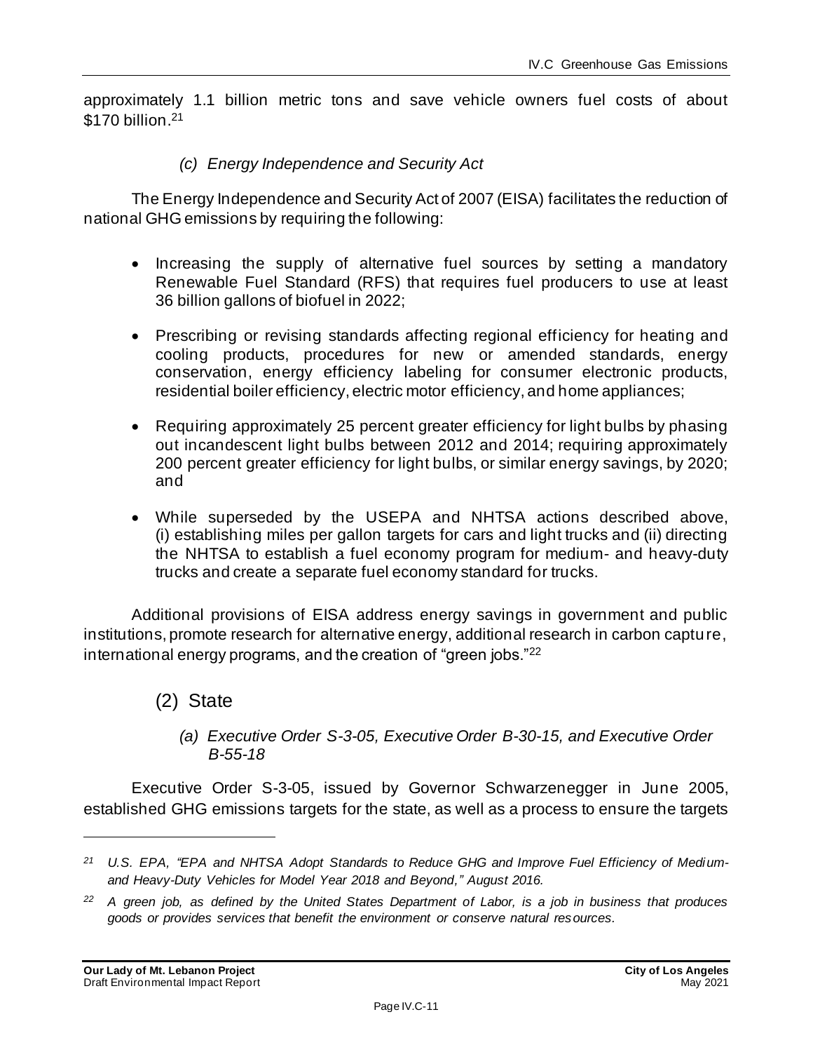approximately 1.1 billion metric tons and save vehicle owners fuel costs of about $170 billion.[21]

#### *(c) Energy Independence and Security Act*

The Energy Independence and Security Act of 2007 (EISA) facilitates the reduction of national GHG emissions by requiring the following:

- Increasing the supply of alternative fuel sources by setting a mandatory Renewable Fuel Standard (RFS) that requires fuel producers to use at least 36 billion gallons of biofuel in 2022;
- Prescribing or revising standards affecting regional efficiency for heating and cooling products, procedures for new or amended standards, energy conservation, energy efficiency labeling for consumer electronic products, residential boiler efficiency, electric motor efficiency, and home appliances;
- Requiring approximately 25 percent greater efficiency for light bulbs by phasing out incandescent light bulbs between 2012 and 2014; requiring approximately 200 percent greater efficiency for light bulbs, or similar energy savings, by 2020; and
- While superseded by the USEPA and NHTSA actions described above, (i) establishing miles per gallon targets for cars and light trucks and (ii) directing the NHTSA to establish a fuel economy program for medium- and heavy-duty trucks and create a separate fuel economy standard for trucks.

Additional provisions of EISA address energy savings in government and public institutions, promote research for alternative energy, additional research in carbon capture, international energy programs, and the creation of "green jobs."[22]

### (2) State

#### *(a) Executive Order S-3-05, Executive Order B-30-15, and Executive Order B-55-18*

Executive Order S-3-05, issued by Governor Schwarzenegger in June 2005, established GHG emissions targets for the state, as well as a process to ensure the targets

---

*[21] U.S. EPA, "EPA and NHTSA Adopt Standards to Reduce GHG and Improve Fuel Efficiency of Medium- and Heavy-Duty Vehicles for Model Year 2018 and Beyond," August 2016.*

*[22] A green job, as defined by the United States Department of Labor, is a job in business that produces goods or provides services that benefit the environment or conserve natural resources.*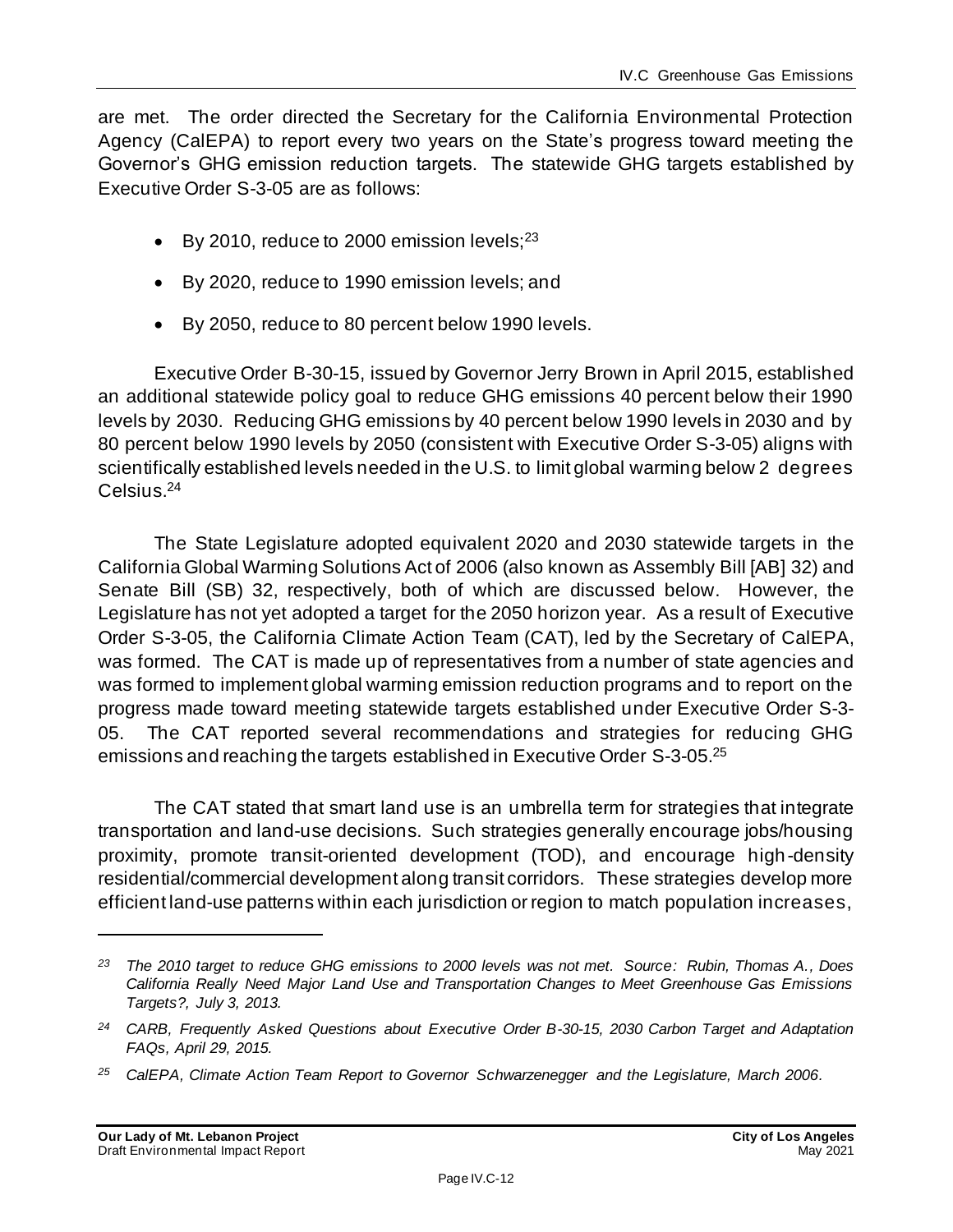are met. The order directed the Secretary for the California Environmental Protection Agency (CalEPA) to report every two years on the State's progress toward meeting the Governor's GHG emission reduction targets. The statewide GHG targets established by Executive Order S-3-05 are as follows:

- By 2010, reduce to 2000 emission levels;[23]
- By 2020, reduce to 1990 emission levels; and
- By 2050, reduce to 80 percent below 1990 levels.

Executive Order B-30-15, issued by Governor Jerry Brown in April 2015, established an additional statewide policy goal to reduce GHG emissions 40 percent below their 1990 levels by 2030. Reducing GHG emissions by 40 percent below 1990 levels in 2030 and by 80 percent below 1990 levels by 2050 (consistent with Executive Order S-3-05) aligns with scientifically established levels needed in the U.S. to limit global warming below 2 degrees Celsius.[24]

The State Legislature adopted equivalent 2020 and 2030 statewide targets in the California Global Warming Solutions Act of 2006 (also known as Assembly Bill [AB] 32) and Senate Bill (SB) 32, respectively, both of which are discussed below. However, the Legislature has not yet adopted a target for the 2050 horizon year. As a result of Executive Order S-3-05, the California Climate Action Team (CAT), led by the Secretary of CalEPA, was formed. The CAT is made up of representatives from a number of state agencies and was formed to implement global warming emission reduction programs and to report on the progress made toward meeting statewide targets established under Executive Order S-3-05. The CAT reported several recommendations and strategies for reducing GHG emissions and reaching the targets established in Executive Order S-3-05.[25]

The CAT stated that smart land use is an umbrella term for strategies that integrate transportation and land-use decisions. Such strategies generally encourage jobs/housing proximity, promote transit-oriented development (TOD), and encourage high-density residential/commercial development along transit corridors. These strategies develop more efficient land-use patterns within each jurisdiction or region to match population increases,

---

[23] *The 2010 target to reduce GHG emissions to 2000 levels was not met. Source: Rubin, Thomas A., Does California Really Need Major Land Use and Transportation Changes to Meet Greenhouse Gas Emissions Targets?, July 3, 2013.*

[24] *CARB, Frequently Asked Questions about Executive Order B-30-15, 2030 Carbon Target and Adaptation FAQs, April 29, 2015.*

[25] *CalEPA, Climate Action Team Report to Governor Schwarzenegger and the Legislature, March 2006.*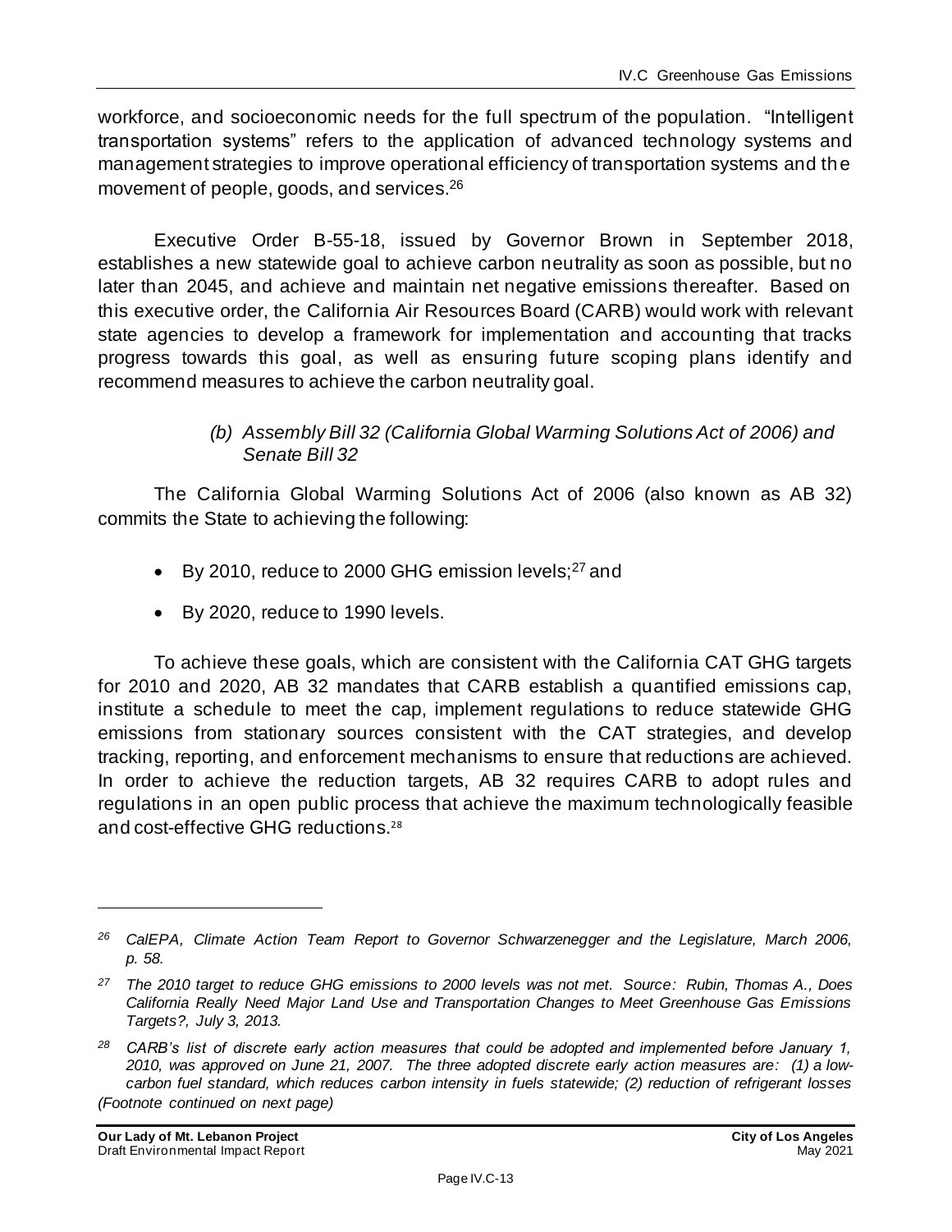workforce, and socioeconomic needs for the full spectrum of the population. "Intelligent transportation systems" refers to the application of advanced technology systems and management strategies to improve operational efficiency of transportation systems and the movement of people, goods, and services.[26]

Executive Order B-55-18, issued by Governor Brown in September 2018, establishes a new statewide goal to achieve carbon neutrality as soon as possible, but no later than 2045, and achieve and maintain net negative emissions thereafter. Based on this executive order, the California Air Resources Board (CARB) would work with relevant state agencies to develop a framework for implementation and accounting that tracks progress towards this goal, as well as ensuring future scoping plans identify and recommend measures to achieve the carbon neutrality goal.

*(b) Assembly Bill 32 (California Global Warming Solutions Act of 2006) and Senate Bill 32*

The California Global Warming Solutions Act of 2006 (also known as AB 32) commits the State to achieving the following:

- By 2010, reduce to 2000 GHG emission levels;[27] and
- By 2020, reduce to 1990 levels.

To achieve these goals, which are consistent with the California CAT GHG targets for 2010 and 2020, AB 32 mandates that CARB establish a quantified emissions cap, institute a schedule to meet the cap, implement regulations to reduce statewide GHG emissions from stationary sources consistent with the CAT strategies, and develop tracking, reporting, and enforcement mechanisms to ensure that reductions are achieved. In order to achieve the reduction targets, AB 32 requires CARB to adopt rules and regulations in an open public process that achieve the maximum technologically feasible and cost-effective GHG reductions.[28]

---

*[26] CalEPA, Climate Action Team Report to Governor Schwarzenegger and the Legislature, March 2006, p. 58.*

*[27] The 2010 target to reduce GHG emissions to 2000 levels was not met. Source: Rubin, Thomas A., Does California Really Need Major Land Use and Transportation Changes to Meet Greenhouse Gas Emissions Targets?, July 3, 2013.*

*[28] CARB's list of discrete early action measures that could be adopted and implemented before January 1, 2010, was approved on June 21, 2007. The three adopted discrete early action measures are: (1) a low-carbon fuel standard, which reduces carbon intensity in fuels statewide; (2) reduction of refrigerant losses*

*(Footnote continued on next page)*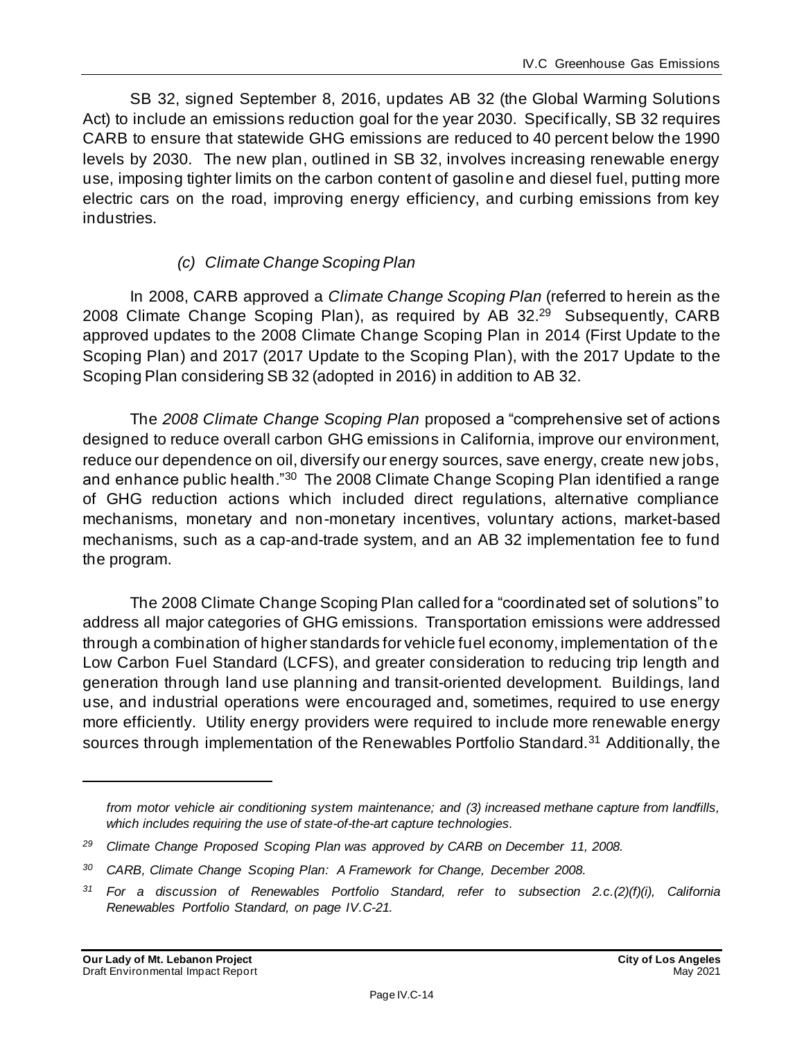SB 32, signed September 8, 2016, updates AB 32 (the Global Warming Solutions Act) to include an emissions reduction goal for the year 2030. Specifically, SB 32 requires CARB to ensure that statewide GHG emissions are reduced to 40 percent below the 1990 levels by 2030. The new plan, outlined in SB 32, involves increasing renewable energy use, imposing tighter limits on the carbon content of gasoline and diesel fuel, putting more electric cars on the road, improving energy efficiency, and curbing emissions from key industries.

#### *(c) Climate Change Scoping Plan*

In 2008, CARB approved a *Climate Change Scoping Plan* (referred to herein as the 2008 Climate Change Scoping Plan), as required by AB 32.[29] Subsequently, CARB approved updates to the 2008 Climate Change Scoping Plan in 2014 (First Update to the Scoping Plan) and 2017 (2017 Update to the Scoping Plan), with the 2017 Update to the Scoping Plan considering SB 32 (adopted in 2016) in addition to AB 32.

The *2008 Climate Change Scoping Plan* proposed a "comprehensive set of actions designed to reduce overall carbon GHG emissions in California, improve our environment, reduce our dependence on oil, diversify our energy sources, save energy, create new jobs, and enhance public health."[30] The 2008 Climate Change Scoping Plan identified a range of GHG reduction actions which included direct regulations, alternative compliance mechanisms, monetary and non-monetary incentives, voluntary actions, market-based mechanisms, such as a cap-and-trade system, and an AB 32 implementation fee to fund the program.

The 2008 Climate Change Scoping Plan called for a "coordinated set of solutions" to address all major categories of GHG emissions. Transportation emissions were addressed through a combination of higher standards for vehicle fuel economy, implementation of the Low Carbon Fuel Standard (LCFS), and greater consideration to reducing trip length and generation through land use planning and transit-oriented development. Buildings, land use, and industrial operations were encouraged and, sometimes, required to use energy more efficiently. Utility energy providers were required to include more renewable energy sources through implementation of the Renewables Portfolio Standard.[31] Additionally, the

---

*from motor vehicle air conditioning system maintenance; and (3) increased methane capture from landfills, which includes requiring the use of state-of-the-art capture technologies.*

[29] *Climate Change Proposed Scoping Plan was approved by CARB on December 11, 2008.*

[30] *CARB, Climate Change Scoping Plan: A Framework for Change, December 2008.*

[31] *For a discussion of Renewables Portfolio Standard, refer to subsection 2.c.(2)(f)(i), California Renewables Portfolio Standard, on page IV.C-21.*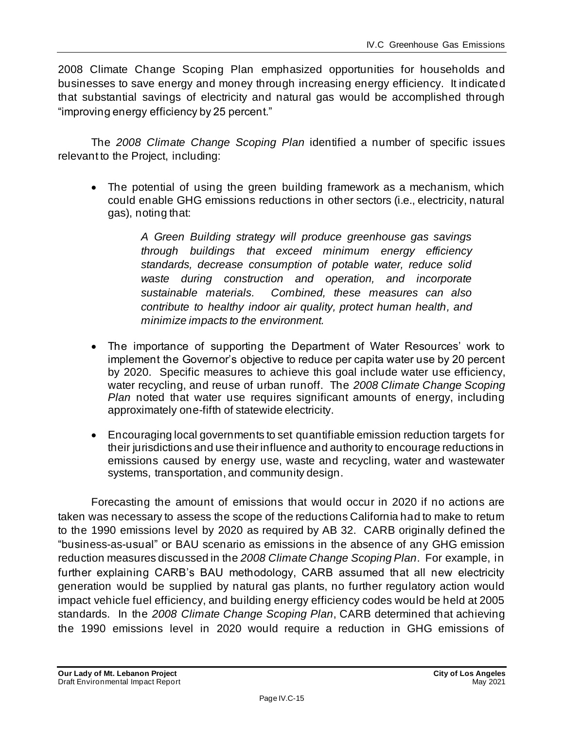2008 Climate Change Scoping Plan emphasized opportunities for households and businesses to save energy and money through increasing energy efficiency. It indicated that substantial savings of electricity and natural gas would be accomplished through "improving energy efficiency by 25 percent."

The *2008 Climate Change Scoping Plan* identified a number of specific issues relevant to the Project, including:

- The potential of using the green building framework as a mechanism, which could enable GHG emissions reductions in other sectors (i.e., electricity, natural gas), noting that:

  > *A Green Building strategy will produce greenhouse gas savings through buildings that exceed minimum energy efficiency standards, decrease consumption of potable water, reduce solid waste during construction and operation, and incorporate sustainable materials. Combined, these measures can also contribute to healthy indoor air quality, protect human health, and minimize impacts to the environment.*

- The importance of supporting the Department of Water Resources' work to implement the Governor's objective to reduce per capita water use by 20 percent by 2020. Specific measures to achieve this goal include water use efficiency, water recycling, and reuse of urban runoff. The *2008 Climate Change Scoping Plan* noted that water use requires significant amounts of energy, including approximately one-fifth of statewide electricity.

- Encouraging local governments to set quantifiable emission reduction targets for their jurisdictions and use their influence and authority to encourage reductions in emissions caused by energy use, waste and recycling, water and wastewater systems, transportation, and community design.

Forecasting the amount of emissions that would occur in 2020 if no actions are taken was necessary to assess the scope of the reductions California had to make to return to the 1990 emissions level by 2020 as required by AB 32. CARB originally defined the "business-as-usual" or BAU scenario as emissions in the absence of any GHG emission reduction measures discussed in the *2008 Climate Change Scoping Plan*. For example, in further explaining CARB's BAU methodology, CARB assumed that all new electricity generation would be supplied by natural gas plants, no further regulatory action would impact vehicle fuel efficiency, and building energy efficiency codes would be held at 2005 standards. In the *2008 Climate Change Scoping Plan*, CARB determined that achieving the 1990 emissions level in 2020 would require a reduction in GHG emissions of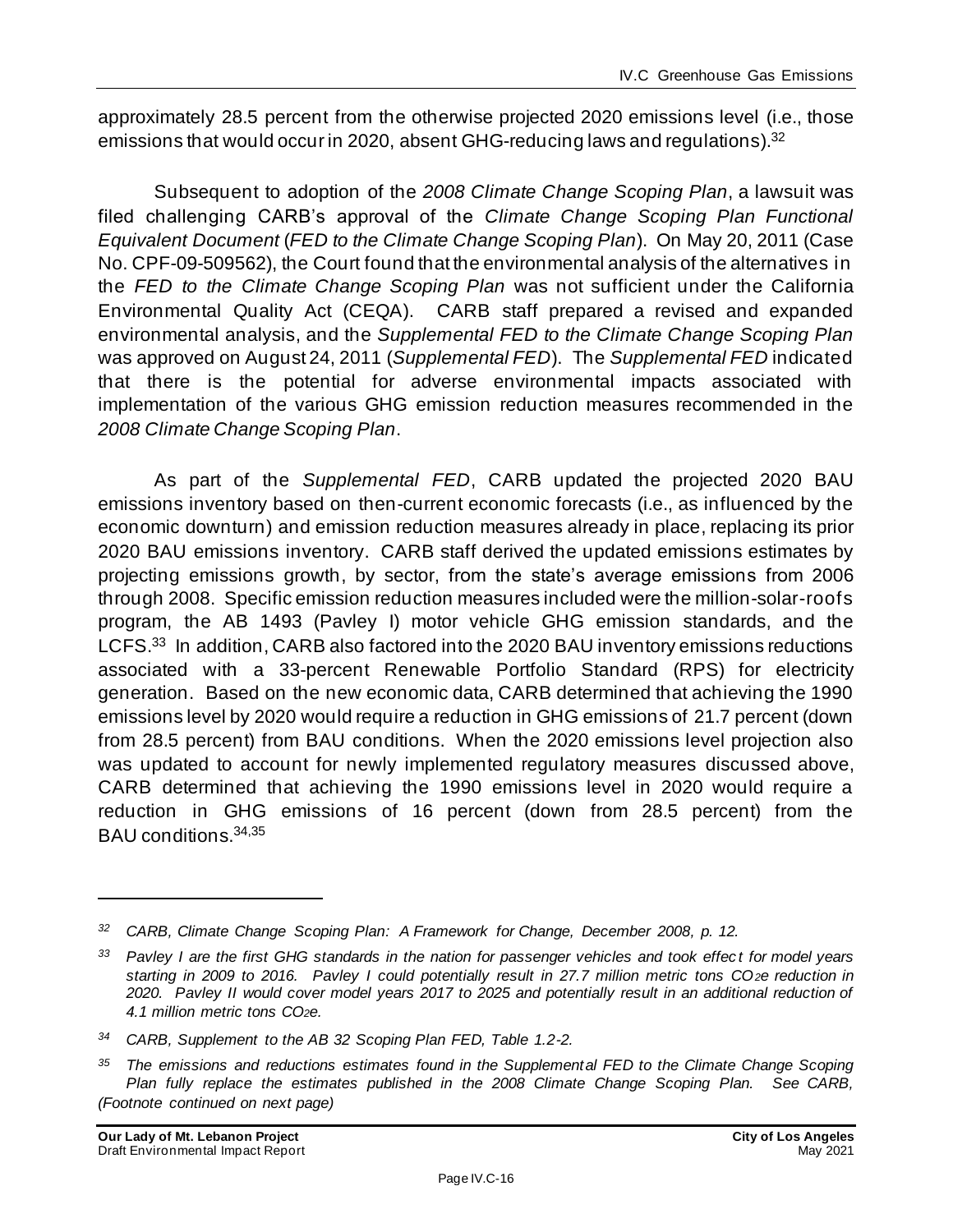approximately 28.5 percent from the otherwise projected 2020 emissions level (i.e., those emissions that would occur in 2020, absent GHG-reducing laws and regulations).[32]

Subsequent to adoption of the *2008 Climate Change Scoping Plan*, a lawsuit was filed challenging CARB's approval of the *Climate Change Scoping Plan Functional Equivalent Document* (*FED to the Climate Change Scoping Plan*). On May 20, 2011 (Case No. CPF-09-509562), the Court found that the environmental analysis of the alternatives in the *FED to the Climate Change Scoping Plan* was not sufficient under the California Environmental Quality Act (CEQA). CARB staff prepared a revised and expanded environmental analysis, and the *Supplemental FED to the Climate Change Scoping Plan* was approved on August 24, 2011 (*Supplemental FED*). The *Supplemental FED* indicated that there is the potential for adverse environmental impacts associated with implementation of the various GHG emission reduction measures recommended in the *2008 Climate Change Scoping Plan*.

As part of the *Supplemental FED*, CARB updated the projected 2020 BAU emissions inventory based on then-current economic forecasts (i.e., as influenced by the economic downturn) and emission reduction measures already in place, replacing its prior 2020 BAU emissions inventory. CARB staff derived the updated emissions estimates by projecting emissions growth, by sector, from the state's average emissions from 2006 through 2008. Specific emission reduction measures included were the million-solar-roofs program, the AB 1493 (Pavley I) motor vehicle GHG emission standards, and the LCFS.[33] In addition, CARB also factored into the 2020 BAU inventory emissions reductions associated with a 33-percent Renewable Portfolio Standard (RPS) for electricity generation. Based on the new economic data, CARB determined that achieving the 1990 emissions level by 2020 would require a reduction in GHG emissions of 21.7 percent (down from 28.5 percent) from BAU conditions. When the 2020 emissions level projection also was updated to account for newly implemented regulatory measures discussed above, CARB determined that achieving the 1990 emissions level in 2020 would require a reduction in GHG emissions of 16 percent (down from 28.5 percent) from the BAU conditions.[34,35]

---

*[32] CARB, Climate Change Scoping Plan: A Framework for Change, December 2008, p. 12.*

*[33] Pavley I are the first GHG standards in the nation for passenger vehicles and took effect for model years starting in 2009 to 2016. Pavley I could potentially result in 27.7 million metric tons $CO_2e$ reduction in 2020. Pavley II would cover model years 2017 to 2025 and potentially result in an additional reduction of 4.1 million metric tons $CO_2e$.*

*[34] CARB, Supplement to the AB 32 Scoping Plan FED, Table 1.2-2.*

*[35] The emissions and reductions estimates found in the Supplemental FED to the Climate Change Scoping Plan fully replace the estimates published in the 2008 Climate Change Scoping Plan. See CARB, (Footnote continued on next page)*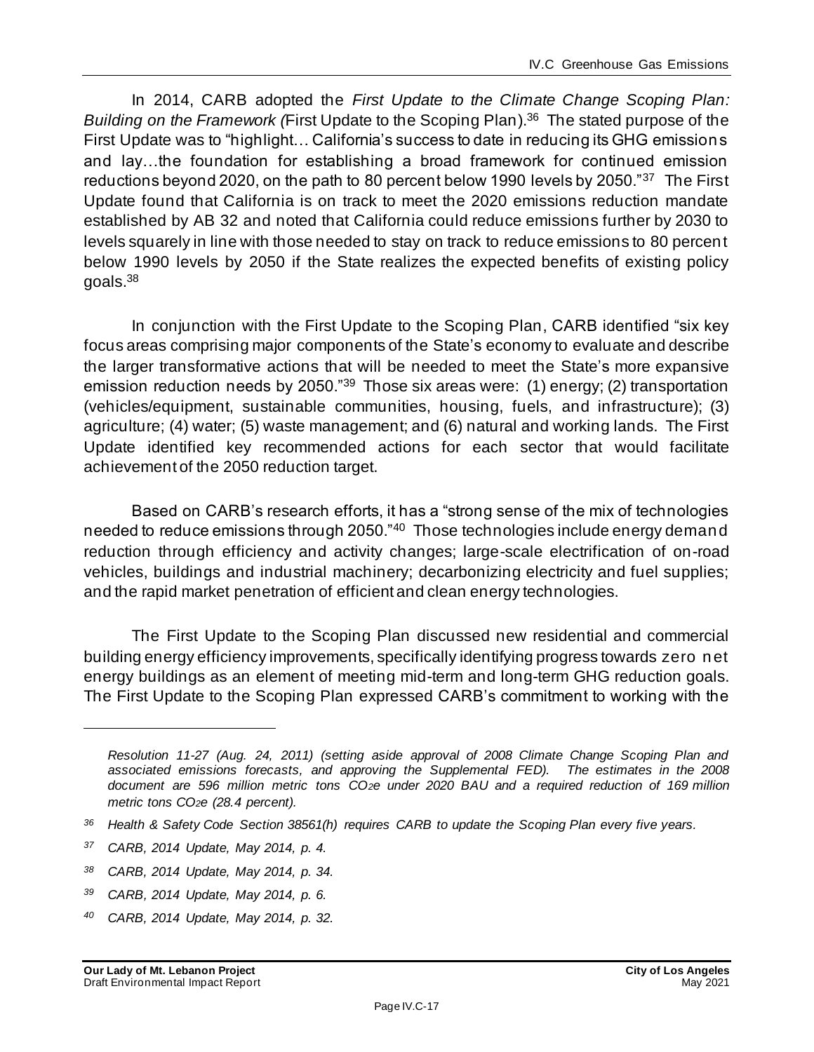In 2014, CARB adopted the *First Update to the Climate Change Scoping Plan: Building on the Framework (*First Update to the Scoping Plan).[36] The stated purpose of the First Update was to "highlight… California's success to date in reducing its GHG emissions and lay…the foundation for establishing a broad framework for continued emission reductions beyond 2020, on the path to 80 percent below 1990 levels by 2050."[37] The First Update found that California is on track to meet the 2020 emissions reduction mandate established by AB 32 and noted that California could reduce emissions further by 2030 to levels squarely in line with those needed to stay on track to reduce emissions to 80 percent below 1990 levels by 2050 if the State realizes the expected benefits of existing policy goals.[38]

In conjunction with the First Update to the Scoping Plan, CARB identified "six key focus areas comprising major components of the State's economy to evaluate and describe the larger transformative actions that will be needed to meet the State's more expansive emission reduction needs by 2050."[39] Those six areas were: (1) energy; (2) transportation (vehicles/equipment, sustainable communities, housing, fuels, and infrastructure); (3) agriculture; (4) water; (5) waste management; and (6) natural and working lands. The First Update identified key recommended actions for each sector that would facilitate achievement of the 2050 reduction target.

Based on CARB's research efforts, it has a "strong sense of the mix of technologies needed to reduce emissions through 2050."[40] Those technologies include energy demand reduction through efficiency and activity changes; large-scale electrification of on-road vehicles, buildings and industrial machinery; decarbonizing electricity and fuel supplies; and the rapid market penetration of efficient and clean energy technologies.

The First Update to the Scoping Plan discussed new residential and commercial building energy efficiency improvements, specifically identifying progress towards zero net energy buildings as an element of meeting mid-term and long-term GHG reduction goals. The First Update to the Scoping Plan expressed CARB's commitment to working with the

---

*Resolution 11-27 (Aug. 24, 2011) (setting aside approval of 2008 Climate Change Scoping Plan and associated emissions forecasts, and approving the Supplemental FED). The estimates in the 2008 document are 596 million metric tons $CO_2e$ under 2020 BAU and a required reduction of 169 million metric tons $CO_2e$ (28.4 percent).*

[36] *Health & Safety Code Section 38561(h) requires CARB to update the Scoping Plan every five years.*

[37] *CARB, 2014 Update, May 2014, p. 4.*

[38] *CARB, 2014 Update, May 2014, p. 34.*

[39] *CARB, 2014 Update, May 2014, p. 6.*

[40] *CARB, 2014 Update, May 2014, p. 32.*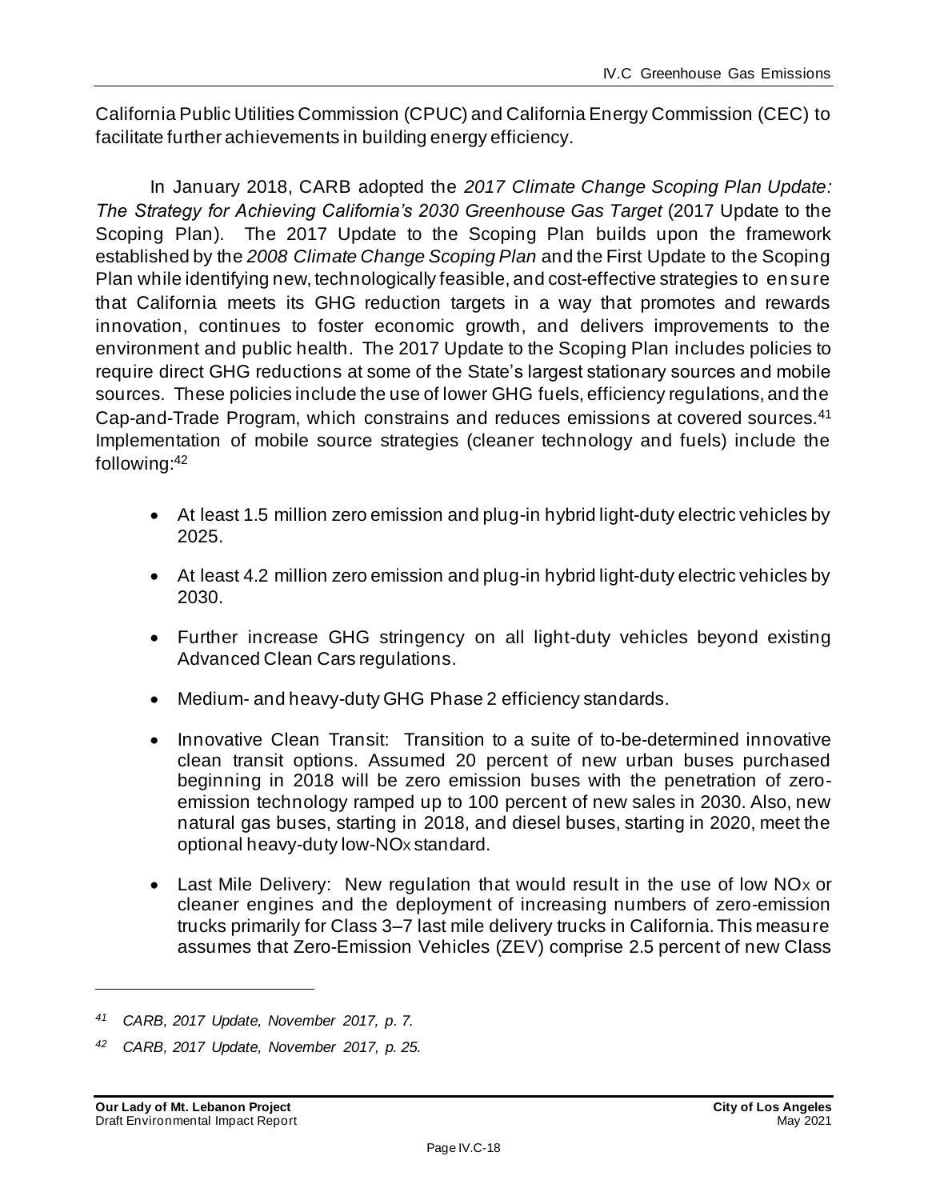California Public Utilities Commission (CPUC) and California Energy Commission (CEC) to facilitate further achievements in building energy efficiency.

In January 2018, CARB adopted the *2017 Climate Change Scoping Plan Update: The Strategy for Achieving California's 2030 Greenhouse Gas Target* (2017 Update to the Scoping Plan). The 2017 Update to the Scoping Plan builds upon the framework established by the *2008 Climate Change Scoping Plan* and the First Update to the Scoping Plan while identifying new, technologically feasible, and cost-effective strategies to ensure that California meets its GHG reduction targets in a way that promotes and rewards innovation, continues to foster economic growth, and delivers improvements to the environment and public health. The 2017 Update to the Scoping Plan includes policies to require direct GHG reductions at some of the State's largest stationary sources and mobile sources. These policies include the use of lower GHG fuels, efficiency regulations, and the Cap-and-Trade Program, which constrains and reduces emissions at covered sources.[41] Implementation of mobile source strategies (cleaner technology and fuels) include the following:[42]

- At least 1.5 million zero emission and plug-in hybrid light-duty electric vehicles by 2025.
- At least 4.2 million zero emission and plug-in hybrid light-duty electric vehicles by 2030.
- Further increase GHG stringency on all light-duty vehicles beyond existing Advanced Clean Cars regulations.
- Medium- and heavy-duty GHG Phase 2 efficiency standards.
- Innovative Clean Transit: Transition to a suite of to-be-determined innovative clean transit options. Assumed 20 percent of new urban buses purchased beginning in 2018 will be zero emission buses with the penetration of zero-emission technology ramped up to 100 percent of new sales in 2030. Also, new natural gas buses, starting in 2018, and diesel buses, starting in 2020, meet the optional heavy-duty low-$NO_X$ standard.
- Last Mile Delivery: New regulation that would result in the use of low $NO_X$ or cleaner engines and the deployment of increasing numbers of zero-emission trucks primarily for Class 3–7 last mile delivery trucks in California. This measure assumes that Zero-Emission Vehicles (ZEV) comprise 2.5 percent of new Class

---

[41] *CARB, 2017 Update, November 2017, p. 7.*

[42] *CARB, 2017 Update, November 2017, p. 25.*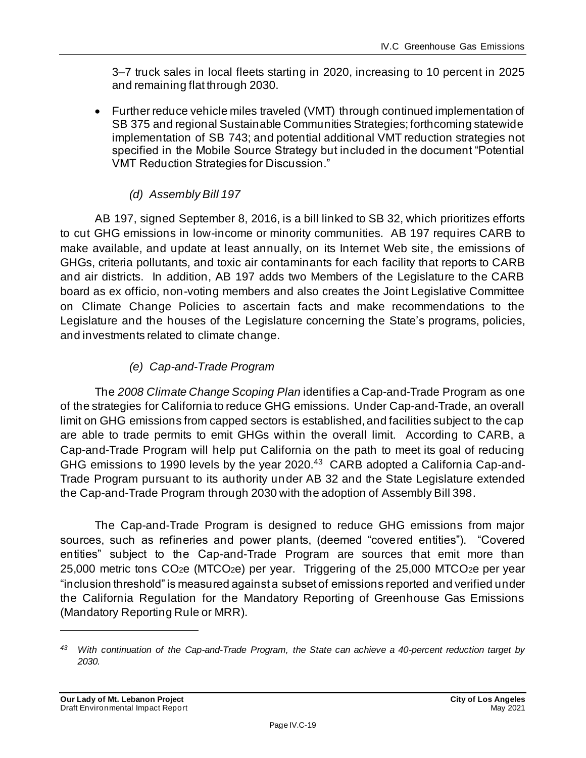3–7 truck sales in local fleets starting in 2020, increasing to 10 percent in 2025 and remaining flat through 2030.

- Further reduce vehicle miles traveled (VMT) through continued implementation of SB 375 and regional Sustainable Communities Strategies; forthcoming statewide implementation of SB 743; and potential additional VMT reduction strategies not specified in the Mobile Source Strategy but included in the document "Potential VMT Reduction Strategies for Discussion."

##### *(d) Assembly Bill 197*

AB 197, signed September 8, 2016, is a bill linked to SB 32, which prioritizes efforts to cut GHG emissions in low-income or minority communities. AB 197 requires CARB to make available, and update at least annually, on its Internet Web site, the emissions of GHGs, criteria pollutants, and toxic air contaminants for each facility that reports to CARB and air districts. In addition, AB 197 adds two Members of the Legislature to the CARB board as ex officio, non-voting members and also creates the Joint Legislative Committee on Climate Change Policies to ascertain facts and make recommendations to the Legislature and the houses of the Legislature concerning the State's programs, policies, and investments related to climate change.

##### *(e) Cap-and-Trade Program*

The *2008 Climate Change Scoping Plan* identifies a Cap-and-Trade Program as one of the strategies for California to reduce GHG emissions. Under Cap-and-Trade, an overall limit on GHG emissions from capped sectors is established, and facilities subject to the cap are able to trade permits to emit GHGs within the overall limit. According to CARB, a Cap-and-Trade Program will help put California on the path to meet its goal of reducing GHG emissions to 1990 levels by the year 2020.[43] CARB adopted a California Cap-and-Trade Program pursuant to its authority under AB 32 and the State Legislature extended the Cap-and-Trade Program through 2030 with the adoption of Assembly Bill 398.

The Cap-and-Trade Program is designed to reduce GHG emissions from major sources, such as refineries and power plants, (deemed "covered entities"). "Covered entities" subject to the Cap-and-Trade Program are sources that emit more than 25,000 metric tons $CO_2e$ ($MTCO_2e$) per year. Triggering of the 25,000 $MTCO_2e$ per year "inclusion threshold" is measured against a subset of emissions reported and verified under the California Regulation for the Mandatory Reporting of Greenhouse Gas Emissions (Mandatory Reporting Rule or MRR).

---

[43] *With continuation of the Cap-and-Trade Program, the State can achieve a 40-percent reduction target by 2030.*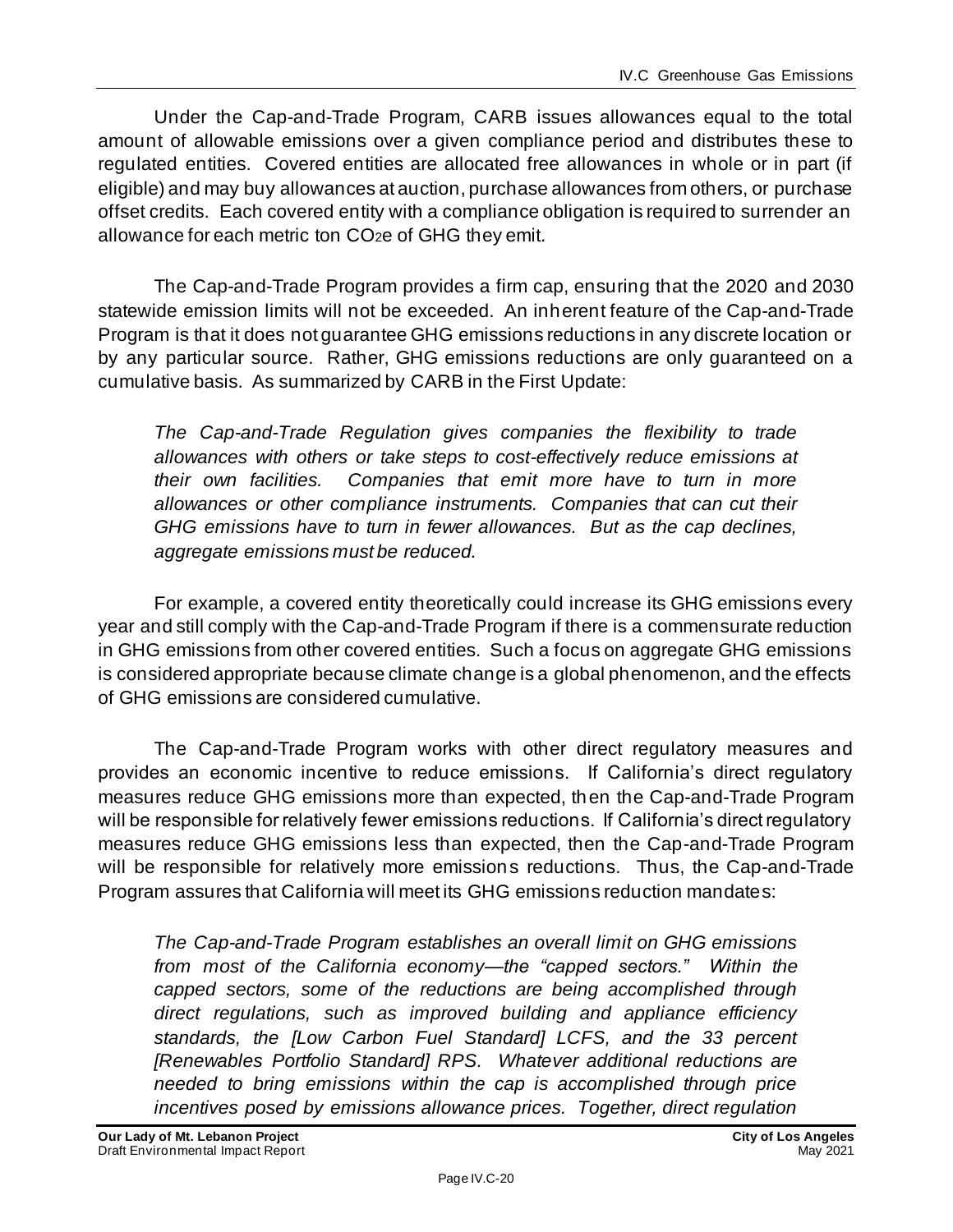Under the Cap-and-Trade Program, CARB issues allowances equal to the total amount of allowable emissions over a given compliance period and distributes these to regulated entities. Covered entities are allocated free allowances in whole or in part (if eligible) and may buy allowances at auction, purchase allowances from others, or purchase offset credits. Each covered entity with a compliance obligation is required to surrender an allowance for each metric ton $CO_2e$ of GHG they emit.

The Cap-and-Trade Program provides a firm cap, ensuring that the 2020 and 2030 statewide emission limits will not be exceeded. An inherent feature of the Cap-and-Trade Program is that it does not guarantee GHG emissions reductions in any discrete location or by any particular source. Rather, GHG emissions reductions are only guaranteed on a cumulative basis. As summarized by CARB in the First Update:

> *The Cap-and-Trade Regulation gives companies the flexibility to trade allowances with others or take steps to cost-effectively reduce emissions at their own facilities. Companies that emit more have to turn in more allowances or other compliance instruments. Companies that can cut their GHG emissions have to turn in fewer allowances. But as the cap declines, aggregate emissions must be reduced.*

For example, a covered entity theoretically could increase its GHG emissions every year and still comply with the Cap-and-Trade Program if there is a commensurate reduction in GHG emissions from other covered entities. Such a focus on aggregate GHG emissions is considered appropriate because climate change is a global phenomenon, and the effects of GHG emissions are considered cumulative.

The Cap-and-Trade Program works with other direct regulatory measures and provides an economic incentive to reduce emissions. If California's direct regulatory measures reduce GHG emissions more than expected, then the Cap-and-Trade Program will be responsible for relatively fewer emissions reductions. If California's direct regulatory measures reduce GHG emissions less than expected, then the Cap-and-Trade Program will be responsible for relatively more emissions reductions. Thus, the Cap-and-Trade Program assures that California will meet its GHG emissions reduction mandates:

> *The Cap-and-Trade Program establishes an overall limit on GHG emissions from most of the California economy—the "capped sectors." Within the capped sectors, some of the reductions are being accomplished through direct regulations, such as improved building and appliance efficiency standards, the [Low Carbon Fuel Standard] LCFS, and the 33 percent [Renewables Portfolio Standard] RPS. Whatever additional reductions are needed to bring emissions within the cap is accomplished through price incentives posed by emissions allowance prices. Together, direct regulation*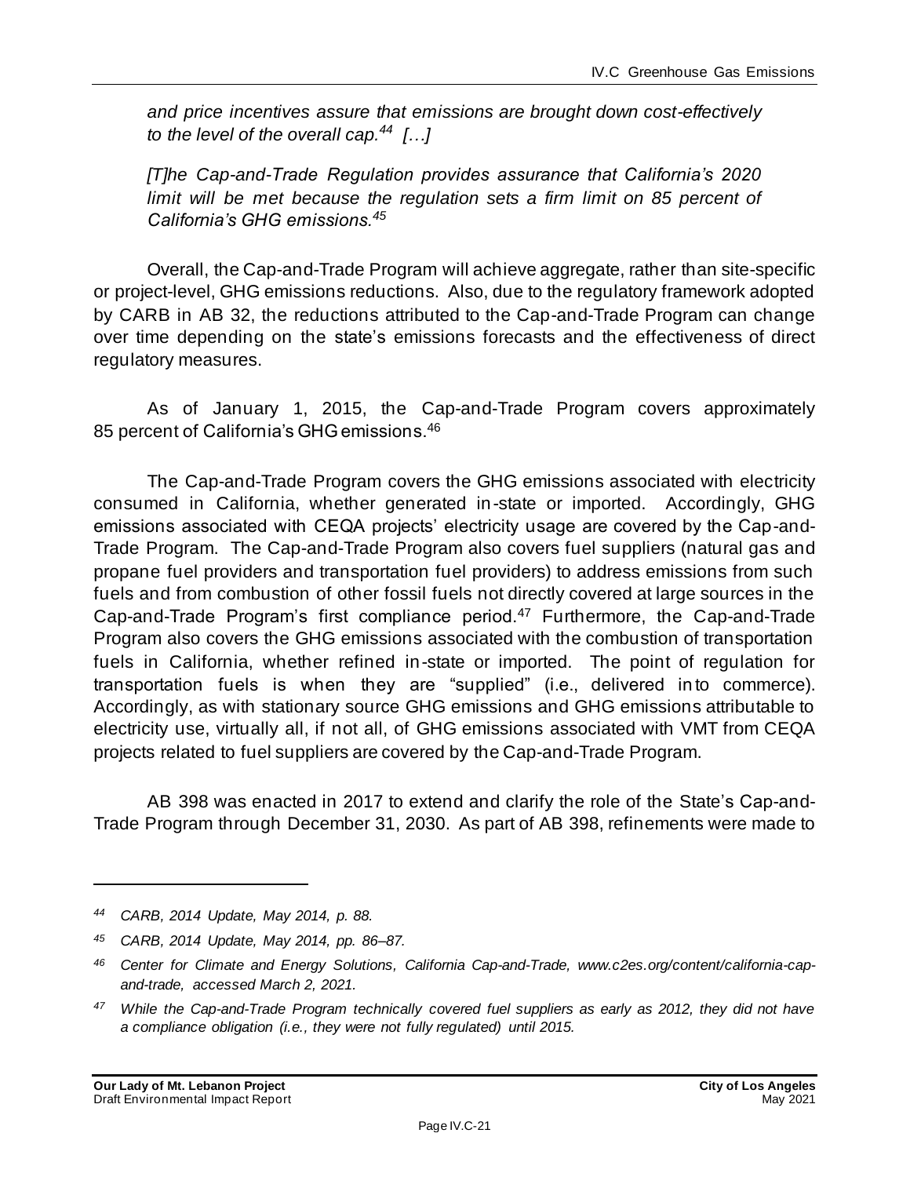*and price incentives assure that emissions are brought down cost-effectively to the level of the overall cap.[44] […]*

*[T]he Cap-and-Trade Regulation provides assurance that California's 2020 limit will be met because the regulation sets a firm limit on 85 percent of California's GHG emissions.[45]*

Overall, the Cap-and-Trade Program will achieve aggregate, rather than site-specific or project-level, GHG emissions reductions. Also, due to the regulatory framework adopted by CARB in AB 32, the reductions attributed to the Cap-and-Trade Program can change over time depending on the state's emissions forecasts and the effectiveness of direct regulatory measures.

As of January 1, 2015, the Cap-and-Trade Program covers approximately 85 percent of California's GHG emissions.[46]

The Cap-and-Trade Program covers the GHG emissions associated with electricity consumed in California, whether generated in-state or imported. Accordingly, GHG emissions associated with CEQA projects' electricity usage are covered by the Cap-and-Trade Program. The Cap-and-Trade Program also covers fuel suppliers (natural gas and propane fuel providers and transportation fuel providers) to address emissions from such fuels and from combustion of other fossil fuels not directly covered at large sources in the Cap-and-Trade Program's first compliance period.[47] Furthermore, the Cap-and-Trade Program also covers the GHG emissions associated with the combustion of transportation fuels in California, whether refined in-state or imported. The point of regulation for transportation fuels is when they are "supplied" (i.e., delivered into commerce). Accordingly, as with stationary source GHG emissions and GHG emissions attributable to electricity use, virtually all, if not all, of GHG emissions associated with VMT from CEQA projects related to fuel suppliers are covered by the Cap-and-Trade Program.

AB 398 was enacted in 2017 to extend and clarify the role of the State's Cap-and-Trade Program through December 31, 2030. As part of AB 398, refinements were made to

---

*[44] CARB, 2014 Update, May 2014, p. 88.*

*[45] CARB, 2014 Update, May 2014, pp. 86–87.*

*[46] Center for Climate and Energy Solutions, California Cap-and-Trade, www.c2es.org/content/california-cap-and-trade, accessed March 2, 2021.*

*[47] While the Cap-and-Trade Program technically covered fuel suppliers as early as 2012, they did not have a compliance obligation (i.e., they were not fully regulated) until 2015.*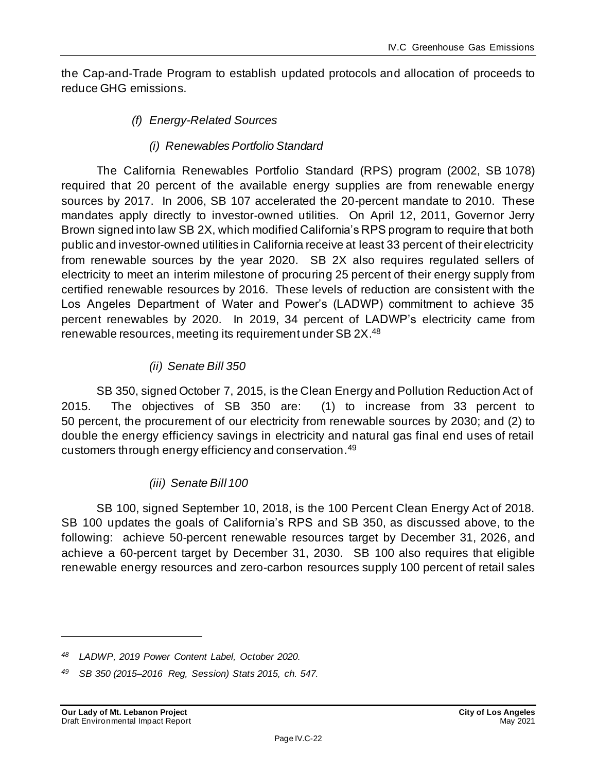the Cap-and-Trade Program to establish updated protocols and allocation of proceeds to reduce GHG emissions.

#### *(f) Energy-Related Sources*

##### *(i) Renewables Portfolio Standard*

The California Renewables Portfolio Standard (RPS) program (2002, SB 1078) required that 20 percent of the available energy supplies are from renewable energy sources by 2017. In 2006, SB 107 accelerated the 20-percent mandate to 2010. These mandates apply directly to investor-owned utilities. On April 12, 2011, Governor Jerry Brown signed into law SB 2X, which modified California's RPS program to require that both public and investor-owned utilities in California receive at least 33 percent of their electricity from renewable sources by the year 2020. SB 2X also requires regulated sellers of electricity to meet an interim milestone of procuring 25 percent of their energy supply from certified renewable resources by 2016. These levels of reduction are consistent with the Los Angeles Department of Water and Power's (LADWP) commitment to achieve 35 percent renewables by 2020. In 2019, 34 percent of LADWP's electricity came from renewable resources, meeting its requirement under SB 2X.[48]

##### *(ii) Senate Bill 350*

SB 350, signed October 7, 2015, is the Clean Energy and Pollution Reduction Act of 2015. The objectives of SB 350 are: (1) to increase from 33 percent to 50 percent, the procurement of our electricity from renewable sources by 2030; and (2) to double the energy efficiency savings in electricity and natural gas final end uses of retail customers through energy efficiency and conservation.[49]

##### *(iii) Senate Bill 100*

SB 100, signed September 10, 2018, is the 100 Percent Clean Energy Act of 2018. SB 100 updates the goals of California's RPS and SB 350, as discussed above, to the following: achieve 50-percent renewable resources target by December 31, 2026, and achieve a 60-percent target by December 31, 2030. SB 100 also requires that eligible renewable energy resources and zero-carbon resources supply 100 percent of retail sales

---

*[48] LADWP, 2019 Power Content Label, October 2020.*

*[49] SB 350 (2015–2016 Reg, Session) Stats 2015, ch. 547.*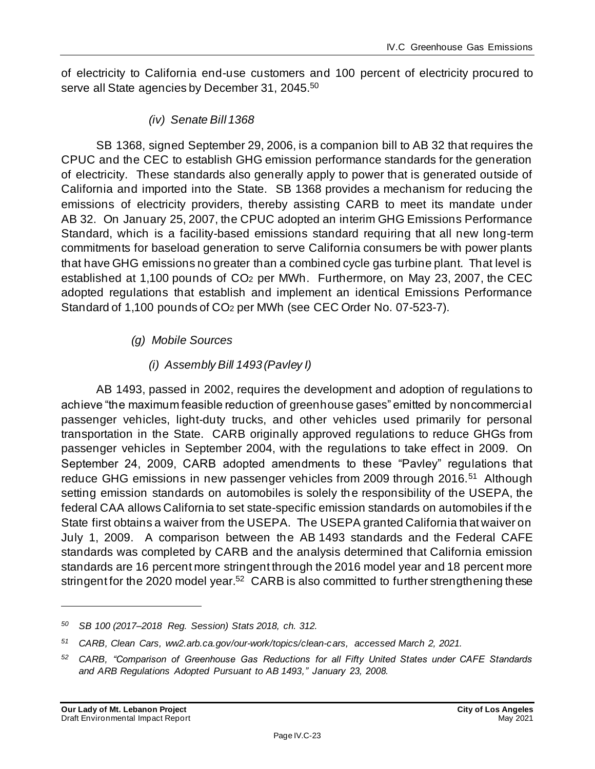of electricity to California end-use customers and 100 percent of electricity procured to serve all State agencies by December 31, 2045.[50]

##### *(iv) Senate Bill 1368*

SB 1368, signed September 29, 2006, is a companion bill to AB 32 that requires the CPUC and the CEC to establish GHG emission performance standards for the generation of electricity. These standards also generally apply to power that is generated outside of California and imported into the State. SB 1368 provides a mechanism for reducing the emissions of electricity providers, thereby assisting CARB to meet its mandate under AB 32. On January 25, 2007, the CPUC adopted an interim GHG Emissions Performance Standard, which is a facility-based emissions standard requiring that all new long-term commitments for baseload generation to serve California consumers be with power plants that have GHG emissions no greater than a combined cycle gas turbine plant. That level is established at 1,100 pounds of $CO_2$ per MWh. Furthermore, on May 23, 2007, the CEC adopted regulations that establish and implement an identical Emissions Performance Standard of 1,100 pounds of $CO_2$ per MWh (see CEC Order No. 07-523-7).

#### *(g) Mobile Sources*

##### *(i) Assembly Bill 1493 (Pavley I)*

AB 1493, passed in 2002, requires the development and adoption of regulations to achieve "the maximum feasible reduction of greenhouse gases" emitted by noncommercial passenger vehicles, light-duty trucks, and other vehicles used primarily for personal transportation in the State. CARB originally approved regulations to reduce GHGs from passenger vehicles in September 2004, with the regulations to take effect in 2009. On September 24, 2009, CARB adopted amendments to these "Pavley" regulations that reduce GHG emissions in new passenger vehicles from 2009 through 2016.[51] Although setting emission standards on automobiles is solely the responsibility of the USEPA, the federal CAA allows California to set state-specific emission standards on automobiles if the State first obtains a waiver from the USEPA. The USEPA granted California that waiver on July 1, 2009. A comparison between the AB 1493 standards and the Federal CAFE standards was completed by CARB and the analysis determined that California emission standards are 16 percent more stringent through the 2016 model year and 18 percent more stringent for the 2020 model year.[52] CARB is also committed to further strengthening these

---

[50] *SB 100 (2017–2018 Reg. Session) Stats 2018, ch. 312.*

[51] *CARB, Clean Cars, ww2.arb.ca.gov/our-work/topics/clean-cars, accessed March 2, 2021.*

[52] *CARB, "Comparison of Greenhouse Gas Reductions for all Fifty United States under CAFE Standards and ARB Regulations Adopted Pursuant to AB 1493," January 23, 2008.*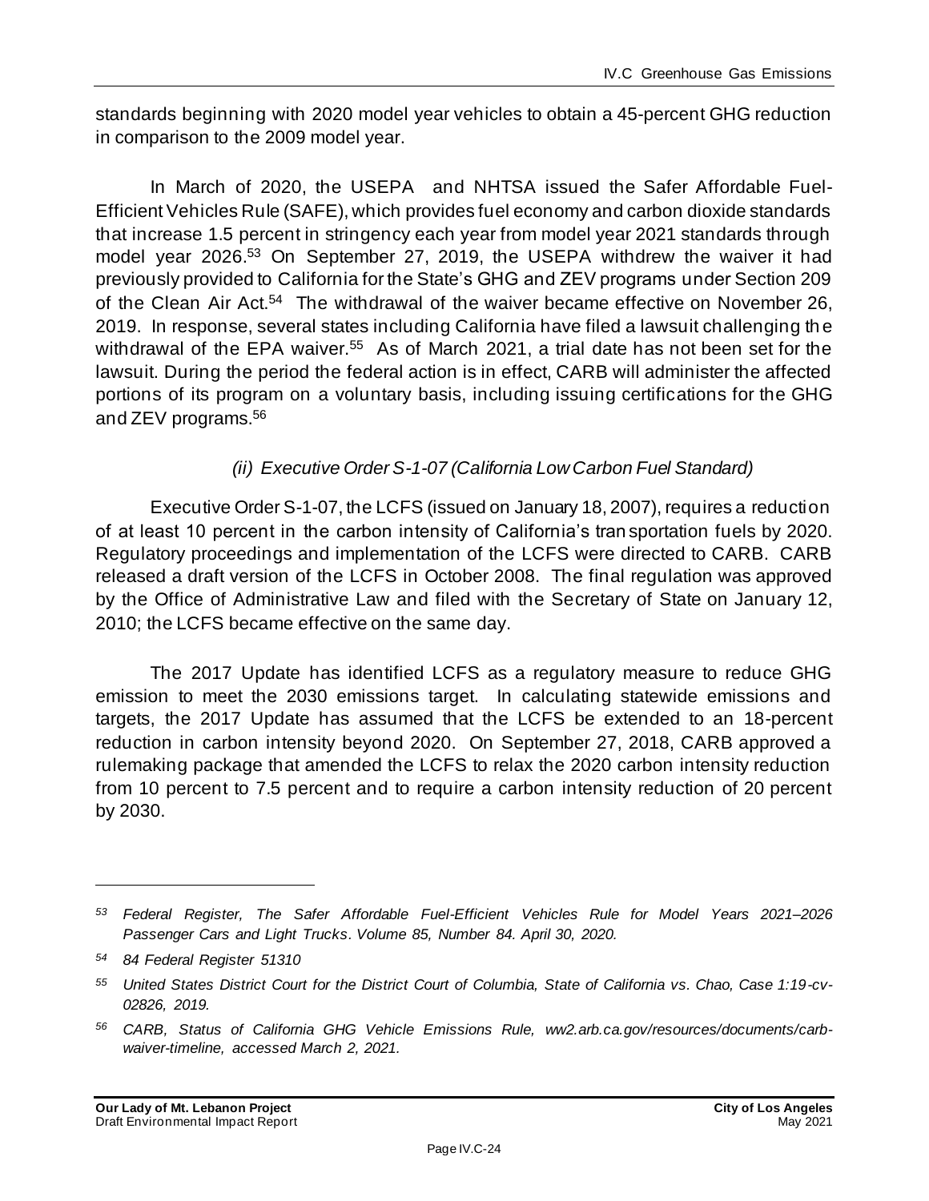standards beginning with 2020 model year vehicles to obtain a 45-percent GHG reduction in comparison to the 2009 model year.

In March of 2020, the USEPA and NHTSA issued the Safer Affordable Fuel-Efficient Vehicles Rule (SAFE), which provides fuel economy and carbon dioxide standards that increase 1.5 percent in stringency each year from model year 2021 standards through model year 2026.[53] On September 27, 2019, the USEPA withdrew the waiver it had previously provided to California for the State's GHG and ZEV programs under Section 209 of the Clean Air Act.[54] The withdrawal of the waiver became effective on November 26, 2019. In response, several states including California have filed a lawsuit challenging the withdrawal of the EPA waiver.[55] As of March 2021, a trial date has not been set for the lawsuit. During the period the federal action is in effect, CARB will administer the affected portions of its program on a voluntary basis, including issuing certifications for the GHG and ZEV programs.[56]

*(ii) Executive Order S-1-07 (California Low Carbon Fuel Standard)*

Executive Order S-1-07, the LCFS (issued on January 18, 2007), requires a reduction of at least 10 percent in the carbon intensity of California's transportation fuels by 2020. Regulatory proceedings and implementation of the LCFS were directed to CARB. CARB released a draft version of the LCFS in October 2008. The final regulation was approved by the Office of Administrative Law and filed with the Secretary of State on January 12, 2010; the LCFS became effective on the same day.

The 2017 Update has identified LCFS as a regulatory measure to reduce GHG emission to meet the 2030 emissions target. In calculating statewide emissions and targets, the 2017 Update has assumed that the LCFS be extended to an 18-percent reduction in carbon intensity beyond 2020. On September 27, 2018, CARB approved a rulemaking package that amended the LCFS to relax the 2020 carbon intensity reduction from 10 percent to 7.5 percent and to require a carbon intensity reduction of 20 percent by 2030.

---

*[53] Federal Register, The Safer Affordable Fuel-Efficient Vehicles Rule for Model Years 2021–2026 Passenger Cars and Light Trucks. Volume 85, Number 84. April 30, 2020.*

*[54] 84 Federal Register 51310*

*[55] United States District Court for the District Court of Columbia, State of California vs. Chao, Case 1:19-cv-02826, 2019.*

*[56] CARB, Status of California GHG Vehicle Emissions Rule, ww2.arb.ca.gov/resources/documents/carb-waiver-timeline, accessed March 2, 2021.*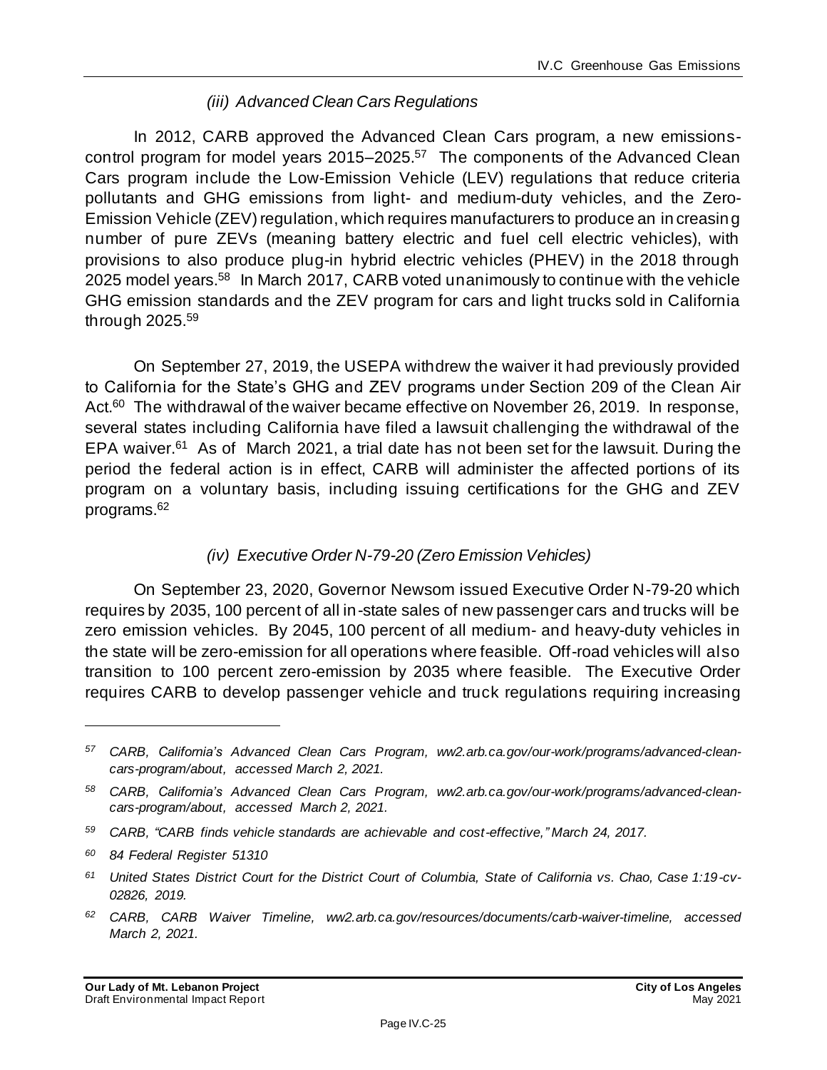#### *(iii) Advanced Clean Cars Regulations*

In 2012, CARB approved the Advanced Clean Cars program, a new emissions-control program for model years 2015–2025.[57] The components of the Advanced Clean Cars program include the Low-Emission Vehicle (LEV) regulations that reduce criteria pollutants and GHG emissions from light- and medium-duty vehicles, and the Zero-Emission Vehicle (ZEV) regulation, which requires manufacturers to produce an increasing number of pure ZEVs (meaning battery electric and fuel cell electric vehicles), with provisions to also produce plug-in hybrid electric vehicles (PHEV) in the 2018 through 2025 model years.[58] In March 2017, CARB voted unanimously to continue with the vehicle GHG emission standards and the ZEV program for cars and light trucks sold in California through 2025.[59]

On September 27, 2019, the USEPA withdrew the waiver it had previously provided to California for the State's GHG and ZEV programs under Section 209 of the Clean Air Act.[60] The withdrawal of the waiver became effective on November 26, 2019. In response, several states including California have filed a lawsuit challenging the withdrawal of the EPA waiver.[61] As of March 2021, a trial date has not been set for the lawsuit. During the period the federal action is in effect, CARB will administer the affected portions of its program on a voluntary basis, including issuing certifications for the GHG and ZEV programs.[62]

#### *(iv) Executive Order N-79-20 (Zero Emission Vehicles)*

On September 23, 2020, Governor Newsom issued Executive Order N-79-20 which requires by 2035, 100 percent of all in-state sales of new passenger cars and trucks will be zero emission vehicles. By 2045, 100 percent of all medium- and heavy-duty vehicles in the state will be zero-emission for all operations where feasible. Off-road vehicles will also transition to 100 percent zero-emission by 2035 where feasible. The Executive Order requires CARB to develop passenger vehicle and truck regulations requiring increasing

---

*[57] CARB, California's Advanced Clean Cars Program, ww2.arb.ca.gov/our-work/programs/advanced-clean-cars-program/about, accessed March 2, 2021.*

*[58] CARB, California's Advanced Clean Cars Program, ww2.arb.ca.gov/our-work/programs/advanced-clean-cars-program/about, accessed March 2, 2021.*

*[59] CARB, "CARB finds vehicle standards are achievable and cost-effective," March 24, 2017.*

*[60] 84 Federal Register 51310*

*[61] United States District Court for the District Court of Columbia, State of California vs. Chao, Case 1:19-cv-02826, 2019.*

*[62] CARB, CARB Waiver Timeline, ww2.arb.ca.gov/resources/documents/carb-waiver-timeline, accessed March 2, 2021.*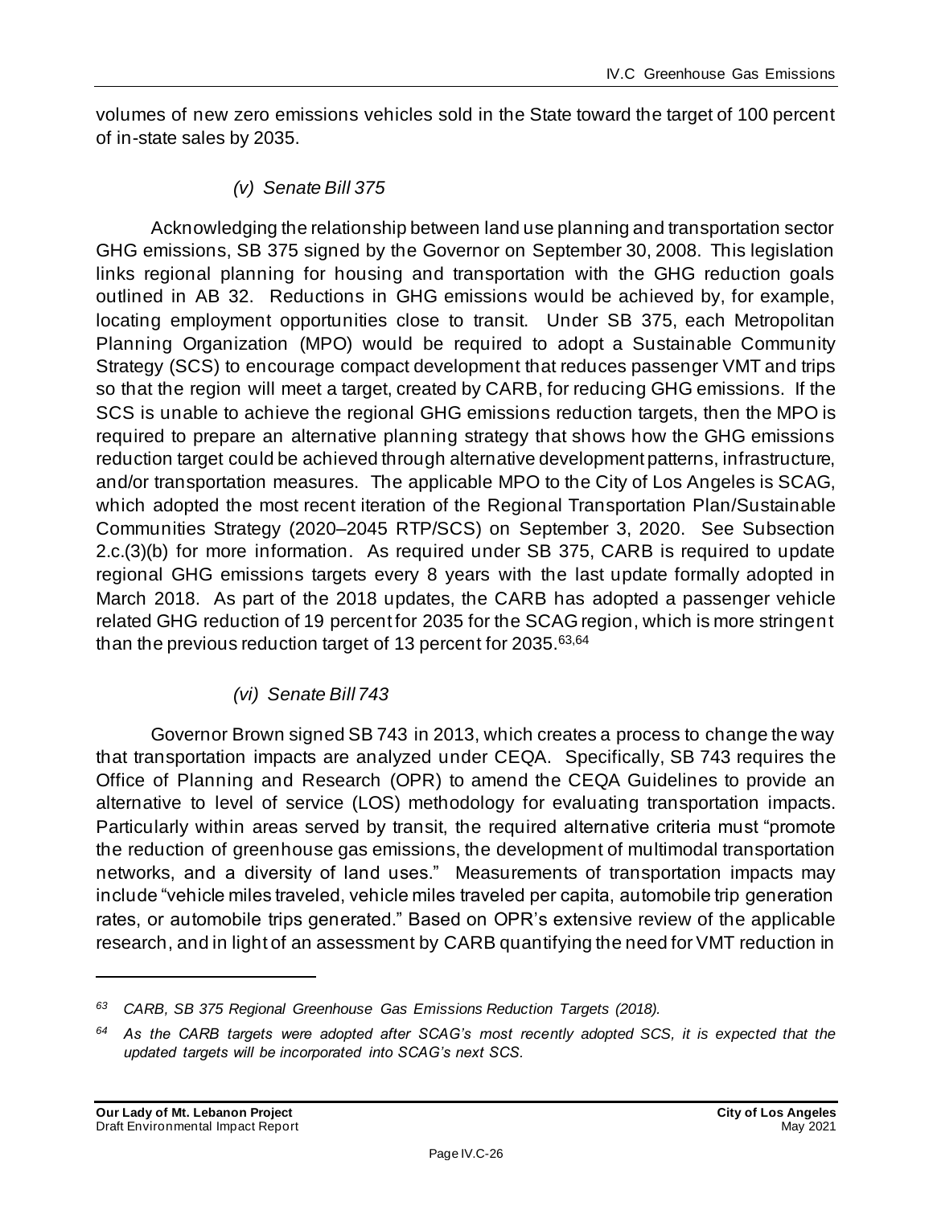volumes of new zero emissions vehicles sold in the State toward the target of 100 percent of in-state sales by 2035.

#### *(v) Senate Bill 375*

Acknowledging the relationship between land use planning and transportation sector GHG emissions, SB 375 signed by the Governor on September 30, 2008. This legislation links regional planning for housing and transportation with the GHG reduction goals outlined in AB 32. Reductions in GHG emissions would be achieved by, for example, locating employment opportunities close to transit. Under SB 375, each Metropolitan Planning Organization (MPO) would be required to adopt a Sustainable Community Strategy (SCS) to encourage compact development that reduces passenger VMT and trips so that the region will meet a target, created by CARB, for reducing GHG emissions. If the SCS is unable to achieve the regional GHG emissions reduction targets, then the MPO is required to prepare an alternative planning strategy that shows how the GHG emissions reduction target could be achieved through alternative development patterns, infrastructure, and/or transportation measures. The applicable MPO to the City of Los Angeles is SCAG, which adopted the most recent iteration of the Regional Transportation Plan/Sustainable Communities Strategy (2020–2045 RTP/SCS) on September 3, 2020. See Subsection 2.c.(3)(b) for more information. As required under SB 375, CARB is required to update regional GHG emissions targets every 8 years with the last update formally adopted in March 2018. As part of the 2018 updates, the CARB has adopted a passenger vehicle related GHG reduction of 19 percent for 2035 for the SCAG region, which is more stringent than the previous reduction target of 13 percent for 2035.[63,64]

#### *(vi) Senate Bill 743*

Governor Brown signed SB 743 in 2013, which creates a process to change the way that transportation impacts are analyzed under CEQA. Specifically, SB 743 requires the Office of Planning and Research (OPR) to amend the CEQA Guidelines to provide an alternative to level of service (LOS) methodology for evaluating transportation impacts. Particularly within areas served by transit, the required alternative criteria must "promote the reduction of greenhouse gas emissions, the development of multimodal transportation networks, and a diversity of land uses." Measurements of transportation impacts may include "vehicle miles traveled, vehicle miles traveled per capita, automobile trip generation rates, or automobile trips generated." Based on OPR's extensive review of the applicable research, and in light of an assessment by CARB quantifying the need for VMT reduction in

---

*63 CARB, SB 375 Regional Greenhouse Gas Emissions Reduction Targets (2018).*

*64 As the CARB targets were adopted after SCAG's most recently adopted SCS, it is expected that the updated targets will be incorporated into SCAG's next SCS.*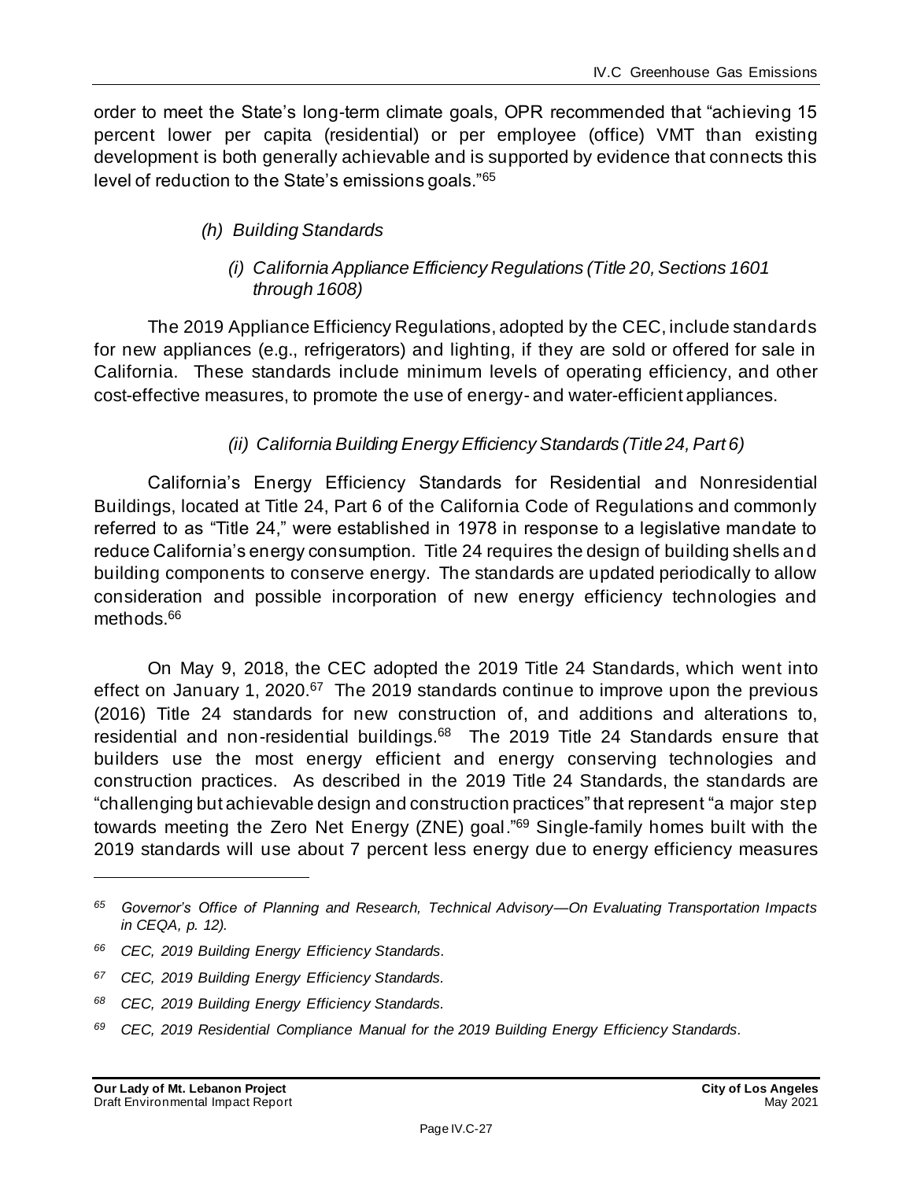order to meet the State's long-term climate goals, OPR recommended that "achieving 15 percent lower per capita (residential) or per employee (office) VMT than existing development is both generally achievable and is supported by evidence that connects this level of reduction to the State's emissions goals."[65]

*(h) Building Standards*

*(i) California Appliance Efficiency Regulations (Title 20, Sections 1601 through 1608)*

The 2019 Appliance Efficiency Regulations, adopted by the CEC, include standards for new appliances (e.g., refrigerators) and lighting, if they are sold or offered for sale in California. These standards include minimum levels of operating efficiency, and other cost-effective measures, to promote the use of energy- and water-efficient appliances.

*(ii) California Building Energy Efficiency Standards (Title 24, Part 6)*

California's Energy Efficiency Standards for Residential and Nonresidential Buildings, located at Title 24, Part 6 of the California Code of Regulations and commonly referred to as "Title 24," were established in 1978 in response to a legislative mandate to reduce California's energy consumption. Title 24 requires the design of building shells and building components to conserve energy. The standards are updated periodically to allow consideration and possible incorporation of new energy efficiency technologies and methods.[66]

On May 9, 2018, the CEC adopted the 2019 Title 24 Standards, which went into effect on January 1, 2020.[67] The 2019 standards continue to improve upon the previous (2016) Title 24 standards for new construction of, and additions and alterations to, residential and non-residential buildings.[68] The 2019 Title 24 Standards ensure that builders use the most energy efficient and energy conserving technologies and construction practices. As described in the 2019 Title 24 Standards, the standards are "challenging but achievable design and construction practices" that represent "a major step towards meeting the Zero Net Energy (ZNE) goal."[69] Single-family homes built with the 2019 standards will use about 7 percent less energy due to energy efficiency measures

---

[65] *Governor's Office of Planning and Research, Technical Advisory—On Evaluating Transportation Impacts in CEQA, p. 12).*

[66] *CEC, 2019 Building Energy Efficiency Standards.*

[67] *CEC, 2019 Building Energy Efficiency Standards.*

[68] *CEC, 2019 Building Energy Efficiency Standards.*

[69] *CEC, 2019 Residential Compliance Manual for the 2019 Building Energy Efficiency Standards.*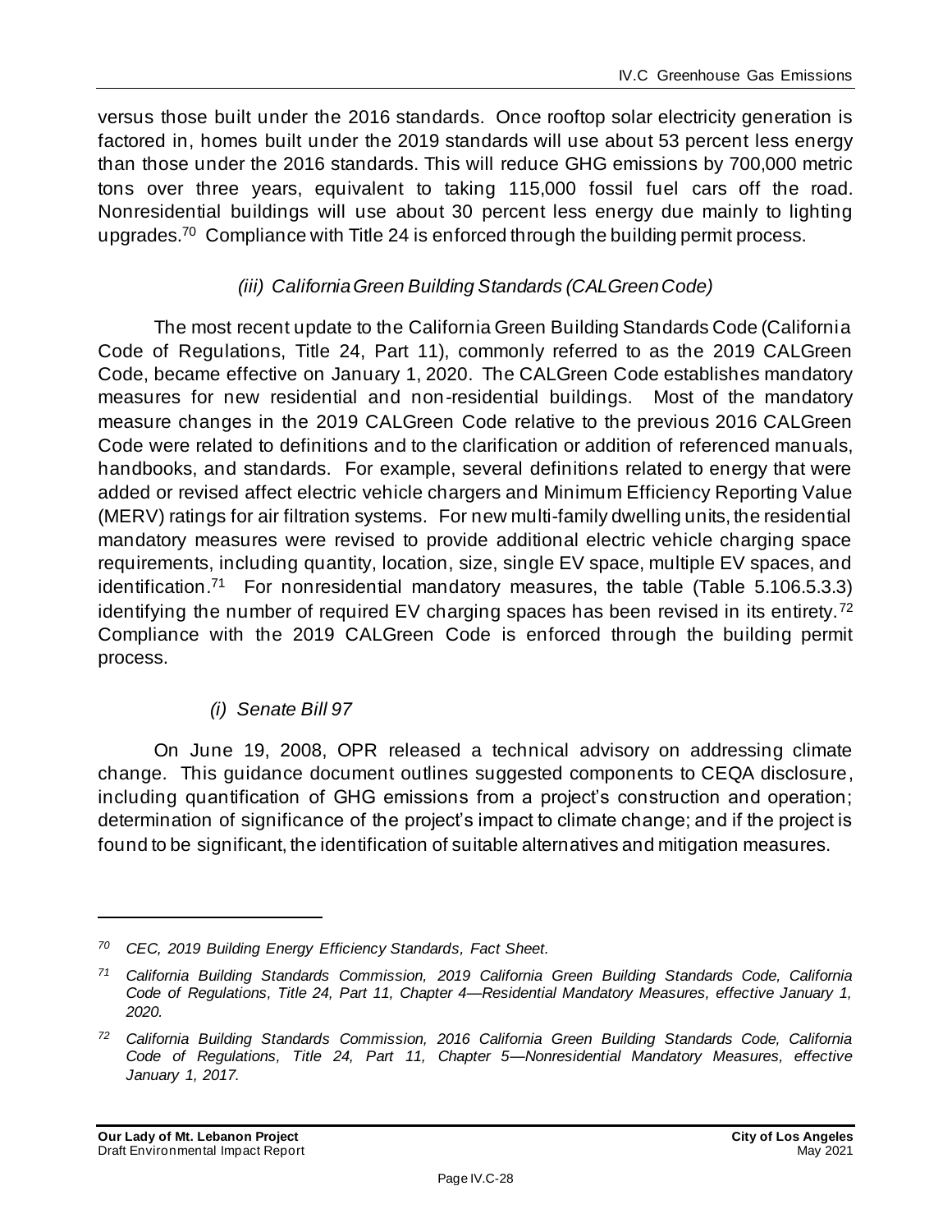versus those built under the 2016 standards. Once rooftop solar electricity generation is factored in, homes built under the 2019 standards will use about 53 percent less energy than those under the 2016 standards. This will reduce GHG emissions by 700,000 metric tons over three years, equivalent to taking 115,000 fossil fuel cars off the road. Nonresidential buildings will use about 30 percent less energy due mainly to lighting upgrades.[70] Compliance with Title 24 is enforced through the building permit process.

*(iii) California Green Building Standards (CALGreen Code)*

The most recent update to the California Green Building Standards Code (California Code of Regulations, Title 24, Part 11), commonly referred to as the 2019 CALGreen Code, became effective on January 1, 2020. The CALGreen Code establishes mandatory measures for new residential and non-residential buildings. Most of the mandatory measure changes in the 2019 CALGreen Code relative to the previous 2016 CALGreen Code were related to definitions and to the clarification or addition of referenced manuals, handbooks, and standards. For example, several definitions related to energy that were added or revised affect electric vehicle chargers and Minimum Efficiency Reporting Value (MERV) ratings for air filtration systems. For new multi-family dwelling units, the residential mandatory measures were revised to provide additional electric vehicle charging space requirements, including quantity, location, size, single EV space, multiple EV spaces, and identification.[71] For nonresidential mandatory measures, the table (Table 5.106.5.3.3) identifying the number of required EV charging spaces has been revised in its entirety.[72] Compliance with the 2019 CALGreen Code is enforced through the building permit process.

*(i) Senate Bill 97*

On June 19, 2008, OPR released a technical advisory on addressing climate change. This guidance document outlines suggested components to CEQA disclosure, including quantification of GHG emissions from a project's construction and operation; determination of significance of the project's impact to climate change; and if the project is found to be significant, the identification of suitable alternatives and mitigation measures.

---

[70] *CEC, 2019 Building Energy Efficiency Standards, Fact Sheet.*

[71] *California Building Standards Commission, 2019 California Green Building Standards Code, California Code of Regulations, Title 24, Part 11, Chapter 4—Residential Mandatory Measures, effective January 1, 2020.*

[72] *California Building Standards Commission, 2016 California Green Building Standards Code, California Code of Regulations, Title 24, Part 11, Chapter 5—Nonresidential Mandatory Measures, effective January 1, 2017.*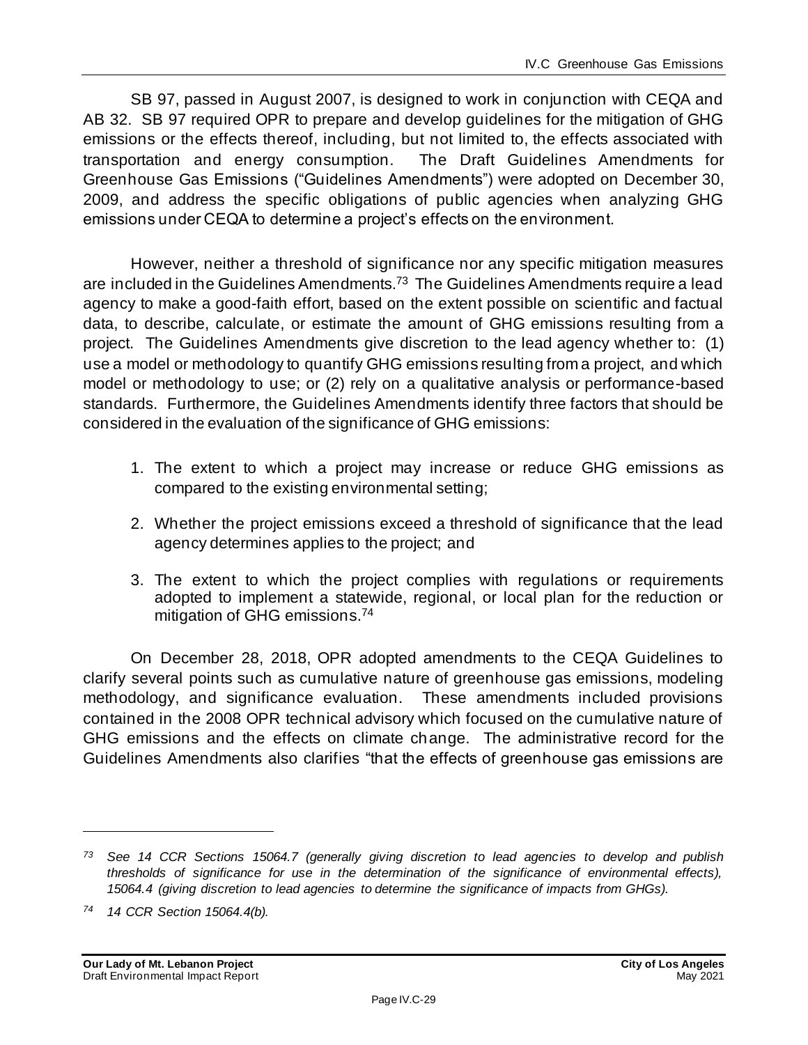SB 97, passed in August 2007, is designed to work in conjunction with CEQA and AB 32. SB 97 required OPR to prepare and develop guidelines for the mitigation of GHG emissions or the effects thereof, including, but not limited to, the effects associated with transportation and energy consumption. The Draft Guidelines Amendments for Greenhouse Gas Emissions ("Guidelines Amendments") were adopted on December 30, 2009, and address the specific obligations of public agencies when analyzing GHG emissions under CEQA to determine a project's effects on the environment.

However, neither a threshold of significance nor any specific mitigation measures are included in the Guidelines Amendments.[73] The Guidelines Amendments require a lead agency to make a good-faith effort, based on the extent possible on scientific and factual data, to describe, calculate, or estimate the amount of GHG emissions resulting from a project. The Guidelines Amendments give discretion to the lead agency whether to: (1) use a model or methodology to quantify GHG emissions resulting from a project, and which model or methodology to use; or (2) rely on a qualitative analysis or performance-based standards. Furthermore, the Guidelines Amendments identify three factors that should be considered in the evaluation of the significance of GHG emissions:

1. The extent to which a project may increase or reduce GHG emissions as compared to the existing environmental setting;

2. Whether the project emissions exceed a threshold of significance that the lead agency determines applies to the project; and

3. The extent to which the project complies with regulations or requirements adopted to implement a statewide, regional, or local plan for the reduction or mitigation of GHG emissions.[74]

On December 28, 2018, OPR adopted amendments to the CEQA Guidelines to clarify several points such as cumulative nature of greenhouse gas emissions, modeling methodology, and significance evaluation. These amendments included provisions contained in the 2008 OPR technical advisory which focused on the cumulative nature of GHG emissions and the effects on climate change. The administrative record for the Guidelines Amendments also clarifies "that the effects of greenhouse gas emissions are

---

[73] *See 14 CCR Sections 15064.7 (generally giving discretion to lead agencies to develop and publish thresholds of significance for use in the determination of the significance of environmental effects), 15064.4 (giving discretion to lead agencies to determine the significance of impacts from GHGs).*

[74] *14 CCR Section 15064.4(b).*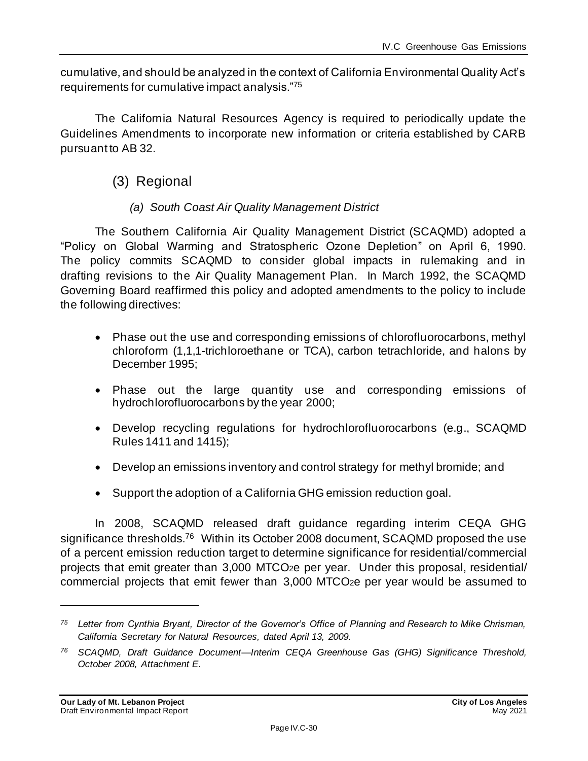cumulative, and should be analyzed in the context of California Environmental Quality Act's requirements for cumulative impact analysis."[75]

The California Natural Resources Agency is required to periodically update the Guidelines Amendments to incorporate new information or criteria established by CARB pursuant to AB 32.

## (3) Regional

### *(a) South Coast Air Quality Management District*

The Southern California Air Quality Management District (SCAQMD) adopted a "Policy on Global Warming and Stratospheric Ozone Depletion" on April 6, 1990. The policy commits SCAQMD to consider global impacts in rulemaking and in drafting revisions to the Air Quality Management Plan. In March 1992, the SCAQMD Governing Board reaffirmed this policy and adopted amendments to the policy to include the following directives:

- Phase out the use and corresponding emissions of chlorofluorocarbons, methyl chloroform (1,1,1-trichloroethane or TCA), carbon tetrachloride, and halons by December 1995;
- Phase out the large quantity use and corresponding emissions of hydrochlorofluorocarbons by the year 2000;
- Develop recycling regulations for hydrochlorofluorocarbons (e.g., SCAQMD Rules 1411 and 1415);
- Develop an emissions inventory and control strategy for methyl bromide; and
- Support the adoption of a California GHG emission reduction goal.

In 2008, SCAQMD released draft guidance regarding interim CEQA GHG significance thresholds.[76] Within its October 2008 document, SCAQMD proposed the use of a percent emission reduction target to determine significance for residential/commercial projects that emit greater than 3,000 $MTCO_2e$ per year. Under this proposal, residential/commercial projects that emit fewer than 3,000 $MTCO_2e$ per year would be assumed to

---

[75] *Letter from Cynthia Bryant, Director of the Governor's Office of Planning and Research to Mike Chrisman, California Secretary for Natural Resources, dated April 13, 2009.*

[76] *SCAQMD, Draft Guidance Document—Interim CEQA Greenhouse Gas (GHG) Significance Threshold, October 2008, Attachment E.*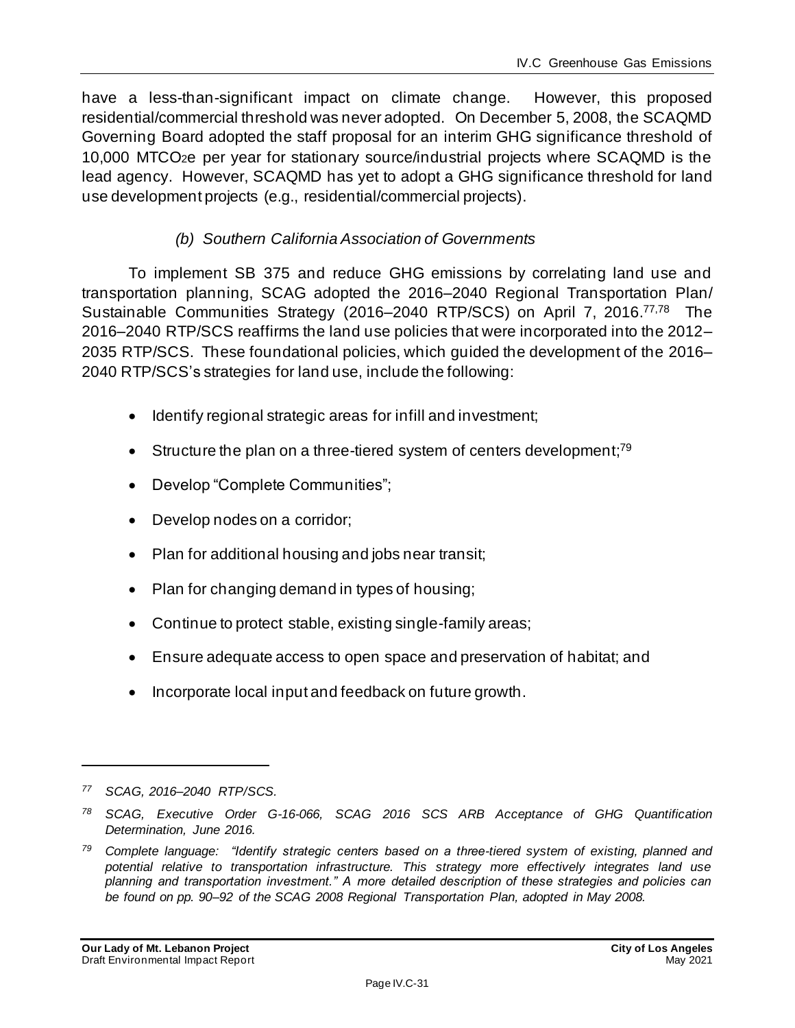have a less-than-significant impact on climate change. However, this proposed residential/commercial threshold was never adopted. On December 5, 2008, the SCAQMD Governing Board adopted the staff proposal for an interim GHG significance threshold of 10,000 $MTCO_2e$ per year for stationary source/industrial projects where SCAQMD is the lead agency. However, SCAQMD has yet to adopt a GHG significance threshold for land use development projects (e.g., residential/commercial projects).

*(b) Southern California Association of Governments*

To implement SB 375 and reduce GHG emissions by correlating land use and transportation planning, SCAG adopted the 2016–2040 Regional Transportation Plan/ Sustainable Communities Strategy (2016–2040 RTP/SCS) on April 7, 2016.[77,78] The 2016–2040 RTP/SCS reaffirms the land use policies that were incorporated into the 2012–2035 RTP/SCS. These foundational policies, which guided the development of the 2016–2040 RTP/SCS's strategies for land use, include the following:

- Identify regional strategic areas for infill and investment;
- Structure the plan on a three-tiered system of centers development;[79]
- Develop "Complete Communities";
- Develop nodes on a corridor;
- Plan for additional housing and jobs near transit;
- Plan for changing demand in types of housing;
- Continue to protect stable, existing single-family areas;
- Ensure adequate access to open space and preservation of habitat; and
- Incorporate local input and feedback on future growth.

---

[77] *SCAG, 2016–2040 RTP/SCS.*

[78] *SCAG, Executive Order G-16-066, SCAG 2016 SCS ARB Acceptance of GHG Quantification Determination, June 2016.*

[79] *Complete language: "Identify strategic centers based on a three-tiered system of existing, planned and potential relative to transportation infrastructure. This strategy more effectively integrates land use planning and transportation investment." A more detailed description of these strategies and policies can be found on pp. 90–92 of the SCAG 2008 Regional Transportation Plan, adopted in May 2008.*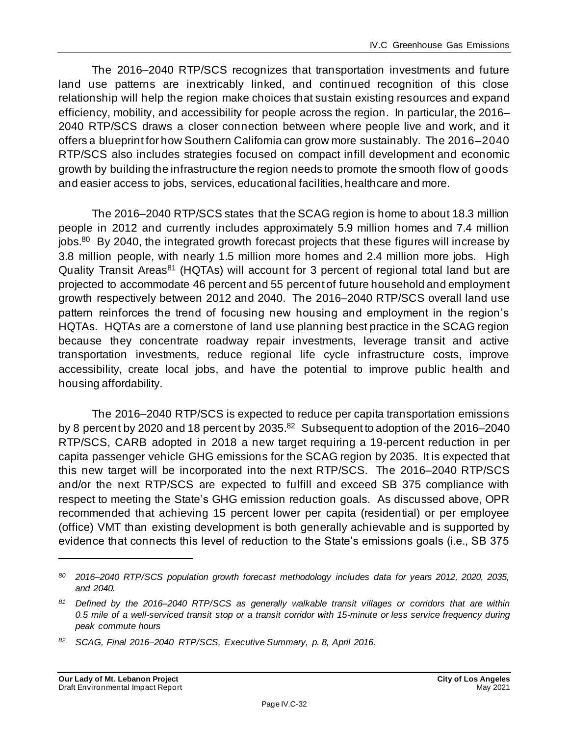The 2016–2040 RTP/SCS recognizes that transportation investments and future land use patterns are inextricably linked, and continued recognition of this close relationship will help the region make choices that sustain existing resources and expand efficiency, mobility, and accessibility for people across the region. In particular, the 2016–2040 RTP/SCS draws a closer connection between where people live and work, and it offers a blueprint for how Southern California can grow more sustainably. The 2016–2040 RTP/SCS also includes strategies focused on compact infill development and economic growth by building the infrastructure the region needs to promote the smooth flow of goods and easier access to jobs, services, educational facilities, healthcare and more.

The 2016–2040 RTP/SCS states that the SCAG region is home to about 18.3 million people in 2012 and currently includes approximately 5.9 million homes and 7.4 million jobs.[80] By 2040, the integrated growth forecast projects that these figures will increase by 3.8 million people, with nearly 1.5 million more homes and 2.4 million more jobs. High Quality Transit Areas[81] (HQTAs) will account for 3 percent of regional total land but are projected to accommodate 46 percent and 55 percent of future household and employment growth respectively between 2012 and 2040. The 2016–2040 RTP/SCS overall land use pattern reinforces the trend of focusing new housing and employment in the region's HQTAs. HQTAs are a cornerstone of land use planning best practice in the SCAG region because they concentrate roadway repair investments, leverage transit and active transportation investments, reduce regional life cycle infrastructure costs, improve accessibility, create local jobs, and have the potential to improve public health and housing affordability.

The 2016–2040 RTP/SCS is expected to reduce per capita transportation emissions by 8 percent by 2020 and 18 percent by 2035.[82] Subsequent to adoption of the 2016–2040 RTP/SCS, CARB adopted in 2018 a new target requiring a 19-percent reduction in per capita passenger vehicle GHG emissions for the SCAG region by 2035. It is expected that this new target will be incorporated into the next RTP/SCS. The 2016–2040 RTP/SCS and/or the next RTP/SCS are expected to fulfill and exceed SB 375 compliance with respect to meeting the State's GHG emission reduction goals. As discussed above, OPR recommended that achieving 15 percent lower per capita (residential) or per employee (office) VMT than existing development is both generally achievable and is supported by evidence that connects this level of reduction to the State's emissions goals (i.e., SB 375

---

*80 2016–2040 RTP/SCS population growth forecast methodology includes data for years 2012, 2020, 2035, and 2040.*

*81 Defined by the 2016–2040 RTP/SCS as generally walkable transit villages or corridors that are within 0.5 mile of a well-serviced transit stop or a transit corridor with 15-minute or less service frequency during peak commute hours*

*82 SCAG, Final 2016–2040 RTP/SCS, Executive Summary, p. 8, April 2016.*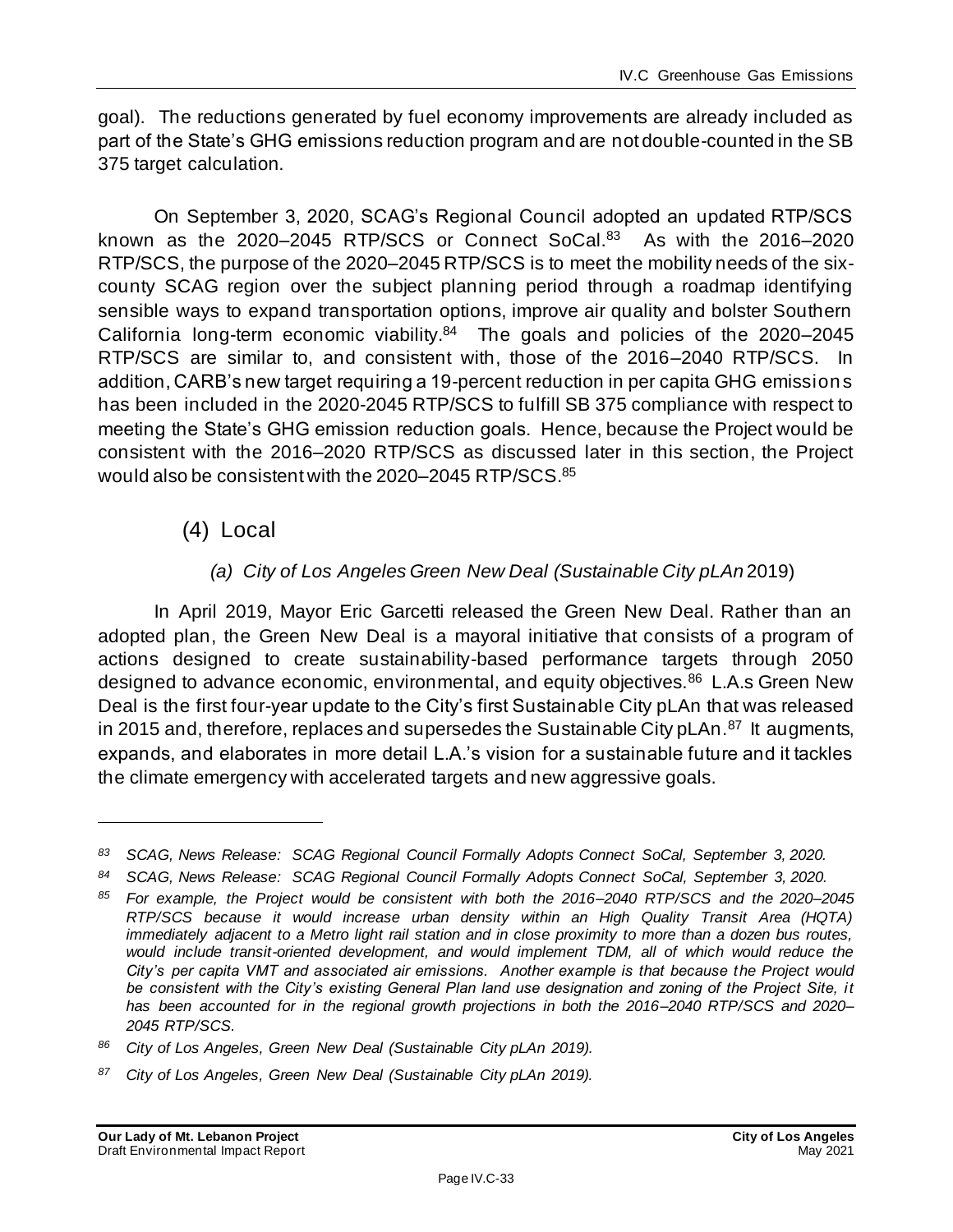goal). The reductions generated by fuel economy improvements are already included as part of the State's GHG emissions reduction program and are not double-counted in the SB 375 target calculation.

On September 3, 2020, SCAG's Regional Council adopted an updated RTP/SCS known as the 2020–2045 RTP/SCS or Connect SoCal.[83] As with the 2016–2020 RTP/SCS, the purpose of the 2020–2045 RTP/SCS is to meet the mobility needs of the six-county SCAG region over the subject planning period through a roadmap identifying sensible ways to expand transportation options, improve air quality and bolster Southern California long-term economic viability.[84] The goals and policies of the 2020–2045 RTP/SCS are similar to, and consistent with, those of the 2016–2040 RTP/SCS. In addition, CARB's new target requiring a 19-percent reduction in per capita GHG emissions has been included in the 2020-2045 RTP/SCS to fulfill SB 375 compliance with respect to meeting the State's GHG emission reduction goals. Hence, because the Project would be consistent with the 2016–2020 RTP/SCS as discussed later in this section, the Project would also be consistent with the 2020–2045 RTP/SCS.[85]

### (4) Local

#### *(a) City of Los Angeles Green New Deal (Sustainable City pLAn* 2019)

In April 2019, Mayor Eric Garcetti released the Green New Deal. Rather than an adopted plan, the Green New Deal is a mayoral initiative that consists of a program of actions designed to create sustainability-based performance targets through 2050 designed to advance economic, environmental, and equity objectives.[86] L.A.s Green New Deal is the first four-year update to the City's first Sustainable City pLAn that was released in 2015 and, therefore, replaces and supersedes the Sustainable City pLAn.[87] It augments, expands, and elaborates in more detail L.A.'s vision for a sustainable future and it tackles the climate emergency with accelerated targets and new aggressive goals.

---

*[83] SCAG, News Release: SCAG Regional Council Formally Adopts Connect SoCal, September 3, 2020.*

*[84] SCAG, News Release: SCAG Regional Council Formally Adopts Connect SoCal, September 3, 2020.*

*[85] For example, the Project would be consistent with both the 2016–2040 RTP/SCS and the 2020–2045 RTP/SCS because it would increase urban density within an High Quality Transit Area (HQTA) immediately adjacent to a Metro light rail station and in close proximity to more than a dozen bus routes, would include transit-oriented development, and would implement TDM, all of which would reduce the City's per capita VMT and associated air emissions. Another example is that because the Project would be consistent with the City's existing General Plan land use designation and zoning of the Project Site, it has been accounted for in the regional growth projections in both the 2016–2040 RTP/SCS and 2020–2045 RTP/SCS.*

*[86] City of Los Angeles, Green New Deal (Sustainable City pLAn 2019).*

*[87] City of Los Angeles, Green New Deal (Sustainable City pLAn 2019).*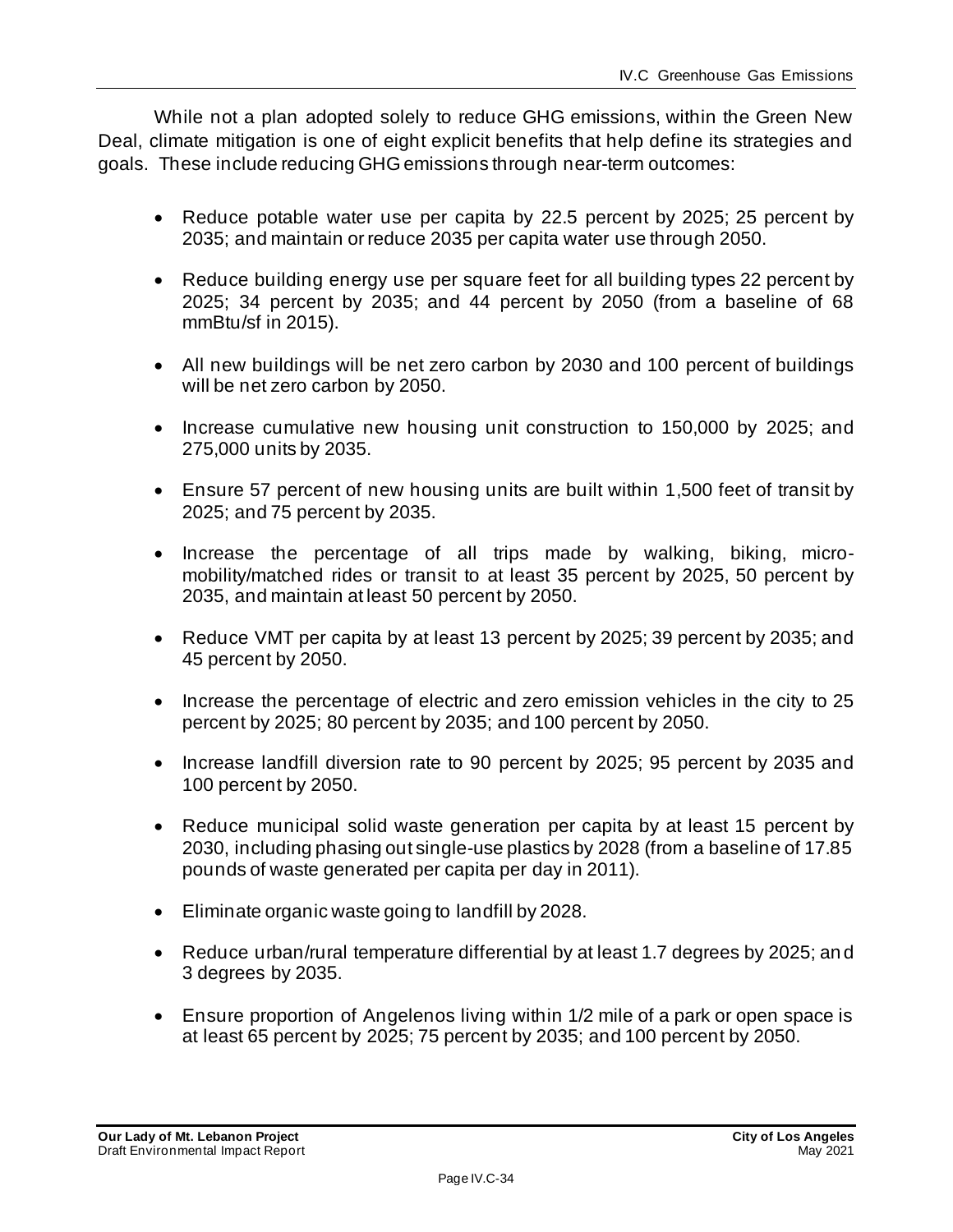While not a plan adopted solely to reduce GHG emissions, within the Green New Deal, climate mitigation is one of eight explicit benefits that help define its strategies and goals. These include reducing GHG emissions through near-term outcomes:

- Reduce potable water use per capita by 22.5 percent by 2025; 25 percent by 2035; and maintain or reduce 2035 per capita water use through 2050.
- Reduce building energy use per square feet for all building types 22 percent by 2025; 34 percent by 2035; and 44 percent by 2050 (from a baseline of 68 mmBtu/sf in 2015).
- All new buildings will be net zero carbon by 2030 and 100 percent of buildings will be net zero carbon by 2050.
- Increase cumulative new housing unit construction to 150,000 by 2025; and 275,000 units by 2035.
- Ensure 57 percent of new housing units are built within 1,500 feet of transit by 2025; and 75 percent by 2035.
- Increase the percentage of all trips made by walking, biking, micro-mobility/matched rides or transit to at least 35 percent by 2025, 50 percent by 2035, and maintain at least 50 percent by 2050.
- Reduce VMT per capita by at least 13 percent by 2025; 39 percent by 2035; and 45 percent by 2050.
- Increase the percentage of electric and zero emission vehicles in the city to 25 percent by 2025; 80 percent by 2035; and 100 percent by 2050.
- Increase landfill diversion rate to 90 percent by 2025; 95 percent by 2035 and 100 percent by 2050.
- Reduce municipal solid waste generation per capita by at least 15 percent by 2030, including phasing out single-use plastics by 2028 (from a baseline of 17.85 pounds of waste generated per capita per day in 2011).
- Eliminate organic waste going to landfill by 2028.
- Reduce urban/rural temperature differential by at least 1.7 degrees by 2025; and 3 degrees by 2035.
- Ensure proportion of Angelenos living within 1/2 mile of a park or open space is at least 65 percent by 2025; 75 percent by 2035; and 100 percent by 2050.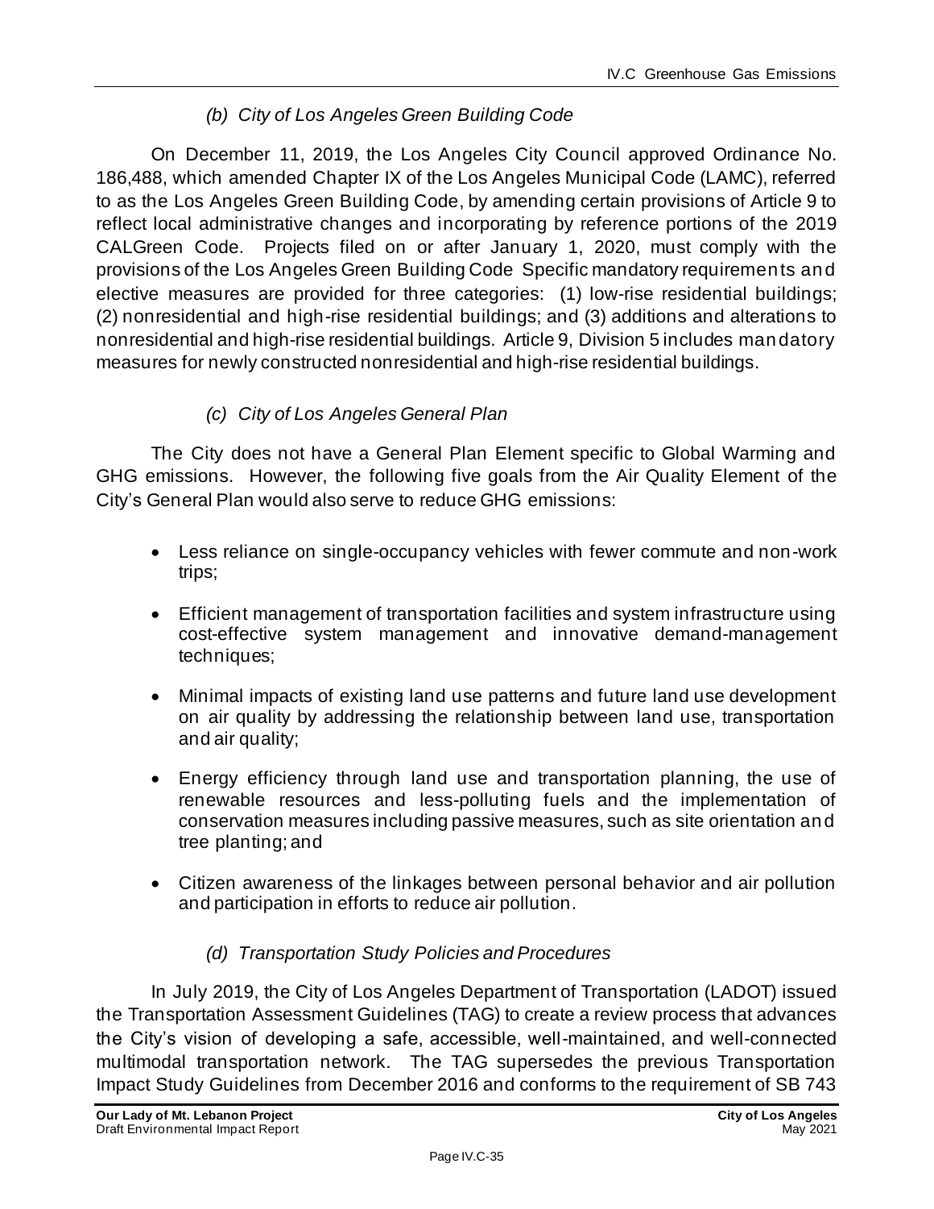*(b) City of Los Angeles Green Building Code*

On December 11, 2019, the Los Angeles City Council approved Ordinance No. 186,488, which amended Chapter IX of the Los Angeles Municipal Code (LAMC), referred to as the Los Angeles Green Building Code, by amending certain provisions of Article 9 to reflect local administrative changes and incorporating by reference portions of the 2019 CALGreen Code. Projects filed on or after January 1, 2020, must comply with the provisions of the Los Angeles Green Building Code Specific mandatory requirements and elective measures are provided for three categories: (1) low-rise residential buildings; (2) nonresidential and high-rise residential buildings; and (3) additions and alterations to nonresidential and high-rise residential buildings. Article 9, Division 5 includes mandatory measures for newly constructed nonresidential and high-rise residential buildings.

*(c) City of Los Angeles General Plan*

The City does not have a General Plan Element specific to Global Warming and GHG emissions. However, the following five goals from the Air Quality Element of the City's General Plan would also serve to reduce GHG emissions:

- Less reliance on single-occupancy vehicles with fewer commute and non-work trips;
- Efficient management of transportation facilities and system infrastructure using cost-effective system management and innovative demand-management techniques;
- Minimal impacts of existing land use patterns and future land use development on air quality by addressing the relationship between land use, transportation and air quality;
- Energy efficiency through land use and transportation planning, the use of renewable resources and less-polluting fuels and the implementation of conservation measures including passive measures, such as site orientation and tree planting; and
- Citizen awareness of the linkages between personal behavior and air pollution and participation in efforts to reduce air pollution.

*(d) Transportation Study Policies and Procedures*

In July 2019, the City of Los Angeles Department of Transportation (LADOT) issued the Transportation Assessment Guidelines (TAG) to create a review process that advances the City's vision of developing a safe, accessible, well-maintained, and well-connected multimodal transportation network. The TAG supersedes the previous Transportation Impact Study Guidelines from December 2016 and conforms to the requirement of SB 743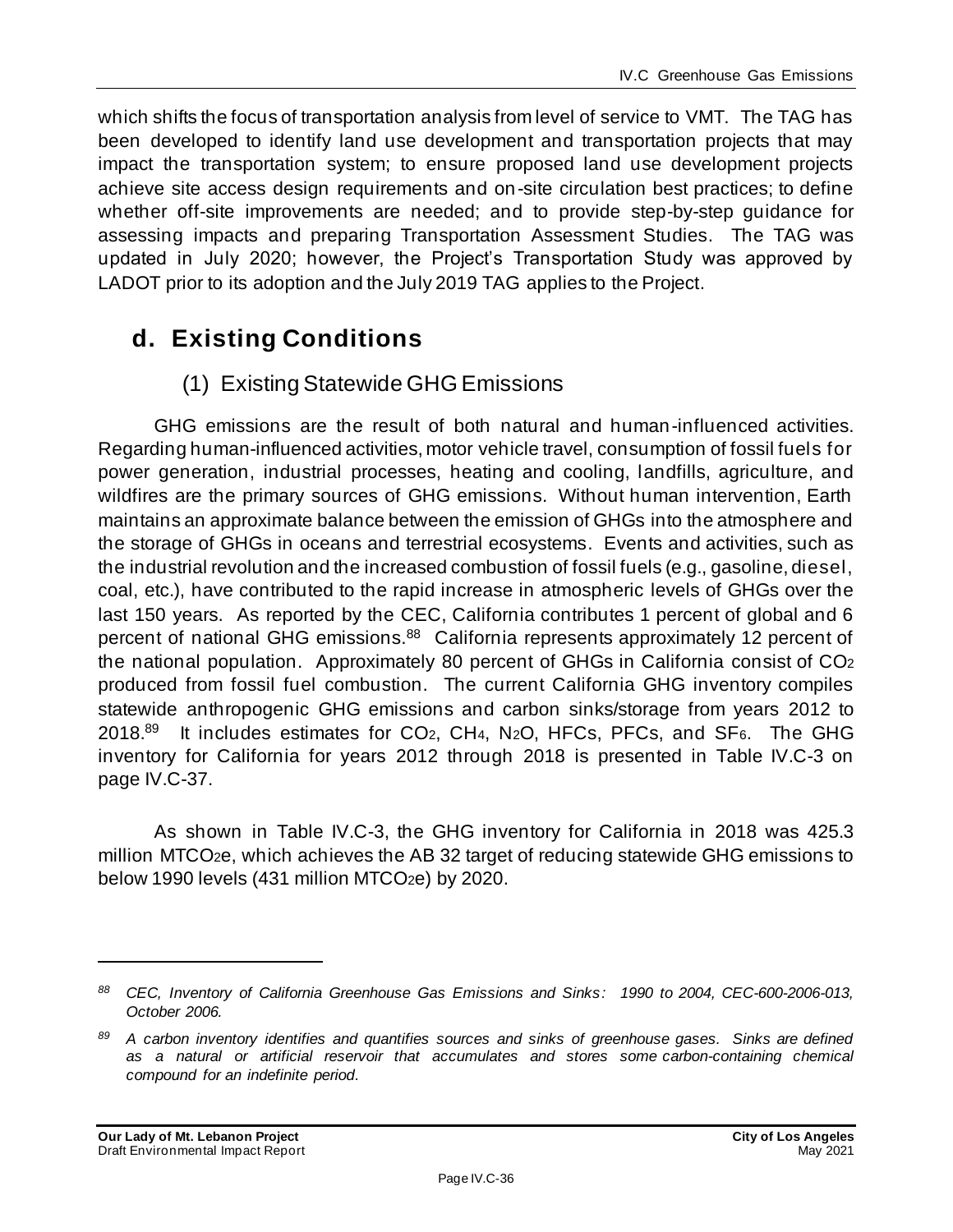which shifts the focus of transportation analysis from level of service to VMT. The TAG has been developed to identify land use development and transportation projects that may impact the transportation system; to ensure proposed land use development projects achieve site access design requirements and on-site circulation best practices; to define whether off-site improvements are needed; and to provide step-by-step guidance for assessing impacts and preparing Transportation Assessment Studies. The TAG was updated in July 2020; however, the Project's Transportation Study was approved by LADOT prior to its adoption and the July 2019 TAG applies to the Project.

## d. Existing Conditions

### (1) Existing Statewide GHG Emissions

GHG emissions are the result of both natural and human-influenced activities. Regarding human-influenced activities, motor vehicle travel, consumption of fossil fuels for power generation, industrial processes, heating and cooling, landfills, agriculture, and wildfires are the primary sources of GHG emissions. Without human intervention, Earth maintains an approximate balance between the emission of GHGs into the atmosphere and the storage of GHGs in oceans and terrestrial ecosystems. Events and activities, such as the industrial revolution and the increased combustion of fossil fuels (e.g., gasoline, diesel, coal, etc.), have contributed to the rapid increase in atmospheric levels of GHGs over the last 150 years. As reported by the CEC, California contributes 1 percent of global and 6 percent of national GHG emissions.[88] California represents approximately 12 percent of the national population. Approximately 80 percent of GHGs in California consist of $CO_2$ produced from fossil fuel combustion. The current California GHG inventory compiles statewide anthropogenic GHG emissions and carbon sinks/storage from years 2012 to 2018.[89] It includes estimates for $CO_2$, $CH_4$, $N_2O$, HFCs, PFCs, and $SF_6$. The GHG inventory for California for years 2012 through 2018 is presented in Table IV.C-3 on page IV.C-37.

As shown in Table IV.C-3, the GHG inventory for California in 2018 was 425.3 million $MTCO_2e$, which achieves the AB 32 target of reducing statewide GHG emissions to below 1990 levels (431 million $MTCO_2e$) by 2020.

---

[88] *CEC, Inventory of California Greenhouse Gas Emissions and Sinks: 1990 to 2004, CEC-600-2006-013, October 2006.*

[89] *A carbon inventory identifies and quantifies sources and sinks of greenhouse gases. Sinks are defined as a natural or artificial reservoir that accumulates and stores some carbon-containing chemical compound for an indefinite period.*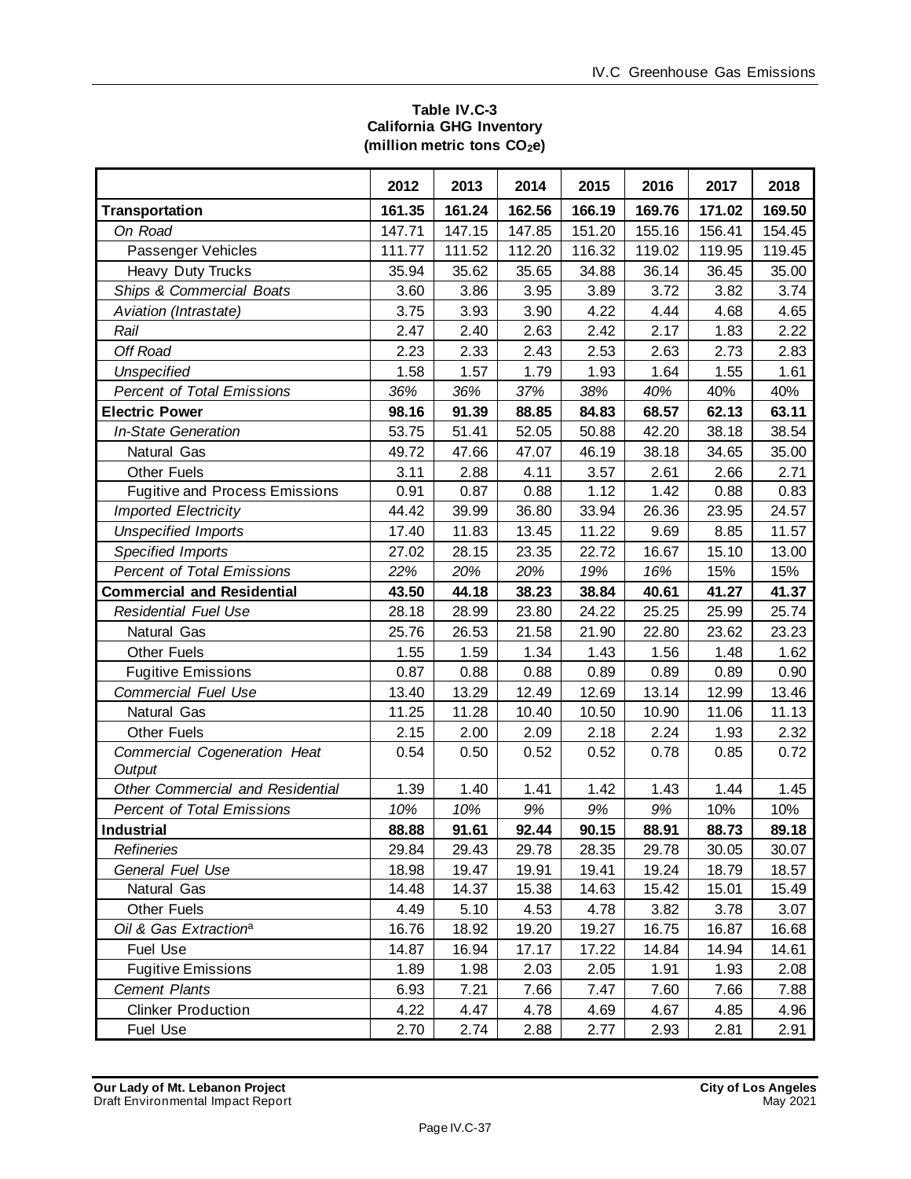**Table IV.C-3**
**California GHG Inventory**
**(million metric tons $CO_2e$)**

| | 2012 | 2013 | 2014 | 2015 | 2016 | 2017 | 2018 |
|---|---|---|---|---|---|---|---|
| **Transportation** | **161.35** | **161.24** | **162.56** | **166.19** | **169.76** | **171.02** | **169.50** |
| *On Road* | 147.71 | 147.15 | 147.85 | 151.20 | 155.16 | 156.41 | 154.45 |
| Passenger Vehicles | 111.77 | 111.52 | 112.20 | 116.32 | 119.02 | 119.95 | 119.45 |
| Heavy Duty Trucks | 35.94 | 35.62 | 35.65 | 34.88 | 36.14 | 36.45 | 35.00 |
| *Ships & Commercial Boats* | 3.60 | 3.86 | 3.95 | 3.89 | 3.72 | 3.82 | 3.74 |
| *Aviation (Intrastate)* | 3.75 | 3.93 | 3.90 | 4.22 | 4.44 | 4.68 | 4.65 |
| *Rail* | 2.47 | 2.40 | 2.63 | 2.42 | 2.17 | 1.83 | 2.22 |
| *Off Road* | 2.23 | 2.33 | 2.43 | 2.53 | 2.63 | 2.73 | 2.83 |
| *Unspecified* | 1.58 | 1.57 | 1.79 | 1.93 | 1.64 | 1.55 | 1.61 |
| *Percent of Total Emissions* | *36%* | *36%* | *37%* | *38%* | *40%* | 40% | 40% |
| **Electric Power** | **98.16** | **91.39** | **88.85** | **84.83** | **68.57** | **62.13** | **63.11** |
| *In-State Generation* | 53.75 | 51.41 | 52.05 | 50.88 | 42.20 | 38.18 | 38.54 |
| Natural Gas | 49.72 | 47.66 | 47.07 | 46.19 | 38.18 | 34.65 | 35.00 |
| Other Fuels | 3.11 | 2.88 | 4.11 | 3.57 | 2.61 | 2.66 | 2.71 |
| Fugitive and Process Emissions | 0.91 | 0.87 | 0.88 | 1.12 | 1.42 | 0.88 | 0.83 |
| *Imported Electricity* | 44.42 | 39.99 | 36.80 | 33.94 | 26.36 | 23.95 | 24.57 |
| *Unspecified Imports* | 17.40 | 11.83 | 13.45 | 11.22 | 9.69 | 8.85 | 11.57 |
| *Specified Imports* | 27.02 | 28.15 | 23.35 | 22.72 | 16.67 | 15.10 | 13.00 |
| *Percent of Total Emissions* | *22%* | *20%* | *20%* | *19%* | *16%* | 15% | 15% |
| **Commercial and Residential** | **43.50** | **44.18** | **38.23** | **38.84** | **40.61** | **41.27** | **41.37** |
| *Residential Fuel Use* | 28.18 | 28.99 | 23.80 | 24.22 | 25.25 | 25.99 | 25.74 |
| Natural Gas | 25.76 | 26.53 | 21.58 | 21.90 | 22.80 | 23.62 | 23.23 |
| Other Fuels | 1.55 | 1.59 | 1.34 | 1.43 | 1.56 | 1.48 | 1.62 |
| Fugitive Emissions | 0.87 | 0.88 | 0.88 | 0.89 | 0.89 | 0.89 | 0.90 |
| *Commercial Fuel Use* | 13.40 | 13.29 | 12.49 | 12.69 | 13.14 | 12.99 | 13.46 |
| Natural Gas | 11.25 | 11.28 | 10.40 | 10.50 | 10.90 | 11.06 | 11.13 |
| Other Fuels | 2.15 | 2.00 | 2.09 | 2.18 | 2.24 | 1.93 | 2.32 |
| *Commercial Cogeneration Heat Output* | 0.54 | 0.50 | 0.52 | 0.52 | 0.78 | 0.85 | 0.72 |
| *Other Commercial and Residential* | 1.39 | 1.40 | 1.41 | 1.42 | 1.43 | 1.44 | 1.45 |
| *Percent of Total Emissions* | *10%* | *10%* | *9%* | *9%* | *9%* | 10% | 10% |
| **Industrial** | **88.88** | **91.61** | **92.44** | **90.15** | **88.91** | **88.73** | **89.18** |
| *Refineries* | 29.84 | 29.43 | 29.78 | 28.35 | 29.78 | 30.05 | 30.07 |
| *General Fuel Use* | 18.98 | 19.47 | 19.91 | 19.41 | 19.24 | 18.79 | 18.57 |
| Natural Gas | 14.48 | 14.37 | 15.38 | 14.63 | 15.42 | 15.01 | 15.49 |
| Other Fuels | 4.49 | 5.10 | 4.53 | 4.78 | 3.82 | 3.78 | 3.07 |
| *Oil & Gas Extraction*[a] | 16.76 | 18.92 | 19.20 | 19.27 | 16.75 | 16.87 | 16.68 |
| Fuel Use | 14.87 | 16.94 | 17.17 | 17.22 | 14.84 | 14.94 | 14.61 |
| Fugitive Emissions | 1.89 | 1.98 | 2.03 | 2.05 | 1.91 | 1.93 | 2.08 |
| *Cement Plants* | 6.93 | 7.21 | 7.66 | 7.47 | 7.60 | 7.66 | 7.88 |
| Clinker Production | 4.22 | 4.47 | 4.78 | 4.69 | 4.67 | 4.85 | 4.96 |
| Fuel Use | 2.70 | 2.74 | 2.88 | 2.77 | 2.93 | 2.81 | 2.91 |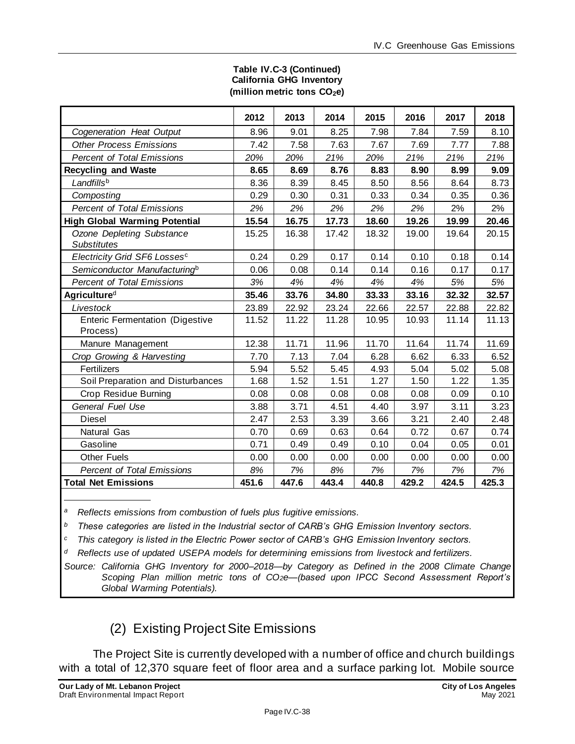**Table IV.C-3 (Continued)**
**California GHG Inventory**
**(million metric tons $CO_2e$)**

| | 2012 | 2013 | 2014 | 2015 | 2016 | 2017 | 2018 |
|---|---|---|---|---|---|---|---|
| *Cogeneration Heat Output* | 8.96 | 9.01 | 8.25 | 7.98 | 7.84 | 7.59 | 8.10 |
| *Other Process Emissions* | 7.42 | 7.58 | 7.63 | 7.67 | 7.69 | 7.77 | 7.88 |
| *Percent of Total Emissions* | *20%* | *20%* | *21%* | *20%* | *21%* | *21%* | *21%* |
| **Recycling and Waste** | **8.65** | **8.69** | **8.76** | **8.83** | **8.90** | **8.99** | **9.09** |
| *Landfills*[b] | 8.36 | 8.39 | 8.45 | 8.50 | 8.56 | 8.64 | 8.73 |
| *Composting* | 0.29 | 0.30 | 0.31 | 0.33 | 0.34 | 0.35 | 0.36 |
| *Percent of Total Emissions* | *2%* | *2%* | *2%* | *2%* | *2%* | 2% | 2% |
| **High Global Warming Potential** | **15.54** | **16.75** | **17.73** | **18.60** | **19.26** | **19.99** | **20.46** |
| *Ozone Depleting Substance Substitutes* | 15.25 | 16.38 | 17.42 | 18.32 | 19.00 | 19.64 | 20.15 |
| *Electricity Grid SF6 Losses*[c] | 0.24 | 0.29 | 0.17 | 0.14 | 0.10 | 0.18 | 0.14 |
| *Semiconductor Manufacturing*[b] | 0.06 | 0.08 | 0.14 | 0.14 | 0.16 | 0.17 | 0.17 |
| *Percent of Total Emissions* | *3%* | *4%* | *4%* | *4%* | *4%* | *5%* | *5%* |
| **Agriculture**[d] | **35.46** | **33.76** | **34.80** | **33.33** | **33.16** | **32.32** | **32.57** |
| *Livestock* | 23.89 | 22.92 | 23.24 | 22.66 | 22.57 | 22.88 | 22.82 |
| Enteric Fermentation (Digestive Process) | 11.52 | 11.22 | 11.28 | 10.95 | 10.93 | 11.14 | 11.13 |
| Manure Management | 12.38 | 11.71 | 11.96 | 11.70 | 11.64 | 11.74 | 11.69 |
| *Crop Growing & Harvesting* | 7.70 | 7.13 | 7.04 | 6.28 | 6.62 | 6.33 | 6.52 |
| Fertilizers | 5.94 | 5.52 | 5.45 | 4.93 | 5.04 | 5.02 | 5.08 |
| Soil Preparation and Disturbances | 1.68 | 1.52 | 1.51 | 1.27 | 1.50 | 1.22 | 1.35 |
| Crop Residue Burning | 0.08 | 0.08 | 0.08 | 0.08 | 0.08 | 0.09 | 0.10 |
| *General Fuel Use* | 3.88 | 3.71 | 4.51 | 4.40 | 3.97 | 3.11 | 3.23 |
| Diesel | 2.47 | 2.53 | 3.39 | 3.66 | 3.21 | 2.40 | 2.48 |
| Natural Gas | 0.70 | 0.69 | 0.63 | 0.64 | 0.72 | 0.67 | 0.74 |
| Gasoline | 0.71 | 0.49 | 0.49 | 0.10 | 0.04 | 0.05 | 0.01 |
| Other Fuels | 0.00 | 0.00 | 0.00 | 0.00 | 0.00 | 0.00 | 0.00 |
| *Percent of Total Emissions* | *8%* | *7%* | *8%* | *7%* | *7%* | *7%* | *7%* |
| **Total Net Emissions** | **451.6** | **447.6** | **443.4** | **440.8** | **429.2** | **424.5** | **425.3** |

*[a] Reflects emissions from combustion of fuels plus fugitive emissions.*

*[b] These categories are listed in the Industrial sector of CARB's GHG Emission Inventory sectors.*

*[c] This category is listed in the Electric Power sector of CARB's GHG Emission Inventory sectors.*

*[d] Reflects use of updated USEPA models for determining emissions from livestock and fertilizers.*

*Source: California GHG Inventory for 2000–2018—by Category as Defined in the 2008 Climate Change Scoping Plan million metric tons of $CO_2e$—(based upon IPCC Second Assessment Report's Global Warming Potentials).*

## (2) Existing Project Site Emissions

The Project Site is currently developed with a number of office and church buildings with a total of 12,370 square feet of floor area and a surface parking lot. Mobile source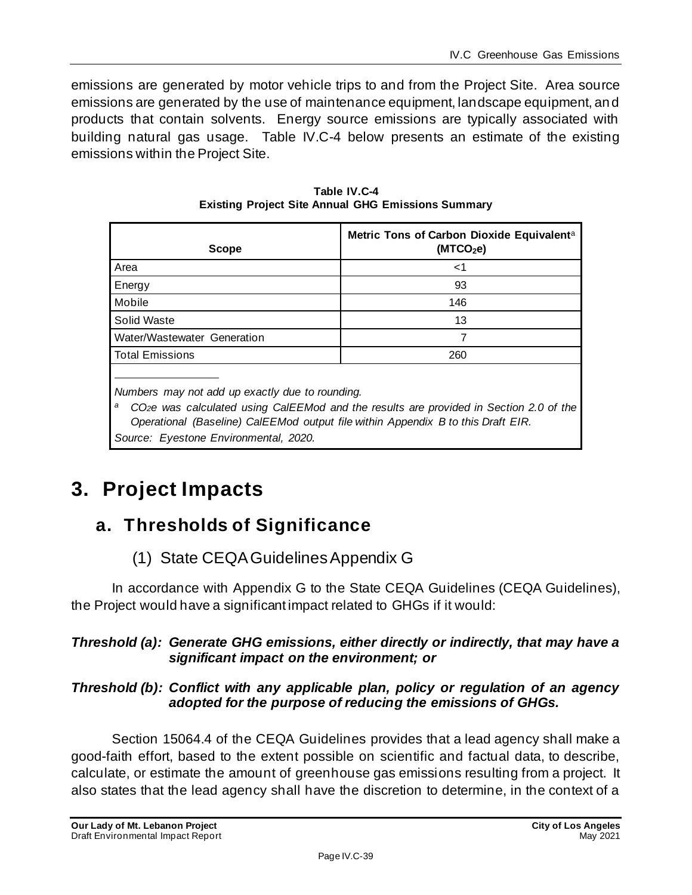emissions are generated by motor vehicle trips to and from the Project Site. Area source emissions are generated by the use of maintenance equipment, landscape equipment, and products that contain solvents. Energy source emissions are typically associated with building natural gas usage. Table IV.C-4 below presents an estimate of the existing emissions within the Project Site.

**Table IV.C-4**
**Existing Project Site Annual GHG Emissions Summary**

| Scope | Metric Tons of Carbon Dioxide Equivalent[a] ($MTCO_2e$) |
|---|---|
| Area | <1 |
| Energy | 93 |
| Mobile | 146 |
| Solid Waste | 13 |
| Water/Wastewater Generation | 7 |
| Total Emissions | 260 |

*Numbers may not add up exactly due to rounding.*

[a] *$CO_2e$ was calculated using CalEEMod and the results are provided in Section 2.0 of the Operational (Baseline) CalEEMod output file within Appendix B to this Draft EIR.*

*Source: Eyestone Environmental, 2020.*

# 3. Project Impacts

## a. Thresholds of Significance

### (1) State CEQA Guidelines Appendix G

In accordance with Appendix G to the State CEQA Guidelines (CEQA Guidelines), the Project would have a significant impact related to GHGs if it would:

***Threshold (a): Generate GHG emissions, either directly or indirectly, that may have a significant impact on the environment; or***

***Threshold (b): Conflict with any applicable plan, policy or regulation of an agency adopted for the purpose of reducing the emissions of GHGs.***

Section 15064.4 of the CEQA Guidelines provides that a lead agency shall make a good-faith effort, based to the extent possible on scientific and factual data, to describe, calculate, or estimate the amount of greenhouse gas emissions resulting from a project. It also states that the lead agency shall have the discretion to determine, in the context of a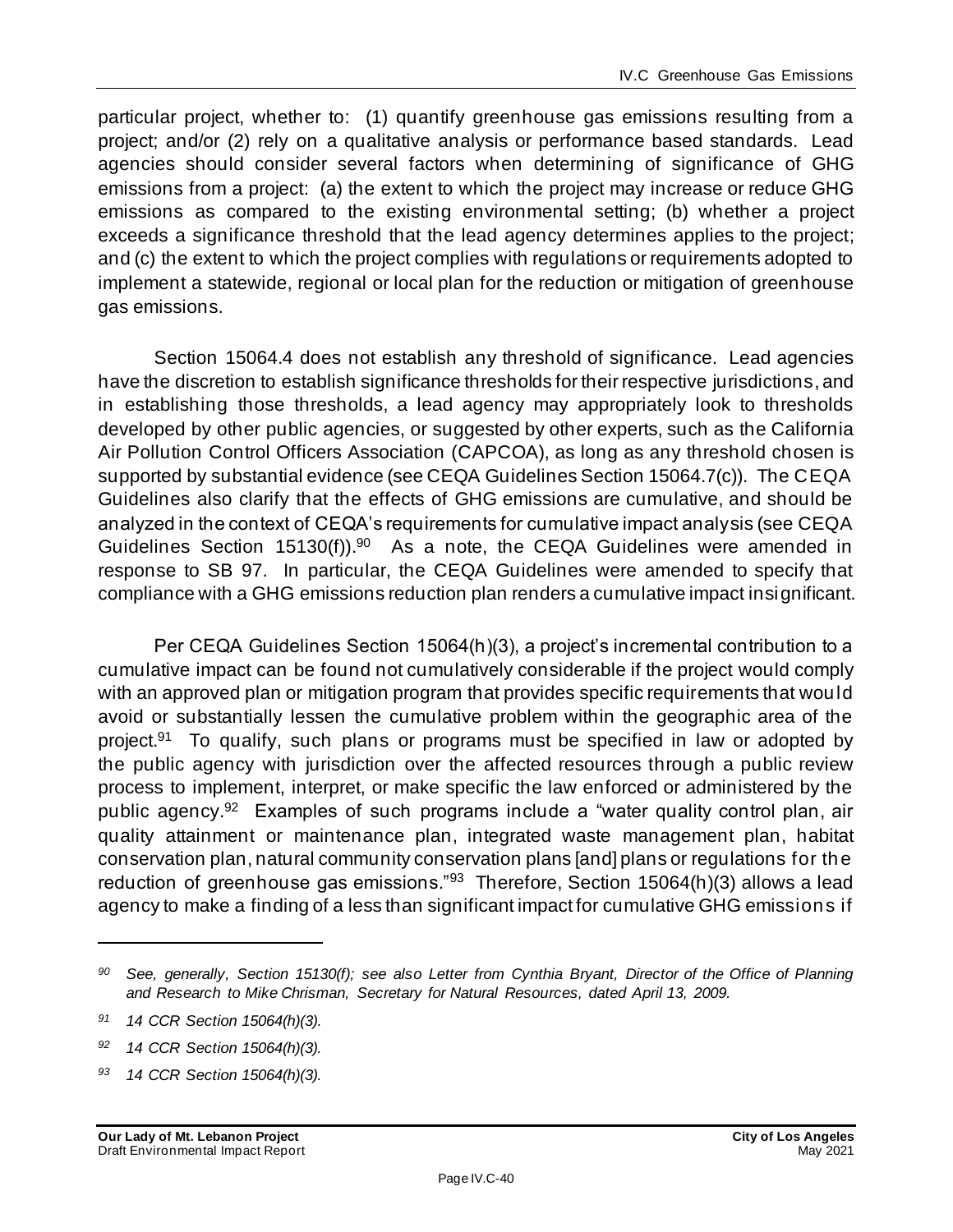particular project, whether to: (1) quantify greenhouse gas emissions resulting from a project; and/or (2) rely on a qualitative analysis or performance based standards. Lead agencies should consider several factors when determining of significance of GHG emissions from a project: (a) the extent to which the project may increase or reduce GHG emissions as compared to the existing environmental setting; (b) whether a project exceeds a significance threshold that the lead agency determines applies to the project; and (c) the extent to which the project complies with regulations or requirements adopted to implement a statewide, regional or local plan for the reduction or mitigation of greenhouse gas emissions.

Section 15064.4 does not establish any threshold of significance. Lead agencies have the discretion to establish significance thresholds for their respective jurisdictions, and in establishing those thresholds, a lead agency may appropriately look to thresholds developed by other public agencies, or suggested by other experts, such as the California Air Pollution Control Officers Association (CAPCOA), as long as any threshold chosen is supported by substantial evidence (see CEQA Guidelines Section 15064.7(c)). The CEQA Guidelines also clarify that the effects of GHG emissions are cumulative, and should be analyzed in the context of CEQA's requirements for cumulative impact analysis (see CEQA Guidelines Section 15130(f)).[90] As a note, the CEQA Guidelines were amended in response to SB 97. In particular, the CEQA Guidelines were amended to specify that compliance with a GHG emissions reduction plan renders a cumulative impact insignificant.

Per CEQA Guidelines Section 15064(h)(3), a project's incremental contribution to a cumulative impact can be found not cumulatively considerable if the project would comply with an approved plan or mitigation program that provides specific requirements that would avoid or substantially lessen the cumulative problem within the geographic area of the project.[91] To qualify, such plans or programs must be specified in law or adopted by the public agency with jurisdiction over the affected resources through a public review process to implement, interpret, or make specific the law enforced or administered by the public agency.[92] Examples of such programs include a "water quality control plan, air quality attainment or maintenance plan, integrated waste management plan, habitat conservation plan, natural community conservation plans [and] plans or regulations for the reduction of greenhouse gas emissions."[93] Therefore, Section 15064(h)(3) allows a lead agency to make a finding of a less than significant impact for cumulative GHG emissions if

---

[90] *See, generally, Section 15130(f); see also Letter from Cynthia Bryant, Director of the Office of Planning and Research to Mike Chrisman, Secretary for Natural Resources, dated April 13, 2009.*

[91] *14 CCR Section 15064(h)(3).*

[92] *14 CCR Section 15064(h)(3).*

[93] *14 CCR Section 15064(h)(3).*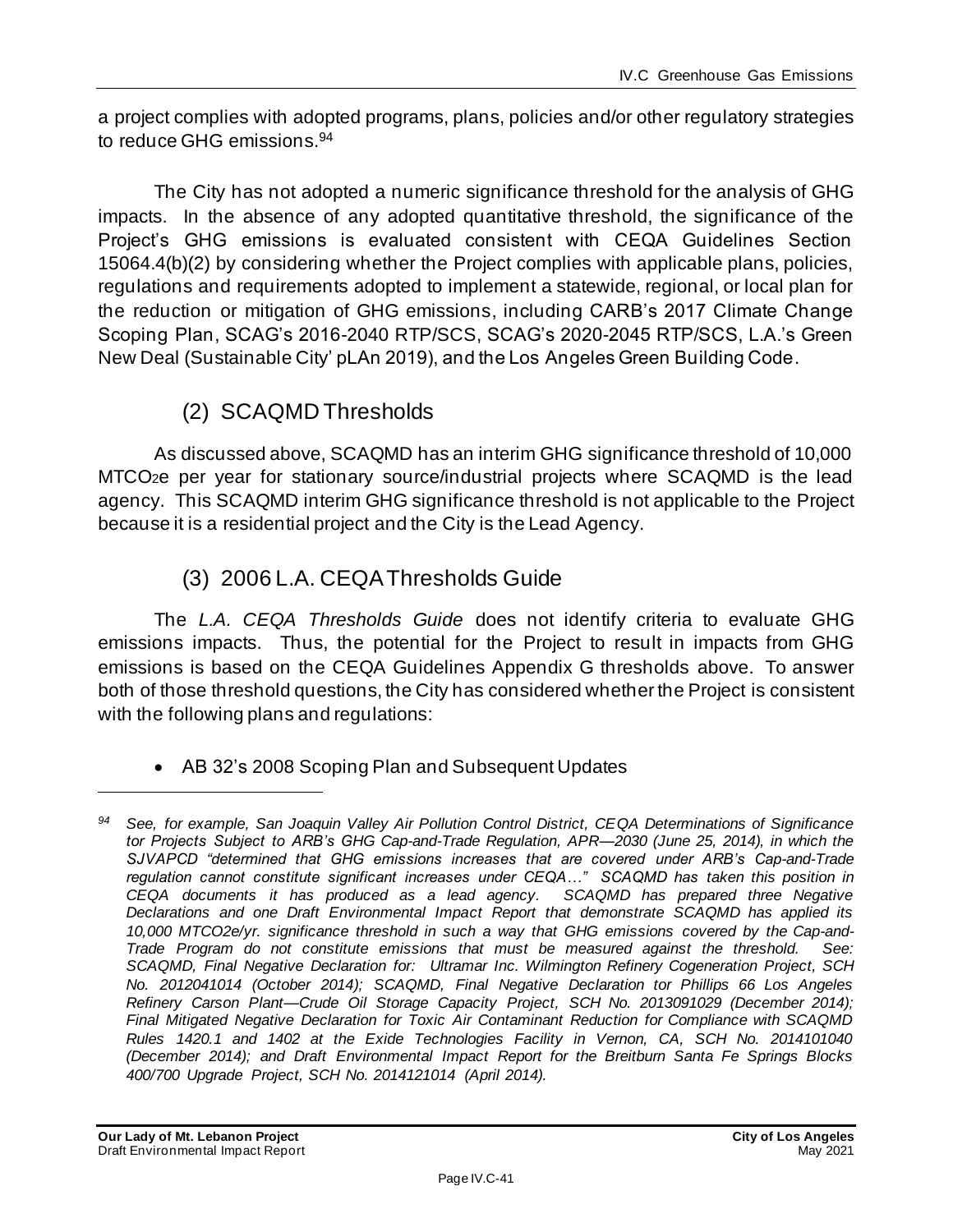a project complies with adopted programs, plans, policies and/or other regulatory strategies to reduce GHG emissions.[94]

The City has not adopted a numeric significance threshold for the analysis of GHG impacts. In the absence of any adopted quantitative threshold, the significance of the Project's GHG emissions is evaluated consistent with CEQA Guidelines Section 15064.4(b)(2) by considering whether the Project complies with applicable plans, policies, regulations and requirements adopted to implement a statewide, regional, or local plan for the reduction or mitigation of GHG emissions, including CARB's 2017 Climate Change Scoping Plan, SCAG's 2016-2040 RTP/SCS, SCAG's 2020-2045 RTP/SCS, L.A.'s Green New Deal (Sustainable City' pLAn 2019), and the Los Angeles Green Building Code.

## (2) SCAQMD Thresholds

As discussed above, SCAQMD has an interim GHG significance threshold of 10,000 $MTCO_2e$ per year for stationary source/industrial projects where SCAQMD is the lead agency. This SCAQMD interim GHG significance threshold is not applicable to the Project because it is a residential project and the City is the Lead Agency.

## (3) 2006 L.A. CEQA Thresholds Guide

The *L.A. CEQA Thresholds Guide* does not identify criteria to evaluate GHG emissions impacts. Thus, the potential for the Project to result in impacts from GHG emissions is based on the CEQA Guidelines Appendix G thresholds above. To answer both of those threshold questions, the City has considered whether the Project is consistent with the following plans and regulations:

- AB 32's 2008 Scoping Plan and Subsequent Updates

---

*[94] See, for example, San Joaquin Valley Air Pollution Control District, CEQA Determinations of Significance tor Projects Subject to ARB's GHG Cap-and-Trade Regulation, APR—2030 (June 25, 2014), in which the SJVAPCD "determined that GHG emissions increases that are covered under ARB's Cap-and-Trade regulation cannot constitute significant increases under CEQA…" SCAQMD has taken this position in CEQA documents it has produced as a lead agency. SCAQMD has prepared three Negative Declarations and one Draft Environmental Impact Report that demonstrate SCAQMD has applied its 10,000 MTCO2e/yr. significance threshold in such a way that GHG emissions covered by the Cap-and-Trade Program do not constitute emissions that must be measured against the threshold. See: SCAQMD, Final Negative Declaration for: Ultramar Inc. Wilmington Refinery Cogeneration Project, SCH No. 2012041014 (October 2014); SCAQMD, Final Negative Declaration tor Phillips 66 Los Angeles Refinery Carson Plant—Crude Oil Storage Capacity Project, SCH No. 2013091029 (December 2014); Final Mitigated Negative Declaration for Toxic Air Contaminant Reduction for Compliance with SCAQMD Rules 1420.1 and 1402 at the Exide Technologies Facility in Vernon, CA, SCH No. 2014101040 (December 2014); and Draft Environmental Impact Report for the Breitburn Santa Fe Springs Blocks 400/700 Upgrade Project, SCH No. 2014121014 (April 2014).*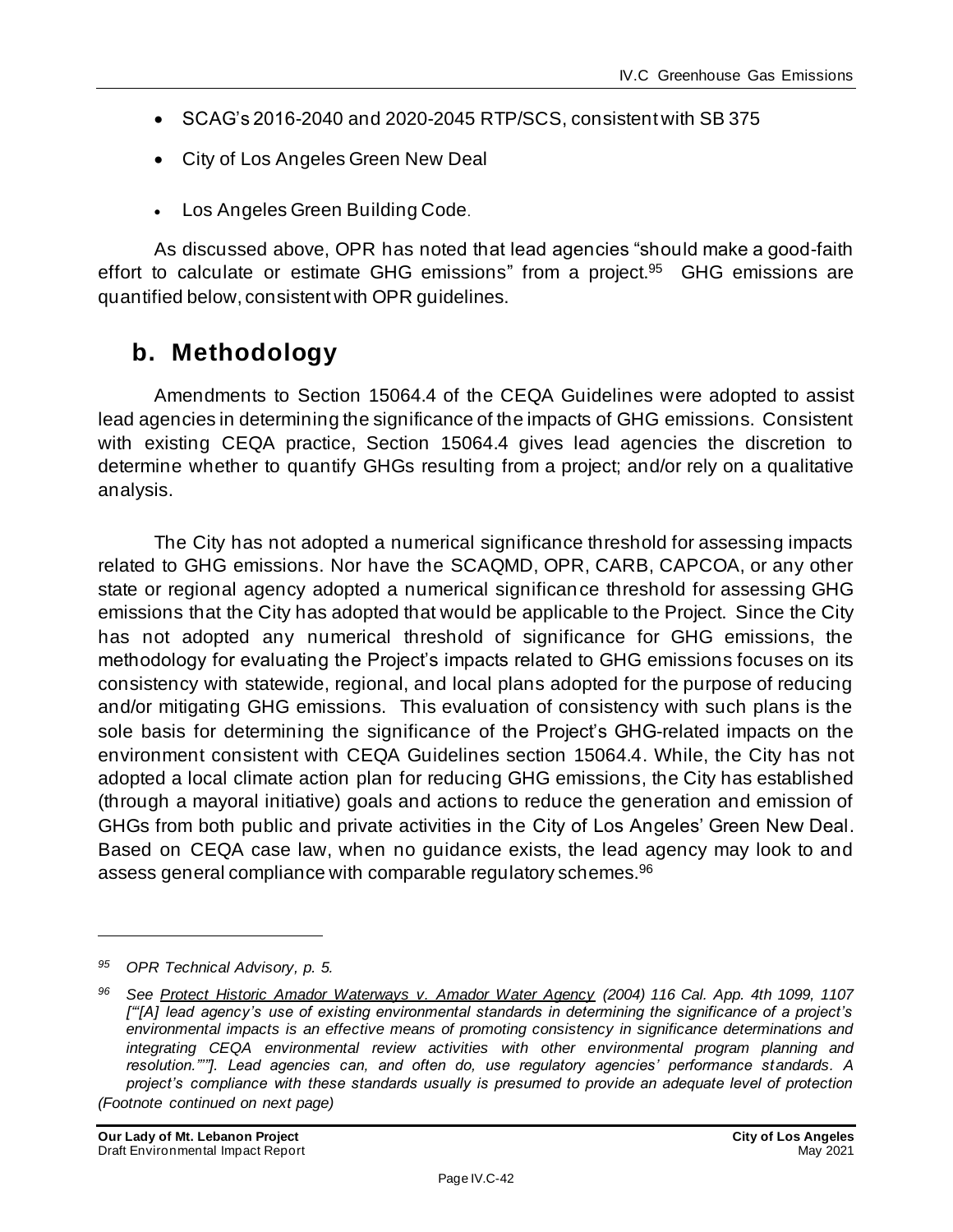- SCAG's 2016-2040 and 2020-2045 RTP/SCS, consistent with SB 375
- City of Los Angeles Green New Deal
- Los Angeles Green Building Code.

As discussed above, OPR has noted that lead agencies "should make a good-faith effort to calculate or estimate GHG emissions" from a project.[95] GHG emissions are quantified below, consistent with OPR guidelines.

## b. Methodology

Amendments to Section 15064.4 of the CEQA Guidelines were adopted to assist lead agencies in determining the significance of the impacts of GHG emissions. Consistent with existing CEQA practice, Section 15064.4 gives lead agencies the discretion to determine whether to quantify GHGs resulting from a project; and/or rely on a qualitative analysis.

The City has not adopted a numerical significance threshold for assessing impacts related to GHG emissions. Nor have the SCAQMD, OPR, CARB, CAPCOA, or any other state or regional agency adopted a numerical significance threshold for assessing GHG emissions that the City has adopted that would be applicable to the Project. Since the City has not adopted any numerical threshold of significance for GHG emissions, the methodology for evaluating the Project's impacts related to GHG emissions focuses on its consistency with statewide, regional, and local plans adopted for the purpose of reducing and/or mitigating GHG emissions. This evaluation of consistency with such plans is the sole basis for determining the significance of the Project's GHG-related impacts on the environment consistent with CEQA Guidelines section 15064.4. While, the City has not adopted a local climate action plan for reducing GHG emissions, the City has established (through a mayoral initiative) goals and actions to reduce the generation and emission of GHGs from both public and private activities in the City of Los Angeles' Green New Deal. Based on CEQA case law, when no guidance exists, the lead agency may look to and assess general compliance with comparable regulatory schemes.[96]

---

*[95] OPR Technical Advisory, p. 5.*

*[96] See Protect Historic Amador Waterways v. Amador Water Agency (2004) 116 Cal. App. 4th 1099, 1107 ["'[A] lead agency's use of existing environmental standards in determining the significance of a project's environmental impacts is an effective means of promoting consistency in significance determinations and integrating CEQA environmental review activities with other environmental program planning and resolution."'"]. Lead agencies can, and often do, use regulatory agencies' performance standards. A project's compliance with these standards usually is presumed to provide an adequate level of protection*

*(Footnote continued on next page)*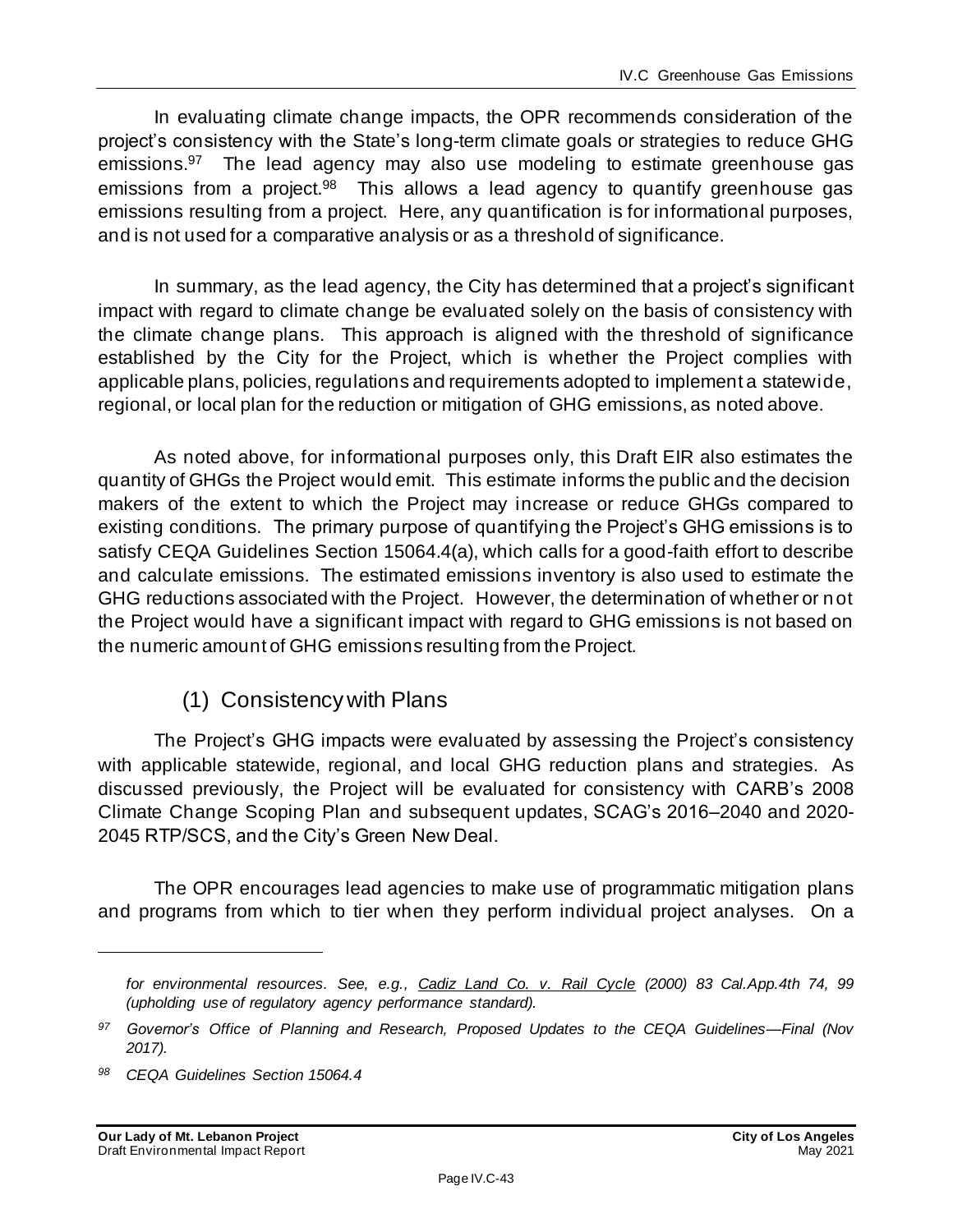In evaluating climate change impacts, the OPR recommends consideration of the project's consistency with the State's long-term climate goals or strategies to reduce GHG emissions.[97] The lead agency may also use modeling to estimate greenhouse gas emissions from a project.[98] This allows a lead agency to quantify greenhouse gas emissions resulting from a project. Here, any quantification is for informational purposes, and is not used for a comparative analysis or as a threshold of significance.

In summary, as the lead agency, the City has determined that a project's significant impact with regard to climate change be evaluated solely on the basis of consistency with the climate change plans. This approach is aligned with the threshold of significance established by the City for the Project, which is whether the Project complies with applicable plans, policies, regulations and requirements adopted to implement a statewide, regional, or local plan for the reduction or mitigation of GHG emissions, as noted above.

As noted above, for informational purposes only, this Draft EIR also estimates the quantity of GHGs the Project would emit. This estimate informs the public and the decision makers of the extent to which the Project may increase or reduce GHGs compared to existing conditions. The primary purpose of quantifying the Project's GHG emissions is to satisfy CEQA Guidelines Section 15064.4(a), which calls for a good-faith effort to describe and calculate emissions. The estimated emissions inventory is also used to estimate the GHG reductions associated with the Project. However, the determination of whether or not the Project would have a significant impact with regard to GHG emissions is not based on the numeric amount of GHG emissions resulting from the Project.

## (1) Consistency with Plans

The Project's GHG impacts were evaluated by assessing the Project's consistency with applicable statewide, regional, and local GHG reduction plans and strategies. As discussed previously, the Project will be evaluated for consistency with CARB's 2008 Climate Change Scoping Plan and subsequent updates, SCAG's 2016–2040 and 2020-2045 RTP/SCS, and the City's Green New Deal.

The OPR encourages lead agencies to make use of programmatic mitigation plans and programs from which to tier when they perform individual project analyses. On a

---

*for environmental resources. See, e.g., Cadiz Land Co. v. Rail Cycle (2000) 83 Cal.App.4th 74, 99 (upholding use of regulatory agency performance standard).*

*[97] Governor's Office of Planning and Research, Proposed Updates to the CEQA Guidelines—Final (Nov 2017).*

*[98] CEQA Guidelines Section 15064.4*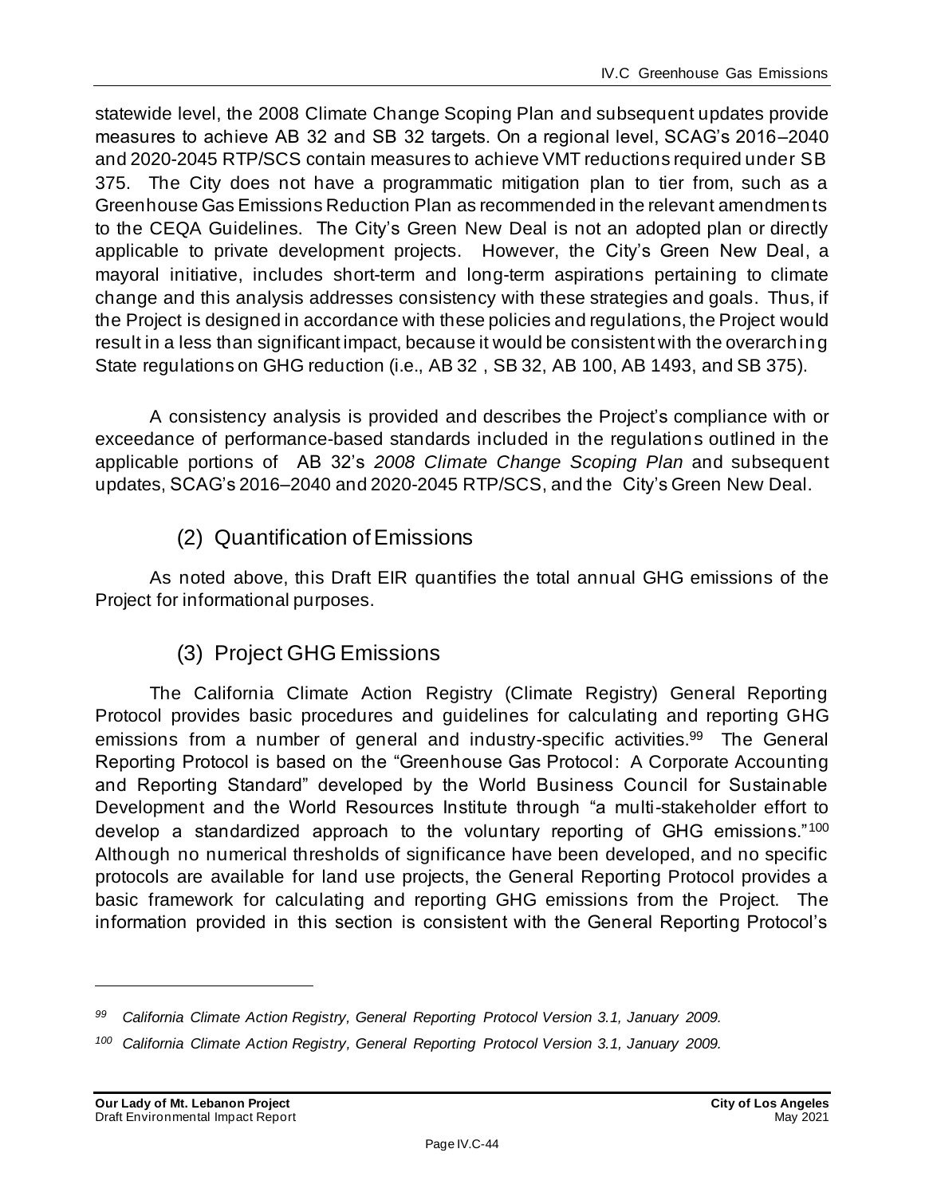statewide level, the 2008 Climate Change Scoping Plan and subsequent updates provide measures to achieve AB 32 and SB 32 targets. On a regional level, SCAG's 2016–2040 and 2020-2045 RTP/SCS contain measures to achieve VMT reductions required under SB 375. The City does not have a programmatic mitigation plan to tier from, such as a Greenhouse Gas Emissions Reduction Plan as recommended in the relevant amendments to the CEQA Guidelines. The City's Green New Deal is not an adopted plan or directly applicable to private development projects. However, the City's Green New Deal, a mayoral initiative, includes short-term and long-term aspirations pertaining to climate change and this analysis addresses consistency with these strategies and goals. Thus, if the Project is designed in accordance with these policies and regulations, the Project would result in a less than significant impact, because it would be consistent with the overarching State regulations on GHG reduction (i.e., AB 32 , SB 32, AB 100, AB 1493, and SB 375).

A consistency analysis is provided and describes the Project's compliance with or exceedance of performance-based standards included in the regulations outlined in the applicable portions of AB 32's *2008 Climate Change Scoping Plan* and subsequent updates, SCAG's 2016–2040 and 2020-2045 RTP/SCS, and the City's Green New Deal.

### (2) Quantification of Emissions

As noted above, this Draft EIR quantifies the total annual GHG emissions of the Project for informational purposes.

### (3) Project GHG Emissions

The California Climate Action Registry (Climate Registry) General Reporting Protocol provides basic procedures and guidelines for calculating and reporting GHG emissions from a number of general and industry-specific activities.[99] The General Reporting Protocol is based on the "Greenhouse Gas Protocol: A Corporate Accounting and Reporting Standard" developed by the World Business Council for Sustainable Development and the World Resources Institute through "a multi-stakeholder effort to develop a standardized approach to the voluntary reporting of GHG emissions."[100] Although no numerical thresholds of significance have been developed, and no specific protocols are available for land use projects, the General Reporting Protocol provides a basic framework for calculating and reporting GHG emissions from the Project. The information provided in this section is consistent with the General Reporting Protocol's

---

[99] *California Climate Action Registry, General Reporting Protocol Version 3.1, January 2009.*

[100] *California Climate Action Registry, General Reporting Protocol Version 3.1, January 2009.*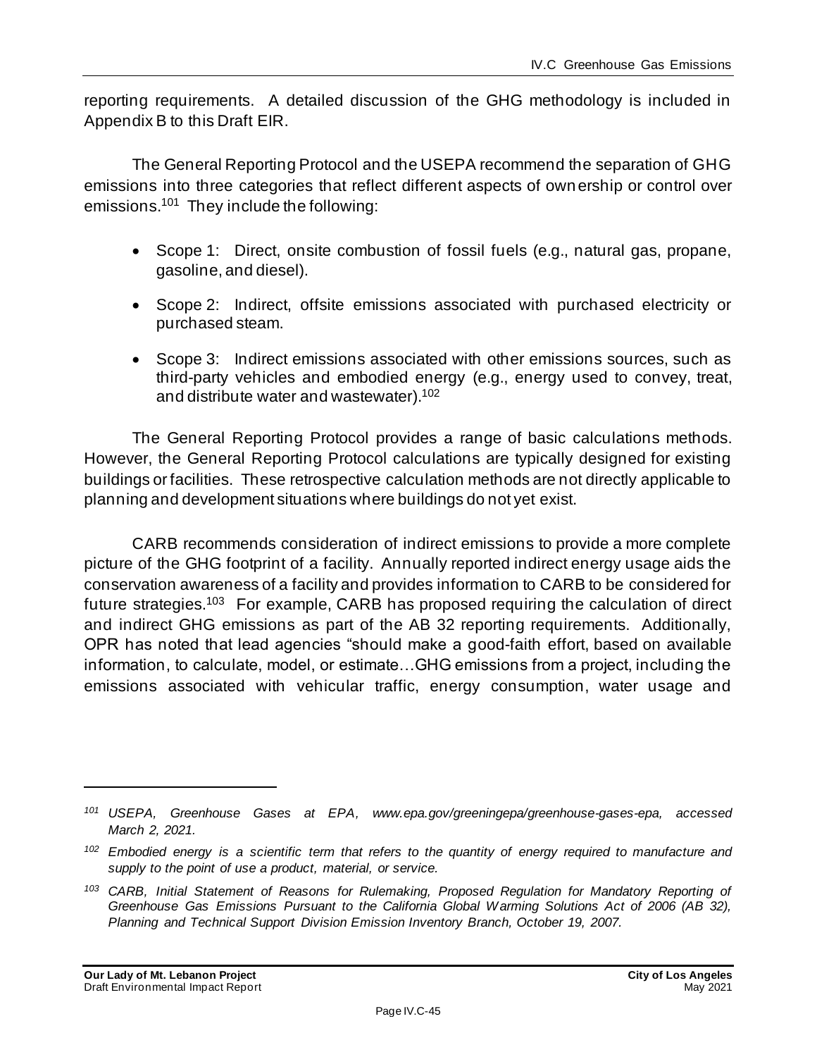reporting requirements. A detailed discussion of the GHG methodology is included in Appendix B to this Draft EIR.

The General Reporting Protocol and the USEPA recommend the separation of GHG emissions into three categories that reflect different aspects of ownership or control over emissions.[101] They include the following:

- Scope 1: Direct, onsite combustion of fossil fuels (e.g., natural gas, propane, gasoline, and diesel).
- Scope 2: Indirect, offsite emissions associated with purchased electricity or purchased steam.
- Scope 3: Indirect emissions associated with other emissions sources, such as third-party vehicles and embodied energy (e.g., energy used to convey, treat, and distribute water and wastewater).[102]

The General Reporting Protocol provides a range of basic calculations methods. However, the General Reporting Protocol calculations are typically designed for existing buildings or facilities. These retrospective calculation methods are not directly applicable to planning and development situations where buildings do not yet exist.

CARB recommends consideration of indirect emissions to provide a more complete picture of the GHG footprint of a facility. Annually reported indirect energy usage aids the conservation awareness of a facility and provides information to CARB to be considered for future strategies.[103] For example, CARB has proposed requiring the calculation of direct and indirect GHG emissions as part of the AB 32 reporting requirements. Additionally, OPR has noted that lead agencies "should make a good-faith effort, based on available information, to calculate, model, or estimate…GHG emissions from a project, including the emissions associated with vehicular traffic, energy consumption, water usage and

---

*[101] USEPA, Greenhouse Gases at EPA, www.epa.gov/greeningepa/greenhouse-gases-epa, accessed March 2, 2021.*

*[102] Embodied energy is a scientific term that refers to the quantity of energy required to manufacture and supply to the point of use a product, material, or service.*

*[103] CARB, Initial Statement of Reasons for Rulemaking, Proposed Regulation for Mandatory Reporting of Greenhouse Gas Emissions Pursuant to the California Global Warming Solutions Act of 2006 (AB 32), Planning and Technical Support Division Emission Inventory Branch, October 19, 2007.*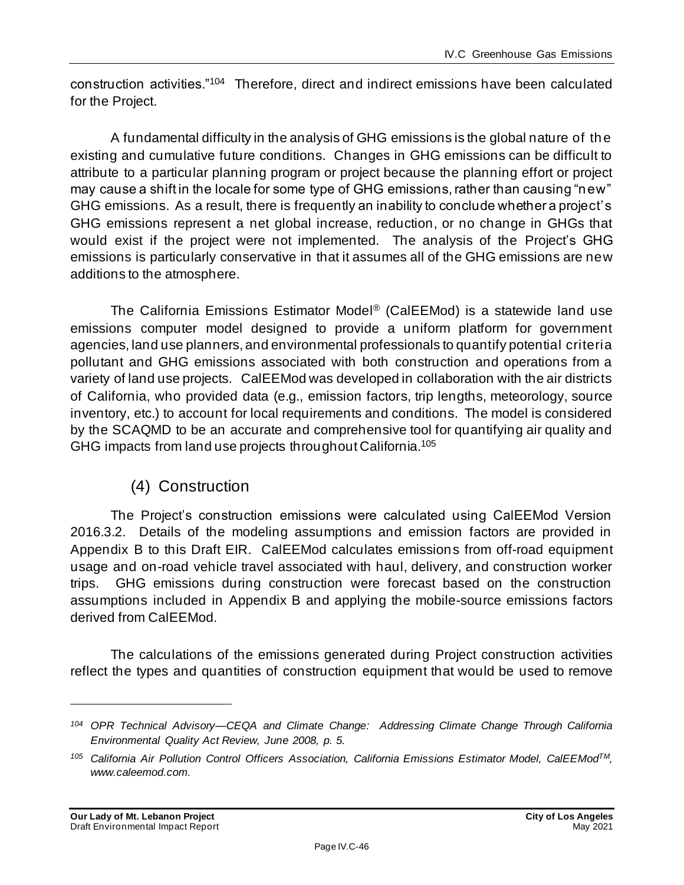construction activities."[104] Therefore, direct and indirect emissions have been calculated for the Project.

A fundamental difficulty in the analysis of GHG emissions is the global nature of the existing and cumulative future conditions. Changes in GHG emissions can be difficult to attribute to a particular planning program or project because the planning effort or project may cause a shift in the locale for some type of GHG emissions, rather than causing "new" GHG emissions. As a result, there is frequently an inability to conclude whether a project's GHG emissions represent a net global increase, reduction, or no change in GHGs that would exist if the project were not implemented. The analysis of the Project's GHG emissions is particularly conservative in that it assumes all of the GHG emissions are new additions to the atmosphere.

The California Emissions Estimator Model® (CalEEMod) is a statewide land use emissions computer model designed to provide a uniform platform for government agencies, land use planners, and environmental professionals to quantify potential criteria pollutant and GHG emissions associated with both construction and operations from a variety of land use projects. CalEEMod was developed in collaboration with the air districts of California, who provided data (e.g., emission factors, trip lengths, meteorology, source inventory, etc.) to account for local requirements and conditions. The model is considered by the SCAQMD to be an accurate and comprehensive tool for quantifying air quality and GHG impacts from land use projects throughout California.[105]

### (4) Construction

The Project's construction emissions were calculated using CalEEMod Version 2016.3.2. Details of the modeling assumptions and emission factors are provided in Appendix B to this Draft EIR. CalEEMod calculates emissions from off-road equipment usage and on-road vehicle travel associated with haul, delivery, and construction worker trips. GHG emissions during construction were forecast based on the construction assumptions included in Appendix B and applying the mobile-source emissions factors derived from CalEEMod.

The calculations of the emissions generated during Project construction activities reflect the types and quantities of construction equipment that would be used to remove

---

*[104] OPR Technical Advisory—CEQA and Climate Change: Addressing Climate Change Through California Environmental Quality Act Review, June 2008, p. 5.*

*[105] California Air Pollution Control Officers Association, California Emissions Estimator Model, CalEEMod™, www.caleemod.com.*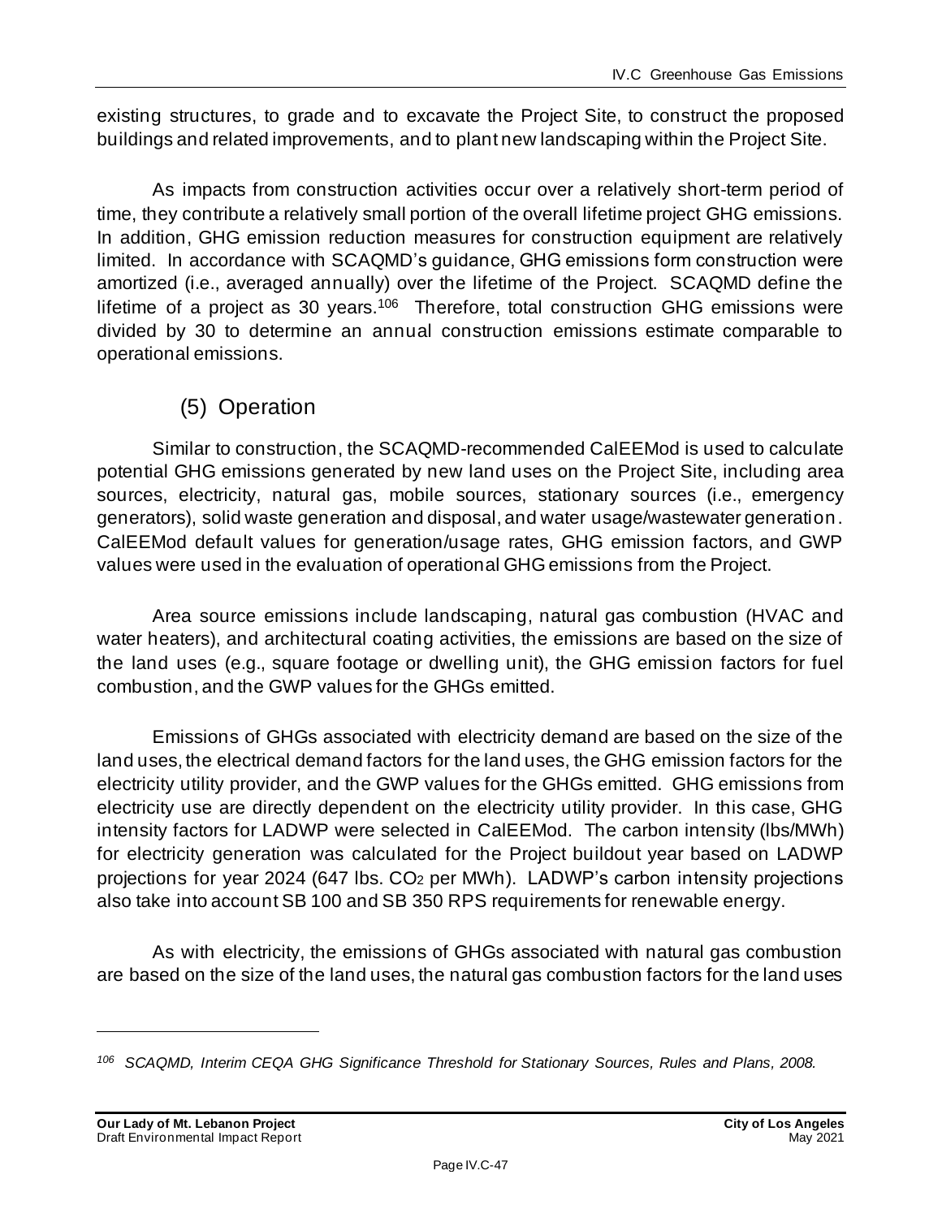existing structures, to grade and to excavate the Project Site, to construct the proposed buildings and related improvements, and to plant new landscaping within the Project Site.

As impacts from construction activities occur over a relatively short-term period of time, they contribute a relatively small portion of the overall lifetime project GHG emissions. In addition, GHG emission reduction measures for construction equipment are relatively limited. In accordance with SCAQMD's guidance, GHG emissions form construction were amortized (i.e., averaged annually) over the lifetime of the Project. SCAQMD define the lifetime of a project as 30 years.[106] Therefore, total construction GHG emissions were divided by 30 to determine an annual construction emissions estimate comparable to operational emissions.

### (5) Operation

Similar to construction, the SCAQMD-recommended CalEEMod is used to calculate potential GHG emissions generated by new land uses on the Project Site, including area sources, electricity, natural gas, mobile sources, stationary sources (i.e., emergency generators), solid waste generation and disposal, and water usage/wastewater generation. CalEEMod default values for generation/usage rates, GHG emission factors, and GWP values were used in the evaluation of operational GHG emissions from the Project.

Area source emissions include landscaping, natural gas combustion (HVAC and water heaters), and architectural coating activities, the emissions are based on the size of the land uses (e.g., square footage or dwelling unit), the GHG emission factors for fuel combustion, and the GWP values for the GHGs emitted.

Emissions of GHGs associated with electricity demand are based on the size of the land uses, the electrical demand factors for the land uses, the GHG emission factors for the electricity utility provider, and the GWP values for the GHGs emitted. GHG emissions from electricity use are directly dependent on the electricity utility provider. In this case, GHG intensity factors for LADWP were selected in CalEEMod. The carbon intensity (lbs/MWh) for electricity generation was calculated for the Project buildout year based on LADWP projections for year 2024 (647 lbs. $CO_2$ per MWh). LADWP's carbon intensity projections also take into account SB 100 and SB 350 RPS requirements for renewable energy.

As with electricity, the emissions of GHGs associated with natural gas combustion are based on the size of the land uses, the natural gas combustion factors for the land uses

---

[106] *SCAQMD, Interim CEQA GHG Significance Threshold for Stationary Sources, Rules and Plans, 2008.*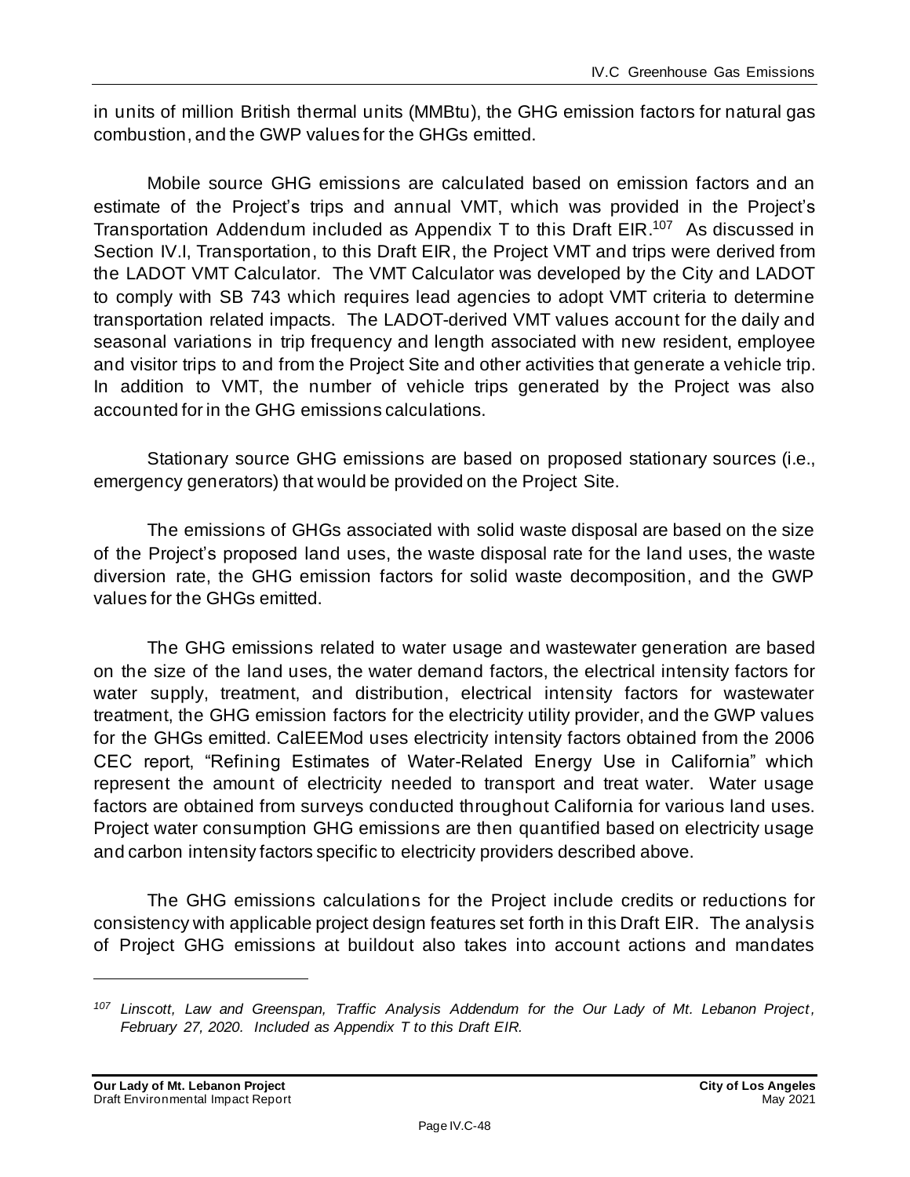in units of million British thermal units (MMBtu), the GHG emission factors for natural gas combustion, and the GWP values for the GHGs emitted.

Mobile source GHG emissions are calculated based on emission factors and an estimate of the Project's trips and annual VMT, which was provided in the Project's Transportation Addendum included as Appendix T to this Draft EIR.[107] As discussed in Section IV.I, Transportation, to this Draft EIR, the Project VMT and trips were derived from the LADOT VMT Calculator. The VMT Calculator was developed by the City and LADOT to comply with SB 743 which requires lead agencies to adopt VMT criteria to determine transportation related impacts. The LADOT-derived VMT values account for the daily and seasonal variations in trip frequency and length associated with new resident, employee and visitor trips to and from the Project Site and other activities that generate a vehicle trip. In addition to VMT, the number of vehicle trips generated by the Project was also accounted for in the GHG emissions calculations.

Stationary source GHG emissions are based on proposed stationary sources (i.e., emergency generators) that would be provided on the Project Site.

The emissions of GHGs associated with solid waste disposal are based on the size of the Project's proposed land uses, the waste disposal rate for the land uses, the waste diversion rate, the GHG emission factors for solid waste decomposition, and the GWP values for the GHGs emitted.

The GHG emissions related to water usage and wastewater generation are based on the size of the land uses, the water demand factors, the electrical intensity factors for water supply, treatment, and distribution, electrical intensity factors for wastewater treatment, the GHG emission factors for the electricity utility provider, and the GWP values for the GHGs emitted. CalEEMod uses electricity intensity factors obtained from the 2006 CEC report, "Refining Estimates of Water-Related Energy Use in California" which represent the amount of electricity needed to transport and treat water. Water usage factors are obtained from surveys conducted throughout California for various land uses. Project water consumption GHG emissions are then quantified based on electricity usage and carbon intensity factors specific to electricity providers described above.

The GHG emissions calculations for the Project include credits or reductions for consistency with applicable project design features set forth in this Draft EIR. The analysis of Project GHG emissions at buildout also takes into account actions and mandates

---

*[107] Linscott, Law and Greenspan, Traffic Analysis Addendum for the Our Lady of Mt. Lebanon Project, February 27, 2020. Included as Appendix T to this Draft EIR.*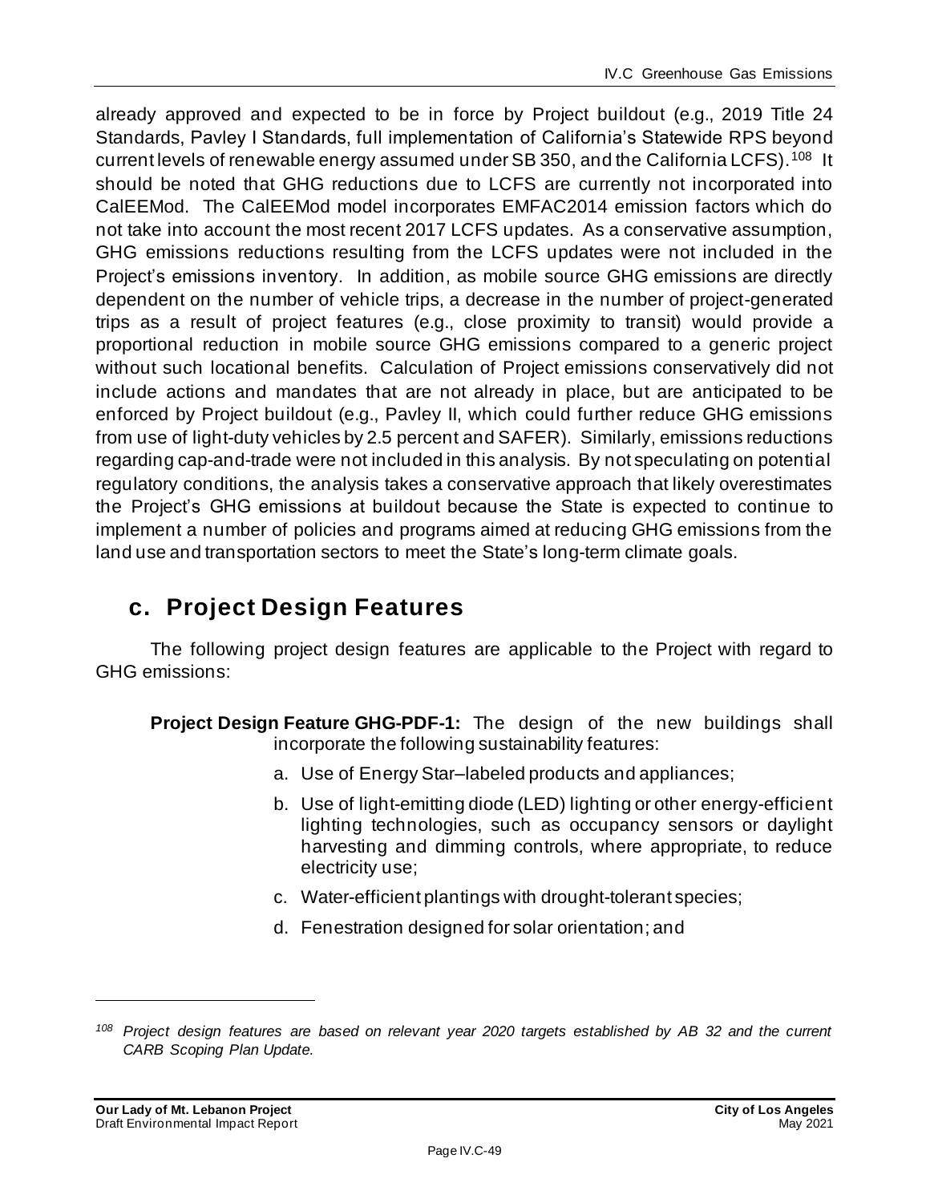already approved and expected to be in force by Project buildout (e.g., 2019 Title 24 Standards, Pavley I Standards, full implementation of California's Statewide RPS beyond current levels of renewable energy assumed under SB 350, and the California LCFS).[108] It should be noted that GHG reductions due to LCFS are currently not incorporated into CalEEMod. The CalEEMod model incorporates EMFAC2014 emission factors which do not take into account the most recent 2017 LCFS updates. As a conservative assumption, GHG emissions reductions resulting from the LCFS updates were not included in the Project's emissions inventory. In addition, as mobile source GHG emissions are directly dependent on the number of vehicle trips, a decrease in the number of project-generated trips as a result of project features (e.g., close proximity to transit) would provide a proportional reduction in mobile source GHG emissions compared to a generic project without such locational benefits. Calculation of Project emissions conservatively did not include actions and mandates that are not already in place, but are anticipated to be enforced by Project buildout (e.g., Pavley II, which could further reduce GHG emissions from use of light-duty vehicles by 2.5 percent and SAFER). Similarly, emissions reductions regarding cap-and-trade were not included in this analysis. By not speculating on potential regulatory conditions, the analysis takes a conservative approach that likely overestimates the Project's GHG emissions at buildout because the State is expected to continue to implement a number of policies and programs aimed at reducing GHG emissions from the land use and transportation sectors to meet the State's long-term climate goals.

## c. Project Design Features

The following project design features are applicable to the Project with regard to GHG emissions:

**Project Design Feature GHG-PDF-1:** The design of the new buildings shall incorporate the following sustainability features:

a. Use of Energy Star–labeled products and appliances;

b. Use of light-emitting diode (LED) lighting or other energy-efficient lighting technologies, such as occupancy sensors or daylight harvesting and dimming controls, where appropriate, to reduce electricity use;

c. Water-efficient plantings with drought-tolerant species;

d. Fenestration designed for solar orientation; and

---

*[108] Project design features are based on relevant year 2020 targets established by AB 32 and the current CARB Scoping Plan Update.*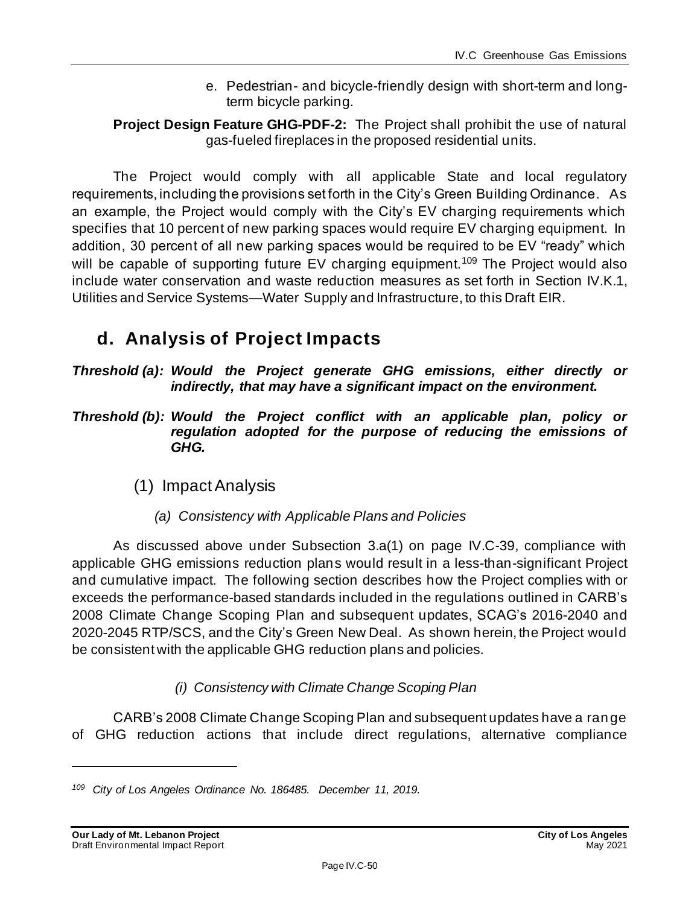e. Pedestrian- and bicycle-friendly design with short-term and long-term bicycle parking.

**Project Design Feature GHG-PDF-2:** The Project shall prohibit the use of natural gas-fueled fireplaces in the proposed residential units.

The Project would comply with all applicable State and local regulatory requirements, including the provisions set forth in the City's Green Building Ordinance. As an example, the Project would comply with the City's EV charging requirements which specifies that 10 percent of new parking spaces would require EV charging equipment. In addition, 30 percent of all new parking spaces would be required to be EV "ready" which will be capable of supporting future EV charging equipment.[109] The Project would also include water conservation and waste reduction measures as set forth in Section IV.K.1, Utilities and Service Systems—Water Supply and Infrastructure, to this Draft EIR.

## d. Analysis of Project Impacts

***Threshold (a): Would the Project generate GHG emissions, either directly or indirectly, that may have a significant impact on the environment.***

***Threshold (b): Would the Project conflict with an applicable plan, policy or regulation adopted for the purpose of reducing the emissions of GHG.***

### (1) Impact Analysis

#### *(a) Consistency with Applicable Plans and Policies*

As discussed above under Subsection 3.a(1) on page IV.C-39, compliance with applicable GHG emissions reduction plans would result in a less-than-significant Project and cumulative impact. The following section describes how the Project complies with or exceeds the performance-based standards included in the regulations outlined in CARB's 2008 Climate Change Scoping Plan and subsequent updates, SCAG's 2016-2040 and 2020-2045 RTP/SCS, and the City's Green New Deal. As shown herein, the Project would be consistent with the applicable GHG reduction plans and policies.

##### *(i) Consistency with Climate Change Scoping Plan*

CARB's 2008 Climate Change Scoping Plan and subsequent updates have a range of GHG reduction actions that include direct regulations, alternative compliance

---

[109] *City of Los Angeles Ordinance No. 186485. December 11, 2019.*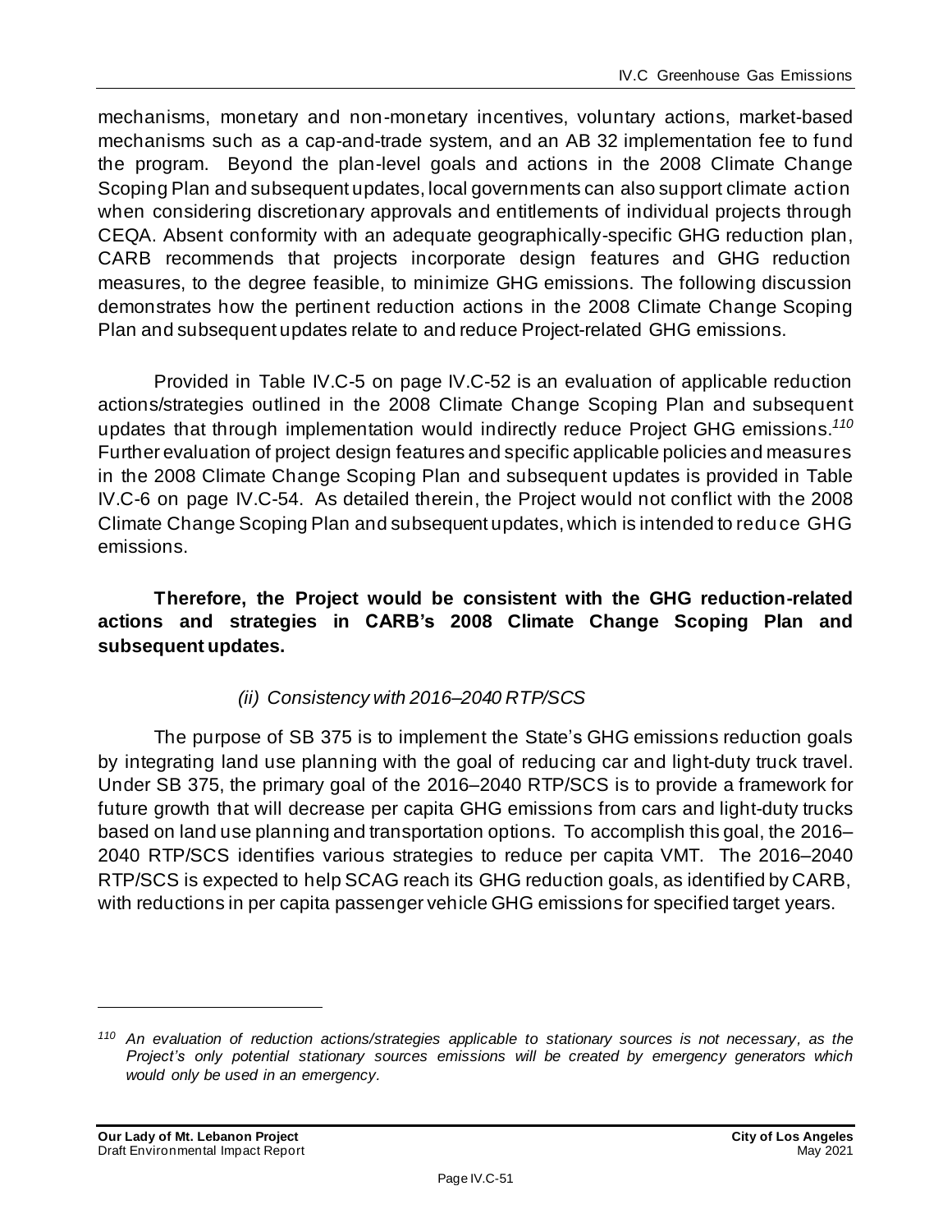mechanisms, monetary and non-monetary incentives, voluntary actions, market-based mechanisms such as a cap-and-trade system, and an AB 32 implementation fee to fund the program. Beyond the plan-level goals and actions in the 2008 Climate Change Scoping Plan and subsequent updates, local governments can also support climate action when considering discretionary approvals and entitlements of individual projects through CEQA. Absent conformity with an adequate geographically-specific GHG reduction plan, CARB recommends that projects incorporate design features and GHG reduction measures, to the degree feasible, to minimize GHG emissions. The following discussion demonstrates how the pertinent reduction actions in the 2008 Climate Change Scoping Plan and subsequent updates relate to and reduce Project-related GHG emissions.

Provided in Table IV.C-5 on page IV.C-52 is an evaluation of applicable reduction actions/strategies outlined in the 2008 Climate Change Scoping Plan and subsequent updates that through implementation would indirectly reduce Project GHG emissions.[110] Further evaluation of project design features and specific applicable policies and measures in the 2008 Climate Change Scoping Plan and subsequent updates is provided in Table IV.C-6 on page IV.C-54. As detailed therein, the Project would not conflict with the 2008 Climate Change Scoping Plan and subsequent updates, which is intended to reduce GHG emissions.

**Therefore, the Project would be consistent with the GHG reduction-related actions and strategies in CARB's 2008 Climate Change Scoping Plan and subsequent updates.**

*(ii) Consistency with 2016–2040 RTP/SCS*

The purpose of SB 375 is to implement the State's GHG emissions reduction goals by integrating land use planning with the goal of reducing car and light-duty truck travel. Under SB 375, the primary goal of the 2016–2040 RTP/SCS is to provide a framework for future growth that will decrease per capita GHG emissions from cars and light-duty trucks based on land use planning and transportation options. To accomplish this goal, the 2016–2040 RTP/SCS identifies various strategies to reduce per capita VMT. The 2016–2040 RTP/SCS is expected to help SCAG reach its GHG reduction goals, as identified by CARB, with reductions in per capita passenger vehicle GHG emissions for specified target years.

---

*[110] An evaluation of reduction actions/strategies applicable to stationary sources is not necessary, as the Project's only potential stationary sources emissions will be created by emergency generators which would only be used in an emergency.*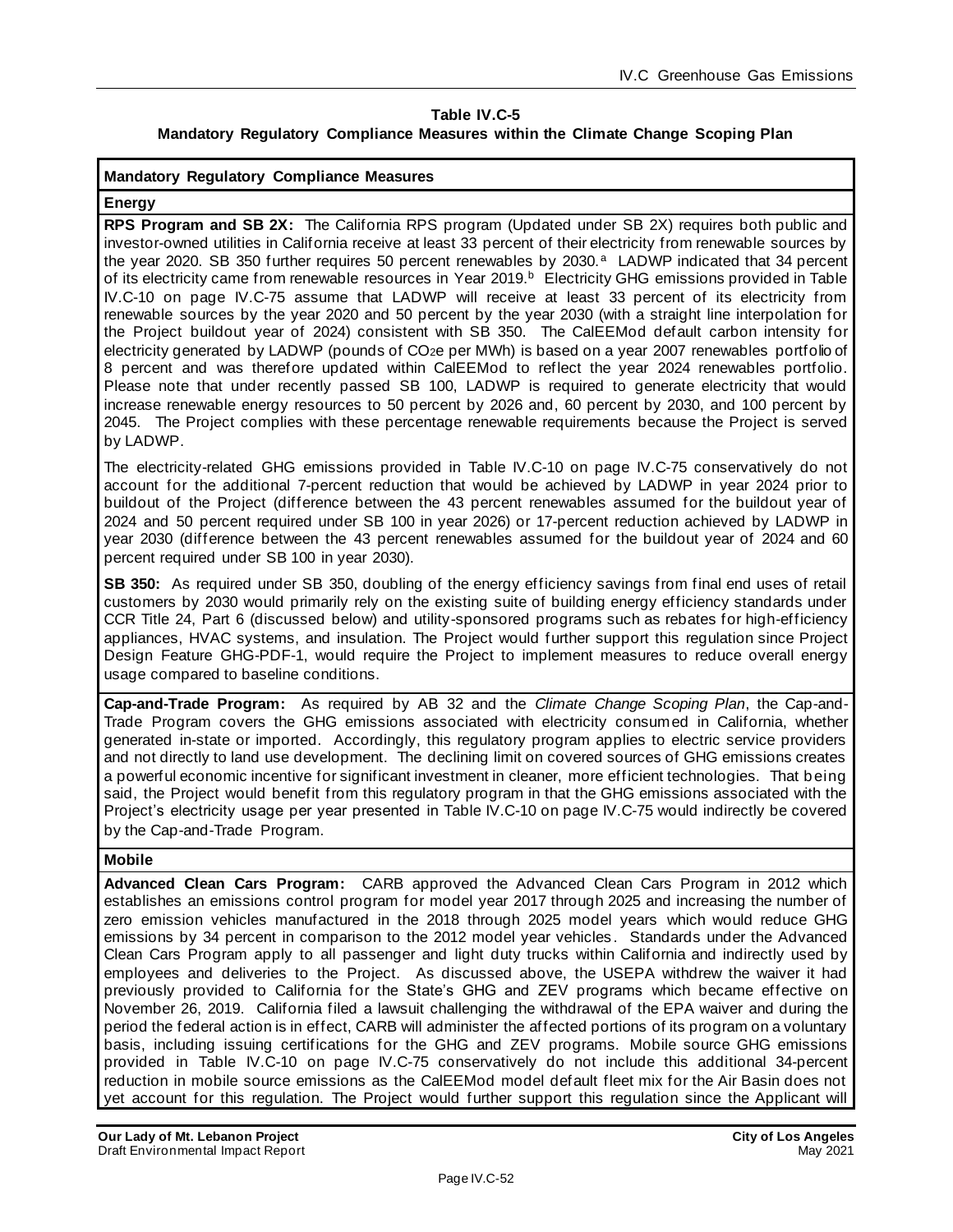**Table IV.C-5**
**Mandatory Regulatory Compliance Measures within the Climate Change Scoping Plan**

| Mandatory Regulatory Compliance Measures |
|---|
| **Energy** |
| **RPS Program and SB 2X:** The California RPS program (Updated under SB 2X) requires both public and investor-owned utilities in California receive at least 33 percent of their electricity from renewable sources by the year 2020. SB 350 further requires 50 percent renewables by 2030.[a] LADWP indicated that 34 percent of its electricity came from renewable resources in Year 2019.[b] Electricity GHG emissions provided in Table IV.C-10 on page IV.C-75 assume that LADWP will receive at least 33 percent of its electricity from renewable sources by the year 2020 and 50 percent by the year 2030 (with a straight line interpolation for the Project buildout year of 2024) consistent with SB 350. The CalEEMod default carbon intensity for electricity generated by LADWP (pounds of $CO_2e$ per MWh) is based on a year 2007 renewables portfolio of 8 percent and was therefore updated within CalEEMod to reflect the year 2024 renewables portfolio. Please note that under recently passed SB 100, LADWP is required to generate electricity that would increase renewable energy resources to 50 percent by 2026 and, 60 percent by 2030, and 100 percent by 2045. The Project complies with these percentage renewable requirements because the Project is served by LADWP. <br><br> The electricity-related GHG emissions provided in Table IV.C-10 on page IV.C-75 conservatively do not account for the additional 7-percent reduction that would be achieved by LADWP in year 2024 prior to buildout of the Project (difference between the 43 percent renewables assumed for the buildout year of 2024 and 50 percent required under SB 100 in year 2026) or 17-percent reduction achieved by LADWP in year 2030 (difference between the 43 percent renewables assumed for the buildout year of 2024 and 60 percent required under SB 100 in year 2030). |
| **SB 350:** As required under SB 350, doubling of the energy efficiency savings from final end uses of retail customers by 2030 would primarily rely on the existing suite of building energy efficiency standards under CCR Title 24, Part 6 (discussed below) and utility-sponsored programs such as rebates for high-efficiency appliances, HVAC systems, and insulation. The Project would further support this regulation since Project Design Feature GHG-PDF-1, would require the Project to implement measures to reduce overall energy usage compared to baseline conditions. |
| **Cap-and-Trade Program:** As required by AB 32 and the *Climate Change Scoping Plan*, the Cap-and-Trade Program covers the GHG emissions associated with electricity consumed in California, whether generated in-state or imported. Accordingly, this regulatory program applies to electric service providers and not directly to land use development. The declining limit on covered sources of GHG emissions creates a powerful economic incentive for significant investment in cleaner, more efficient technologies. That being said, the Project would benefit from this regulatory program in that the GHG emissions associated with the Project's electricity usage per year presented in Table IV.C-10 on page IV.C-75 would indirectly be covered by the Cap-and-Trade Program. |
| **Mobile** |
| **Advanced Clean Cars Program:** CARB approved the Advanced Clean Cars Program in 2012 which establishes an emissions control program for model year 2017 through 2025 and increasing the number of zero emission vehicles manufactured in the 2018 through 2025 model years which would reduce GHG emissions by 34 percent in comparison to the 2012 model year vehicles. Standards under the Advanced Clean Cars Program apply to all passenger and light duty trucks within California and indirectly used by employees and deliveries to the Project. As discussed above, the USEPA withdrew the waiver it had previously provided to California for the State's GHG and ZEV programs which became effective on November 26, 2019. California filed a lawsuit challenging the withdrawal of the EPA waiver and during the period the federal action is in effect, CARB will administer the affected portions of its program on a voluntary basis, including issuing certifications for the GHG and ZEV programs. Mobile source GHG emissions provided in Table IV.C-10 on page IV.C-75 conservatively do not include this additional 34-percent reduction in mobile source emissions as the CalEEMod model default fleet mix for the Air Basin does not yet account for this regulation. The Project would further support this regulation since the Applicant will |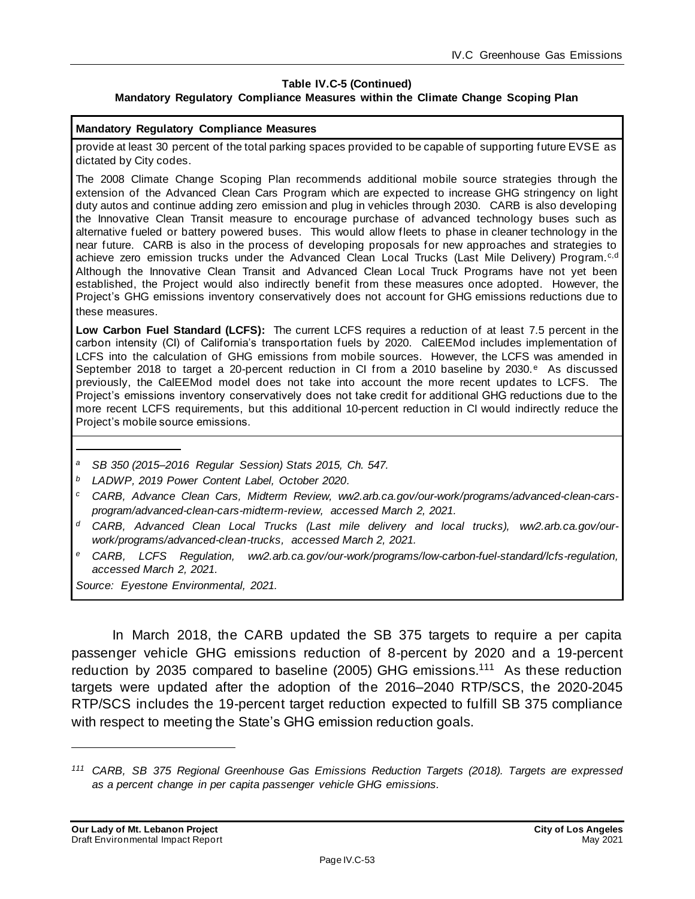**Table IV.C-5 (Continued)**
**Mandatory Regulatory Compliance Measures within the Climate Change Scoping Plan**

| Mandatory Regulatory Compliance Measures |
|---|
| provide at least 30 percent of the total parking spaces provided to be capable of supporting future EVSE as dictated by City codes. <br><br> The 2008 Climate Change Scoping Plan recommends additional mobile source strategies through the extension of the Advanced Clean Cars Program which are expected to increase GHG stringency on light duty autos and continue adding zero emission and plug in vehicles through 2030. CARB is also developing the Innovative Clean Transit measure to encourage purchase of advanced technology buses such as alternative fueled or battery powered buses. This would allow fleets to phase in cleaner technology in the near future. CARB is also in the process of developing proposals for new approaches and strategies to achieve zero emission trucks under the Advanced Clean Local Trucks (Last Mile Delivery) Program.[c,d] Although the Innovative Clean Transit and Advanced Clean Local Truck Programs have not yet been established, the Project would also indirectly benefit from these measures once adopted. However, the Project's GHG emissions inventory conservatively does not account for GHG emissions reductions due to these measures. <br><br> **Low Carbon Fuel Standard (LCFS):** The current LCFS requires a reduction of at least 7.5 percent in the carbon intensity (CI) of California's transportation fuels by 2020. CalEEMod includes implementation of LCFS into the calculation of GHG emissions from mobile sources. However, the LCFS was amended in September 2018 to target a 20-percent reduction in CI from a 2010 baseline by 2030.[e] As discussed previously, the CalEEMod model does not take into account the more recent updates to LCFS. The Project's emissions inventory conservatively does not take credit for additional GHG reductions due to the more recent LCFS requirements, but this additional 10-percent reduction in CI would indirectly reduce the Project's mobile source emissions. |

*[a] SB 350 (2015–2016 Regular Session) Stats 2015, Ch. 547.*

*[b] LADWP, 2019 Power Content Label, October 2020.*

*[c] CARB, Advance Clean Cars, Midterm Review, ww2.arb.ca.gov/our-work/programs/advanced-clean-cars-program/advanced-clean-cars-midterm-review, accessed March 2, 2021.*

*[d] CARB, Advanced Clean Local Trucks (Last mile delivery and local trucks), ww2.arb.ca.gov/our-work/programs/advanced-clean-trucks, accessed March 2, 2021.*

*[e] CARB, LCFS Regulation, ww2.arb.ca.gov/our-work/programs/low-carbon-fuel-standard/lcfs-regulation, accessed March 2, 2021.*

*Source: Eyestone Environmental, 2021.*

In March 2018, the CARB updated the SB 375 targets to require a per capita passenger vehicle GHG emissions reduction of 8-percent by 2020 and a 19-percent reduction by 2035 compared to baseline (2005) GHG emissions.[111] As these reduction targets were updated after the adoption of the 2016–2040 RTP/SCS, the 2020-2045 RTP/SCS includes the 19-percent target reduction expected to fulfill SB 375 compliance with respect to meeting the State's GHG emission reduction goals.

*[111] CARB, SB 375 Regional Greenhouse Gas Emissions Reduction Targets (2018). Targets are expressed as a percent change in per capita passenger vehicle GHG emissions.*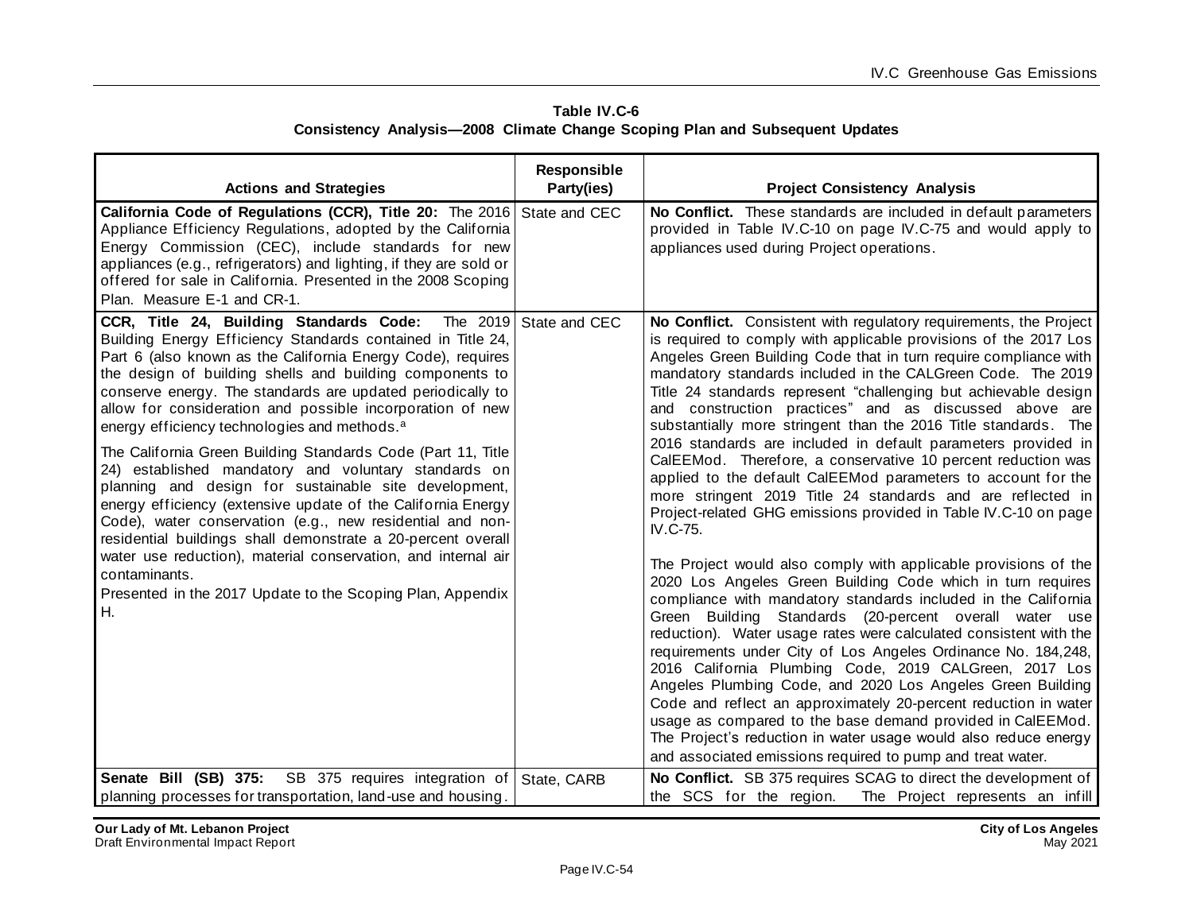**Table IV.C-6**
**Consistency Analysis—2008 Climate Change Scoping Plan and Subsequent Updates**

| Actions and Strategies | Responsible Party(ies) | Project Consistency Analysis |
|---|---|---|
| **California Code of Regulations (CCR), Title 20:** The 2016 Appliance Efficiency Regulations, adopted by the California Energy Commission (CEC), include standards for new appliances (e.g., refrigerators) and lighting, if they are sold or offered for sale in California. Presented in the 2008 Scoping Plan. Measure E-1 and CR-1. | State and CEC | **No Conflict.** These standards are included in default parameters provided in Table IV.C-10 on page IV.C-75 and would apply to appliances used during Project operations. |
| **CCR, Title 24, Building Standards Code:** The 2019 Building Energy Efficiency Standards contained in Title 24, Part 6 (also known as the California Energy Code), requires the design of building shells and building components to conserve energy. The standards are updated periodically to allow for consideration and possible incorporation of new energy efficiency technologies and methods.[a]<br><br>The California Green Building Standards Code (Part 11, Title 24) established mandatory and voluntary standards on planning and design for sustainable site development, energy efficiency (extensive update of the California Energy Code), water conservation (e.g., new residential and non-residential buildings shall demonstrate a 20-percent overall water use reduction), material conservation, and internal air contaminants.<br>Presented in the 2017 Update to the Scoping Plan, Appendix H. | State and CEC | **No Conflict.** Consistent with regulatory requirements, the Project is required to comply with applicable provisions of the 2017 Los Angeles Green Building Code that in turn require compliance with mandatory standards included in the CALGreen Code. The 2019 Title 24 standards represent "challenging but achievable design and construction practices" and as discussed above are substantially more stringent than the 2016 Title standards. The 2016 standards are included in default parameters provided in CalEEMod. Therefore, a conservative 10 percent reduction was applied to the default CalEEMod parameters to account for the more stringent 2019 Title 24 standards and are reflected in Project-related GHG emissions provided in Table IV.C-10 on page IV.C-75.<br><br>The Project would also comply with applicable provisions of the 2020 Los Angeles Green Building Code which in turn requires compliance with mandatory standards included in the California Green Building Standards (20-percent overall water use reduction). Water usage rates were calculated consistent with the requirements under City of Los Angeles Ordinance No. 184,248, 2016 California Plumbing Code, 2019 CALGreen, 2017 Los Angeles Plumbing Code, and 2020 Los Angeles Green Building Code and reflect an approximately 20-percent reduction in water usage as compared to the base demand provided in CalEEMod. The Project's reduction in water usage would also reduce energy and associated emissions required to pump and treat water. |
| **Senate Bill (SB) 375:** SB 375 requires integration of planning processes for transportation, land-use and housing. | State, CARB | **No Conflict.** SB 375 requires SCAG to direct the development of the SCS for the region. The Project represents an infill |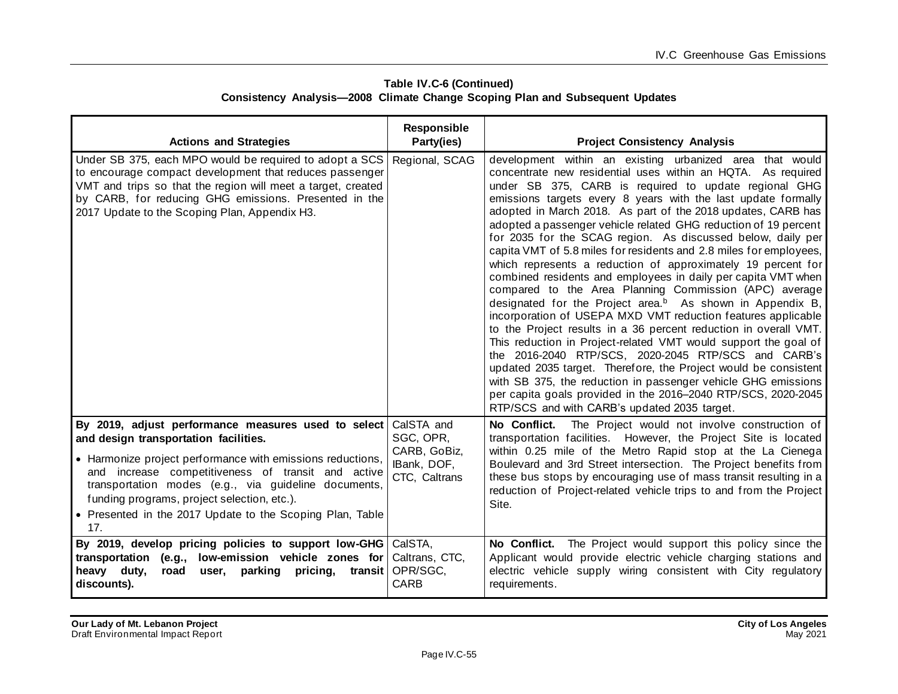**Table IV.C-6 (Continued)**
**Consistency Analysis—2008 Climate Change Scoping Plan and Subsequent Updates**

| Actions and Strategies | Responsible Party(ies) | Project Consistency Analysis |
|---|---|---|
| Under SB 375, each MPO would be required to adopt a SCS to encourage compact development that reduces passenger VMT and trips so that the region will meet a target, created by CARB, for reducing GHG emissions. Presented in the 2017 Update to the Scoping Plan, Appendix H3. | Regional, SCAG | development within an existing urbanized area that would concentrate new residential uses within an HQTA. As required under SB 375, CARB is required to update regional GHG emissions targets every 8 years with the last update formally adopted in March 2018. As part of the 2018 updates, CARB has adopted a passenger vehicle related GHG reduction of 19 percent for 2035 for the SCAG region. As discussed below, daily per capita VMT of 5.8 miles for residents and 2.8 miles for employees, which represents a reduction of approximately 19 percent for combined residents and employees in daily per capita VMT when compared to the Area Planning Commission (APC) average designated for the Project area.[b] As shown in Appendix B, incorporation of USEPA MXD VMT reduction features applicable to the Project results in a 36 percent reduction in overall VMT. This reduction in Project-related VMT would support the goal of the 2016-2040 RTP/SCS, 2020-2045 RTP/SCS and CARB's updated 2035 target. Therefore, the Project would be consistent with SB 375, the reduction in passenger vehicle GHG emissions per capita goals provided in the 2016–2040 RTP/SCS, 2020-2045 RTP/SCS and with CARB's updated 2035 target. |
| **By 2019, adjust performance measures used to select and design transportation facilities.**<br>• Harmonize project performance with emissions reductions, and increase competitiveness of transit and active transportation modes (e.g., via guideline documents, funding programs, project selection, etc.).<br>• Presented in the 2017 Update to the Scoping Plan, Table 17. | CalSTA and SGC, OPR, CARB, GoBiz, IBank, DOF, CTC, Caltrans | **No Conflict.** The Project would not involve construction of transportation facilities. However, the Project Site is located within 0.25 mile of the Metro Rapid stop at the La Cienega Boulevard and 3rd Street intersection. The Project benefits from these bus stops by encouraging use of mass transit resulting in a reduction of Project-related vehicle trips to and from the Project Site. |
| **By 2019, develop pricing policies to support low-GHG transportation (e.g., low-emission vehicle zones for heavy duty, road user, parking pricing, transit discounts).** | CalSTA, Caltrans, CTC, OPR/SGC, CARB | **No Conflict.** The Project would support this policy since the Applicant would provide electric vehicle charging stations and electric vehicle supply wiring consistent with City regulatory requirements. |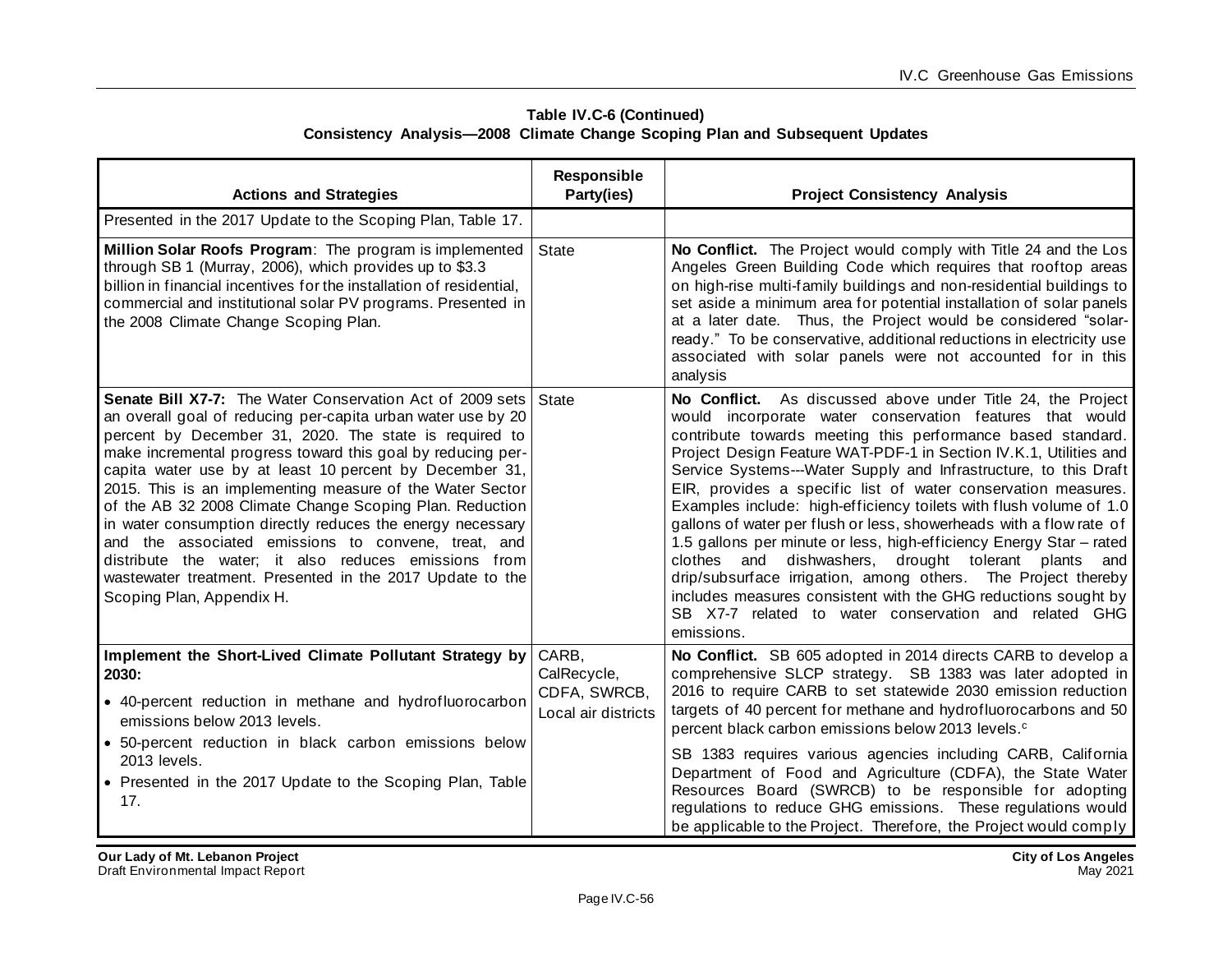**Table IV.C-6 (Continued)**
**Consistency Analysis—2008 Climate Change Scoping Plan and Subsequent Updates**

| Actions and Strategies | Responsible Party(ies) | Project Consistency Analysis |
|---|---|---|
| Presented in the 2017 Update to the Scoping Plan, Table 17. | | |
| **Million Solar Roofs Program**: The program is implemented through SB 1 (Murray, 2006), which provides up to $3.3 billion in financial incentives for the installation of residential, commercial and institutional solar PV programs. Presented in the 2008 Climate Change Scoping Plan. | State | **No Conflict.** The Project would comply with Title 24 and the Los Angeles Green Building Code which requires that rooftop areas on high-rise multi-family buildings and non-residential buildings to set aside a minimum area for potential installation of solar panels at a later date. Thus, the Project would be considered "solar-ready." To be conservative, additional reductions in electricity use associated with solar panels were not accounted for in this analysis |
| **Senate Bill X7-7:** The Water Conservation Act of 2009 sets an overall goal of reducing per-capita urban water use by 20 percent by December 31, 2020. The state is required to make incremental progress toward this goal by reducing per-capita water use by at least 10 percent by December 31, 2015. This is an implementing measure of the Water Sector of the AB 32 2008 Climate Change Scoping Plan. Reduction in water consumption directly reduces the energy necessary and the associated emissions to convene, treat, and distribute the water; it also reduces emissions from wastewater treatment. Presented in the 2017 Update to the Scoping Plan, Appendix H. | State | **No Conflict.** As discussed above under Title 24, the Project would incorporate water conservation features that would contribute towards meeting this performance based standard. Project Design Feature WAT-PDF-1 in Section IV.K.1, Utilities and Service Systems---Water Supply and Infrastructure, to this Draft EIR, provides a specific list of water conservation measures. Examples include: high-efficiency toilets with flush volume of 1.0 gallons of water per flush or less, showerheads with a flow rate of 1.5 gallons per minute or less, high-efficiency Energy Star – rated clothes and dishwashers, drought tolerant plants and drip/subsurface irrigation, among others. The Project thereby includes measures consistent with the GHG reductions sought by SB X7-7 related to water conservation and related GHG emissions. |
| **Implement the Short-Lived Climate Pollutant Strategy by 2030:**<br>• 40-percent reduction in methane and hydrofluorocarbon emissions below 2013 levels.<br>• 50-percent reduction in black carbon emissions below 2013 levels.<br>• Presented in the 2017 Update to the Scoping Plan, Table 17. | CARB, CalRecycle, CDFA, SWRCB, Local air districts | **No Conflict.** SB 605 adopted in 2014 directs CARB to develop a comprehensive SLCP strategy. SB 1383 was later adopted in 2016 to require CARB to set statewide 2030 emission reduction targets of 40 percent for methane and hydrofluorocarbons and 50 percent black carbon emissions below 2013 levels.[c]<br><br>SB 1383 requires various agencies including CARB, California Department of Food and Agriculture (CDFA), the State Water Resources Board (SWRCB) to be responsible for adopting regulations to reduce GHG emissions. These regulations would be applicable to the Project. Therefore, the Project would comply |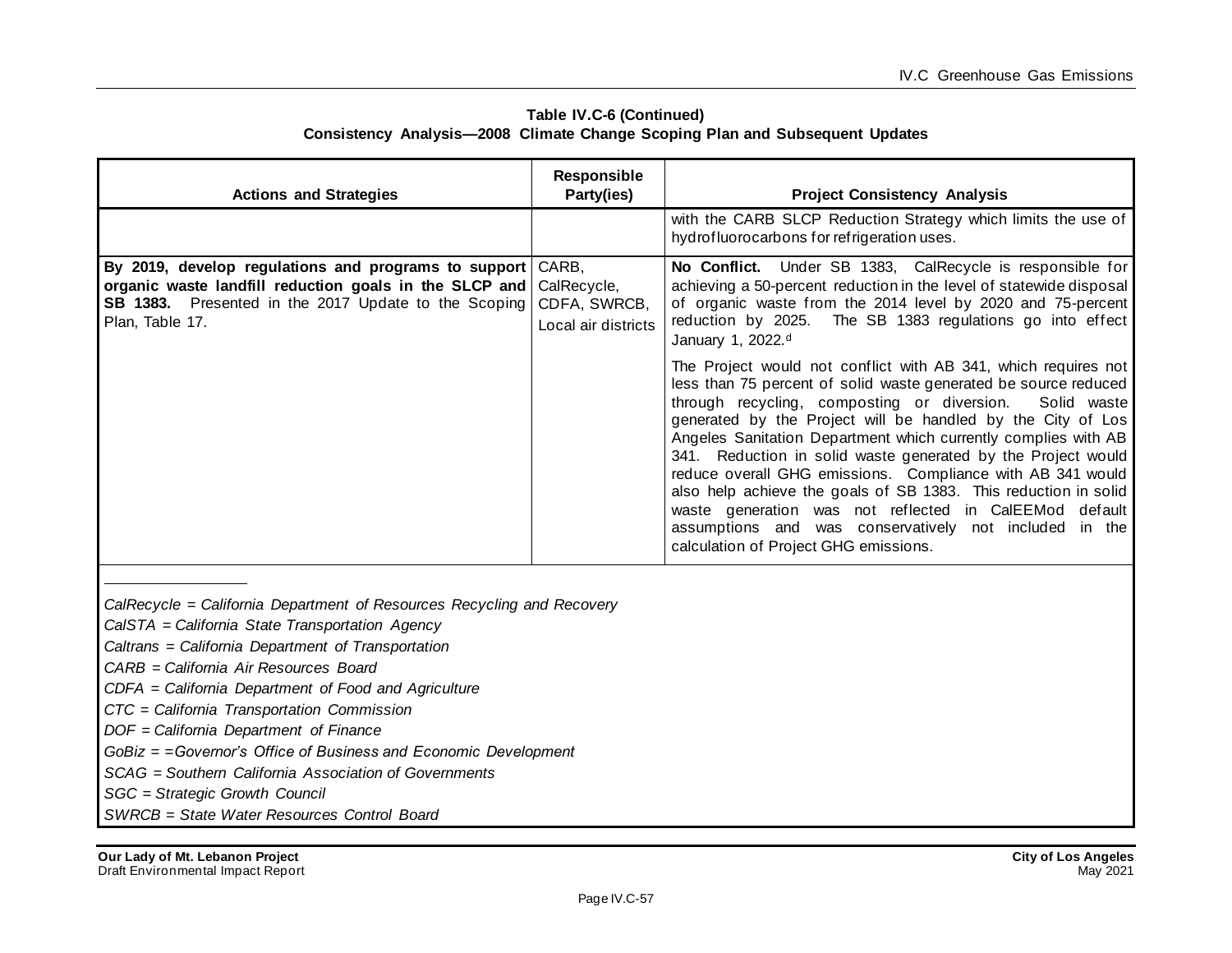**Table IV.C-6 (Continued)**
**Consistency Analysis—2008 Climate Change Scoping Plan and Subsequent Updates**

| Actions and Strategies | Responsible Party(ies) | Project Consistency Analysis |
|---|---|---|
| | | with the CARB SLCP Reduction Strategy which limits the use of hydrofluorocarbons for refrigeration uses. |
| **By 2019, develop regulations and programs to support organic waste landfill reduction goals in the SLCP and SB 1383.** Presented in the 2017 Update to the Scoping Plan, Table 17. | CARB, CalRecycle, CDFA, SWRCB, Local air districts | **No Conflict.** Under SB 1383, CalRecycle is responsible for achieving a 50-percent reduction in the level of statewide disposal of organic waste from the 2014 level by 2020 and 75-percent reduction by 2025. The SB 1383 regulations go into effect January 1, 2022.[d]<br><br>The Project would not conflict with AB 341, which requires not less than 75 percent of solid waste generated be source reduced through recycling, composting or diversion. Solid waste generated by the Project will be handled by the City of Los Angeles Sanitation Department which currently complies with AB 341. Reduction in solid waste generated by the Project would reduce overall GHG emissions. Compliance with AB 341 would also help achieve the goals of SB 1383. This reduction in solid waste generation was not reflected in CalEEMod default assumptions and was conservatively not included in the calculation of Project GHG emissions. |

*CalRecycle = California Department of Resources Recycling and Recovery*
*CalSTA = California State Transportation Agency*
*Caltrans = California Department of Transportation*
*CARB = California Air Resources Board*
*CDFA = California Department of Food and Agriculture*
*CTC = California Transportation Commission*
*DOF = California Department of Finance*
*GoBiz = =Governor's Office of Business and Economic Development*
*SCAG = Southern California Association of Governments*
*SGC = Strategic Growth Council*
*SWRCB = State Water Resources Control Board*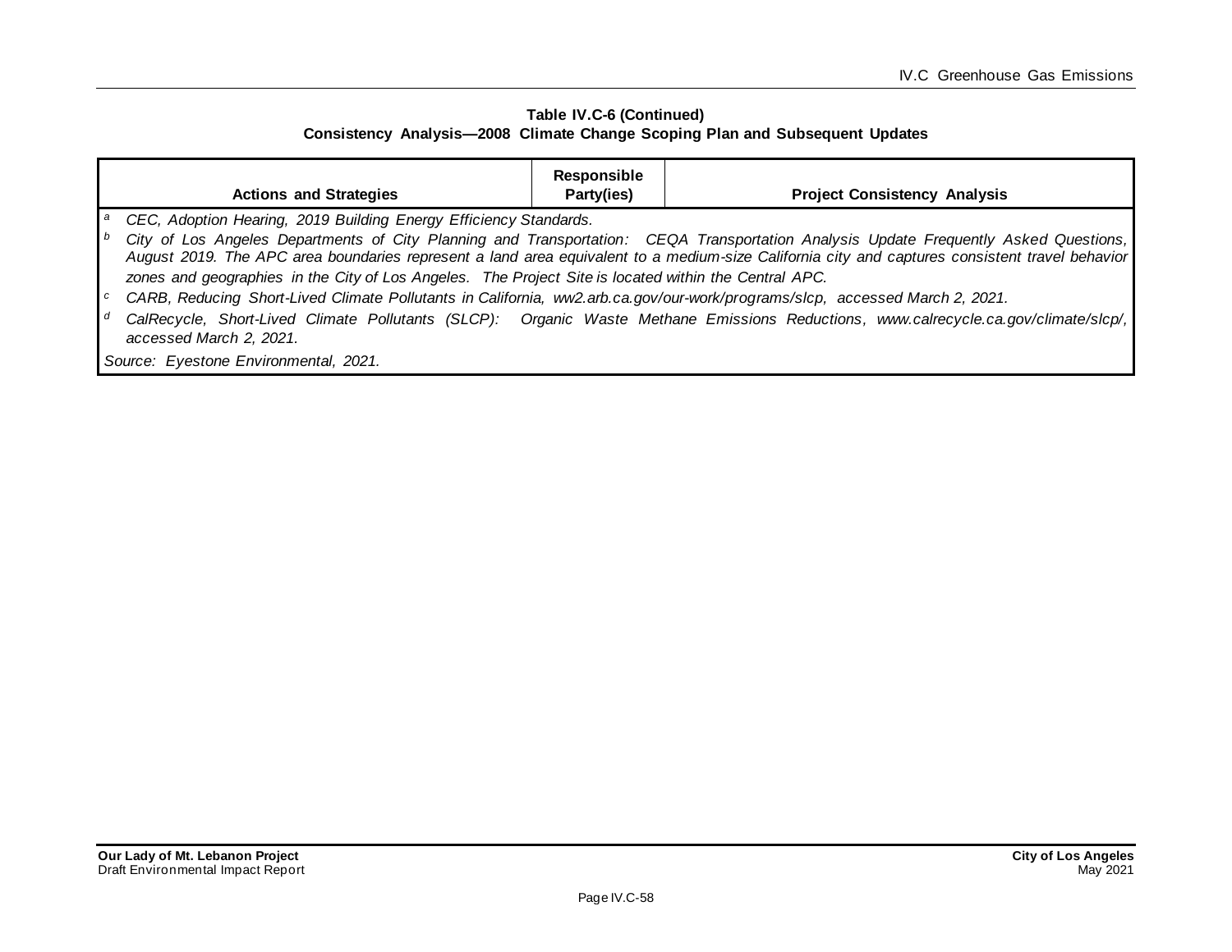**Table IV.C-6 (Continued)**
**Consistency Analysis—2008 Climate Change Scoping Plan and Subsequent Updates**

| Actions and Strategies | Responsible Party(ies) | Project Consistency Analysis |
|---|---|---|

[a] *CEC, Adoption Hearing, 2019 Building Energy Efficiency Standards.*

[b] *City of Los Angeles Departments of City Planning and Transportation: CEQA Transportation Analysis Update Frequently Asked Questions, August 2019. The APC area boundaries represent a land area equivalent to a medium-size California city and captures consistent travel behavior zones and geographies in the City of Los Angeles. The Project Site is located within the Central APC.*

[c] *CARB, Reducing Short-Lived Climate Pollutants in California, ww2.arb.ca.gov/our-work/programs/slcp, accessed March 2, 2021.*

[d] *CalRecycle, Short-Lived Climate Pollutants (SLCP): Organic Waste Methane Emissions Reductions, www.calrecycle.ca.gov/climate/slcp/, accessed March 2, 2021.*

*Source: Eyestone Environmental, 2021.*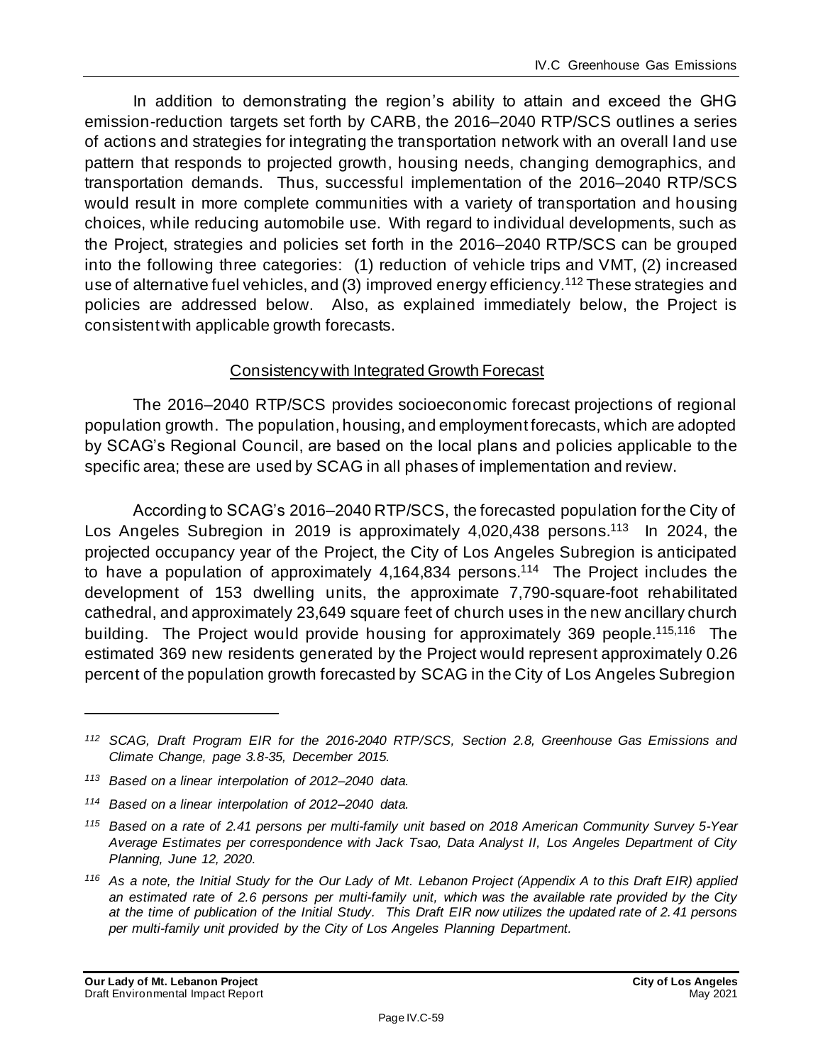In addition to demonstrating the region's ability to attain and exceed the GHG emission-reduction targets set forth by CARB, the 2016–2040 RTP/SCS outlines a series of actions and strategies for integrating the transportation network with an overall land use pattern that responds to projected growth, housing needs, changing demographics, and transportation demands. Thus, successful implementation of the 2016–2040 RTP/SCS would result in more complete communities with a variety of transportation and housing choices, while reducing automobile use. With regard to individual developments, such as the Project, strategies and policies set forth in the 2016–2040 RTP/SCS can be grouped into the following three categories: (1) reduction of vehicle trips and VMT, (2) increased use of alternative fuel vehicles, and (3) improved energy efficiency.[112] These strategies and policies are addressed below. Also, as explained immediately below, the Project is consistent with applicable growth forecasts.

Consistency with Integrated Growth Forecast

The 2016–2040 RTP/SCS provides socioeconomic forecast projections of regional population growth. The population, housing, and employment forecasts, which are adopted by SCAG's Regional Council, are based on the local plans and policies applicable to the specific area; these are used by SCAG in all phases of implementation and review.

According to SCAG's 2016–2040 RTP/SCS, the forecasted population for the City of Los Angeles Subregion in 2019 is approximately 4,020,438 persons.[113] In 2024, the projected occupancy year of the Project, the City of Los Angeles Subregion is anticipated to have a population of approximately 4,164,834 persons.[114] The Project includes the development of 153 dwelling units, the approximate 7,790-square-foot rehabilitated cathedral, and approximately 23,649 square feet of church uses in the new ancillary church building. The Project would provide housing for approximately 369 people.[115,116] The estimated 369 new residents generated by the Project would represent approximately 0.26 percent of the population growth forecasted by SCAG in the City of Los Angeles Subregion

---

*[112] SCAG, Draft Program EIR for the 2016-2040 RTP/SCS, Section 2.8, Greenhouse Gas Emissions and Climate Change, page 3.8-35, December 2015.*

*[113] Based on a linear interpolation of 2012–2040 data.*

*[114] Based on a linear interpolation of 2012–2040 data.*

*[115] Based on a rate of 2.41 persons per multi-family unit based on 2018 American Community Survey 5-Year Average Estimates per correspondence with Jack Tsao, Data Analyst II, Los Angeles Department of City Planning, June 12, 2020.*

*[116] As a note, the Initial Study for the Our Lady of Mt. Lebanon Project (Appendix A to this Draft EIR) applied an estimated rate of 2.6 persons per multi-family unit, which was the available rate provided by the City at the time of publication of the Initial Study. This Draft EIR now utilizes the updated rate of 2.41 persons per multi-family unit provided by the City of Los Angeles Planning Department.*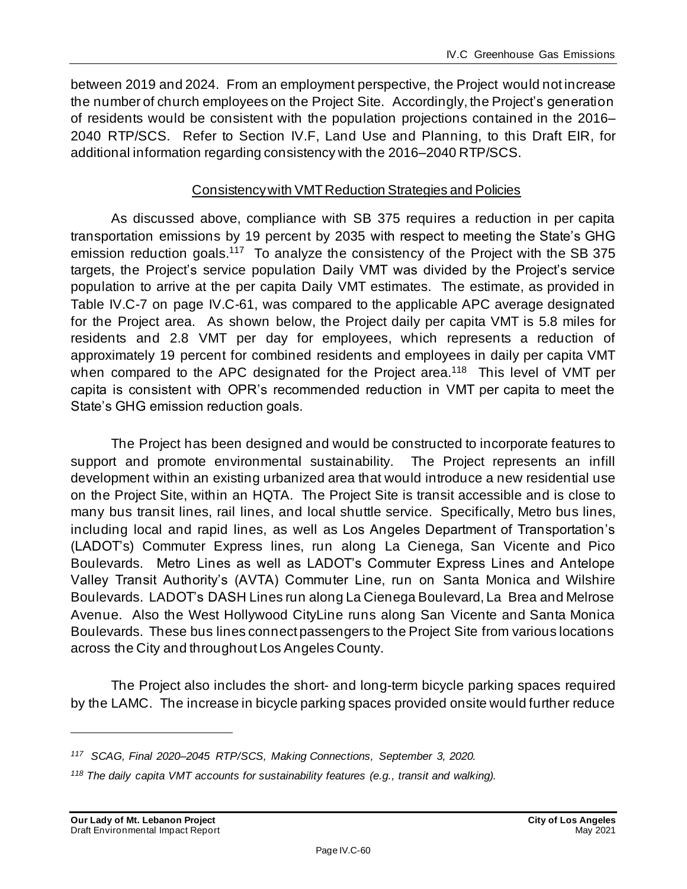between 2019 and 2024. From an employment perspective, the Project would not increase the number of church employees on the Project Site. Accordingly, the Project's generation of residents would be consistent with the population projections contained in the 2016–2040 RTP/SCS. Refer to Section IV.F, Land Use and Planning, to this Draft EIR, for additional information regarding consistency with the 2016–2040 RTP/SCS.

<u>Consistency with VMT Reduction Strategies and Policies</u>

As discussed above, compliance with SB 375 requires a reduction in per capita transportation emissions by 19 percent by 2035 with respect to meeting the State's GHG emission reduction goals.[117] To analyze the consistency of the Project with the SB 375 targets, the Project's service population Daily VMT was divided by the Project's service population to arrive at the per capita Daily VMT estimates. The estimate, as provided in Table IV.C-7 on page IV.C-61, was compared to the applicable APC average designated for the Project area. As shown below, the Project daily per capita VMT is 5.8 miles for residents and 2.8 VMT per day for employees, which represents a reduction of approximately 19 percent for combined residents and employees in daily per capita VMT when compared to the APC designated for the Project area.[118] This level of VMT per capita is consistent with OPR's recommended reduction in VMT per capita to meet the State's GHG emission reduction goals.

The Project has been designed and would be constructed to incorporate features to support and promote environmental sustainability. The Project represents an infill development within an existing urbanized area that would introduce a new residential use on the Project Site, within an HQTA. The Project Site is transit accessible and is close to many bus transit lines, rail lines, and local shuttle service. Specifically, Metro bus lines, including local and rapid lines, as well as Los Angeles Department of Transportation's (LADOT's) Commuter Express lines, run along La Cienega, San Vicente and Pico Boulevards. Metro Lines as well as LADOT's Commuter Express Lines and Antelope Valley Transit Authority's (AVTA) Commuter Line, run on Santa Monica and Wilshire Boulevards. LADOT's DASH Lines run along La Cienega Boulevard, La Brea and Melrose Avenue. Also the West Hollywood CityLine runs along San Vicente and Santa Monica Boulevards. These bus lines connect passengers to the Project Site from various locations across the City and throughout Los Angeles County.

The Project also includes the short- and long-term bicycle parking spaces required by the LAMC. The increase in bicycle parking spaces provided onsite would further reduce

---

*[117] SCAG, Final 2020–2045 RTP/SCS, Making Connections, September 3, 2020.*

*[118] The daily capita VMT accounts for sustainability features (e.g., transit and walking).*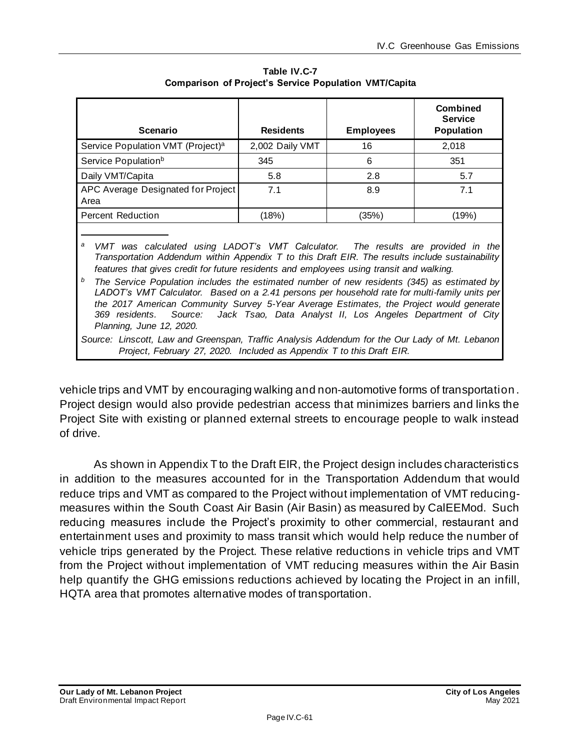**Table IV.C-7**
**Comparison of Project's Service Population VMT/Capita**

| Scenario | Residents | Employees | Combined Service Population |
|---|---|---|---|
| Service Population VMT (Project)[a] | 2,002 Daily VMT | 16 | 2,018 |
| Service Population[b] | 345 | 6 | 351 |
| Daily VMT/Capita | 5.8 | 2.8 | 5.7 |
| APC Average Designated for Project Area | 7.1 | 8.9 | 7.1 |
| Percent Reduction | (18%) | (35%) | (19%) |

[a] *VMT was calculated using LADOT's VMT Calculator. The results are provided in the Transportation Addendum within Appendix T to this Draft EIR. The results include sustainability features that gives credit for future residents and employees using transit and walking.*

[b] *The Service Population includes the estimated number of new residents (345) as estimated by LADOT's VMT Calculator. Based on a 2.41 persons per household rate for multi-family units per the 2017 American Community Survey 5-Year Average Estimates, the Project would generate 369 residents. Source: Jack Tsao, Data Analyst II, Los Angeles Department of City Planning, June 12, 2020.*

*Source: Linscott, Law and Greenspan, Traffic Analysis Addendum for the Our Lady of Mt. Lebanon Project, February 27, 2020. Included as Appendix T to this Draft EIR.*

vehicle trips and VMT by encouraging walking and non-automotive forms of transportation. Project design would also provide pedestrian access that minimizes barriers and links the Project Site with existing or planned external streets to encourage people to walk instead of drive.

As shown in Appendix T to the Draft EIR, the Project design includes characteristics in addition to the measures accounted for in the Transportation Addendum that would reduce trips and VMT as compared to the Project without implementation of VMT reducing-measures within the South Coast Air Basin (Air Basin) as measured by CalEEMod. Such reducing measures include the Project's proximity to other commercial, restaurant and entertainment uses and proximity to mass transit which would help reduce the number of vehicle trips generated by the Project. These relative reductions in vehicle trips and VMT from the Project without implementation of VMT reducing measures within the Air Basin help quantify the GHG emissions reductions achieved by locating the Project in an infill, HQTA area that promotes alternative modes of transportation.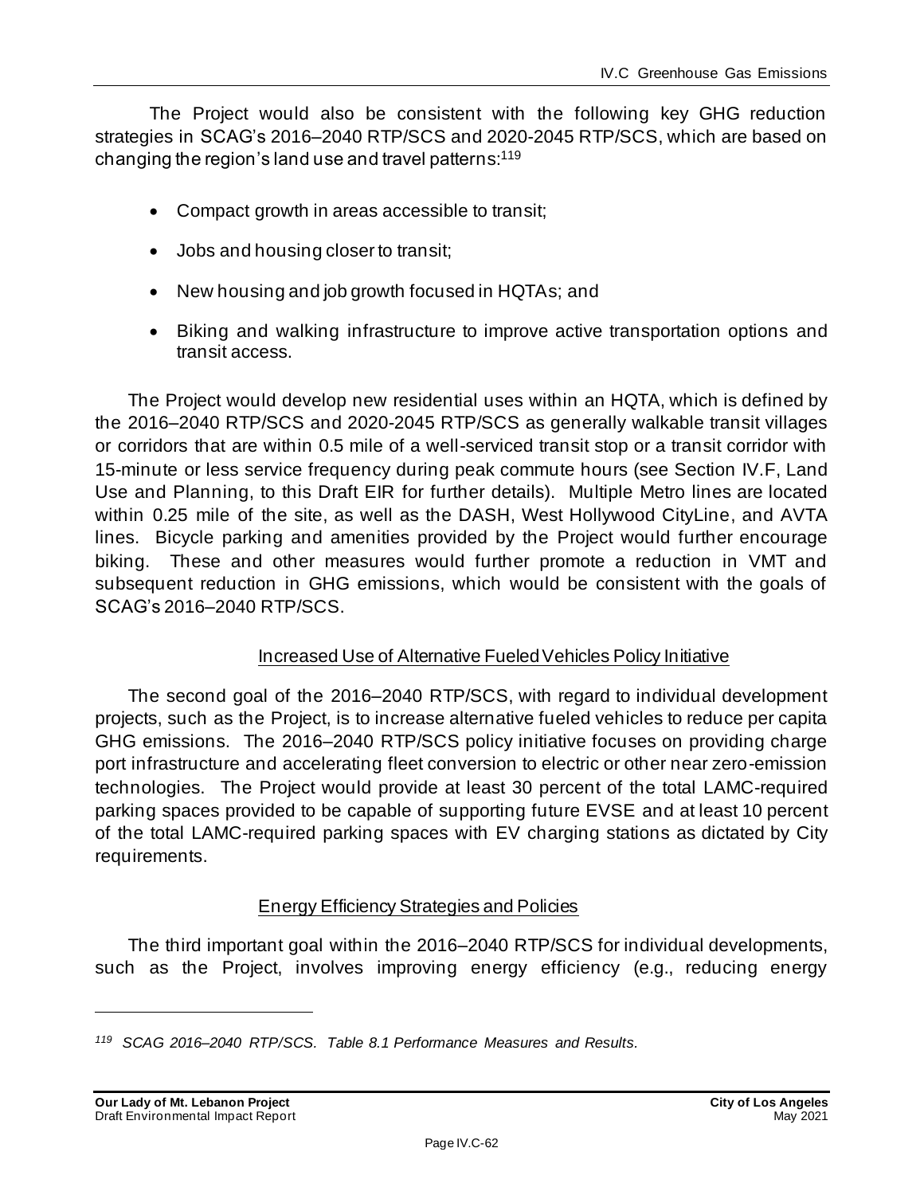The Project would also be consistent with the following key GHG reduction strategies in SCAG's 2016–2040 RTP/SCS and 2020-2045 RTP/SCS, which are based on changing the region's land use and travel patterns:[119]

- Compact growth in areas accessible to transit;
- Jobs and housing closer to transit;
- New housing and job growth focused in HQTAs; and
- Biking and walking infrastructure to improve active transportation options and transit access.

The Project would develop new residential uses within an HQTA, which is defined by the 2016–2040 RTP/SCS and 2020-2045 RTP/SCS as generally walkable transit villages or corridors that are within 0.5 mile of a well-serviced transit stop or a transit corridor with 15-minute or less service frequency during peak commute hours (see Section IV.F, Land Use and Planning, to this Draft EIR for further details). Multiple Metro lines are located within 0.25 mile of the site, as well as the DASH, West Hollywood CityLine, and AVTA lines. Bicycle parking and amenities provided by the Project would further encourage biking. These and other measures would further promote a reduction in VMT and subsequent reduction in GHG emissions, which would be consistent with the goals of SCAG's 2016–2040 RTP/SCS.

Increased Use of Alternative Fueled Vehicles Policy Initiative

The second goal of the 2016–2040 RTP/SCS, with regard to individual development projects, such as the Project, is to increase alternative fueled vehicles to reduce per capita GHG emissions. The 2016–2040 RTP/SCS policy initiative focuses on providing charge port infrastructure and accelerating fleet conversion to electric or other near zero-emission technologies. The Project would provide at least 30 percent of the total LAMC-required parking spaces provided to be capable of supporting future EVSE and at least 10 percent of the total LAMC-required parking spaces with EV charging stations as dictated by City requirements.

Energy Efficiency Strategies and Policies

The third important goal within the 2016–2040 RTP/SCS for individual developments, such as the Project, involves improving energy efficiency (e.g., reducing energy

---

[119] *SCAG 2016–2040 RTP/SCS. Table 8.1 Performance Measures and Results.*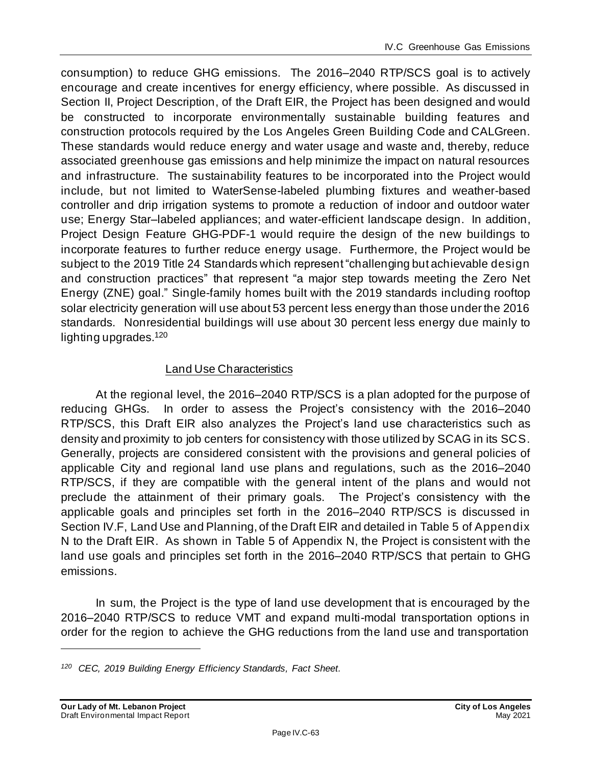consumption) to reduce GHG emissions. The 2016–2040 RTP/SCS goal is to actively encourage and create incentives for energy efficiency, where possible. As discussed in Section II, Project Description, of the Draft EIR, the Project has been designed and would be constructed to incorporate environmentally sustainable building features and construction protocols required by the Los Angeles Green Building Code and CALGreen. These standards would reduce energy and water usage and waste and, thereby, reduce associated greenhouse gas emissions and help minimize the impact on natural resources and infrastructure. The sustainability features to be incorporated into the Project would include, but not limited to WaterSense-labeled plumbing fixtures and weather-based controller and drip irrigation systems to promote a reduction of indoor and outdoor water use; Energy Star–labeled appliances; and water-efficient landscape design. In addition, Project Design Feature GHG-PDF-1 would require the design of the new buildings to incorporate features to further reduce energy usage. Furthermore, the Project would be subject to the 2019 Title 24 Standards which represent "challenging but achievable design and construction practices" that represent "a major step towards meeting the Zero Net Energy (ZNE) goal." Single-family homes built with the 2019 standards including rooftop solar electricity generation will use about 53 percent less energy than those under the 2016 standards. Nonresidential buildings will use about 30 percent less energy due mainly to lighting upgrades.[120]

<u>Land Use Characteristics</u>

At the regional level, the 2016–2040 RTP/SCS is a plan adopted for the purpose of reducing GHGs. In order to assess the Project's consistency with the 2016–2040 RTP/SCS, this Draft EIR also analyzes the Project's land use characteristics such as density and proximity to job centers for consistency with those utilized by SCAG in its SCS. Generally, projects are considered consistent with the provisions and general policies of applicable City and regional land use plans and regulations, such as the 2016–2040 RTP/SCS, if they are compatible with the general intent of the plans and would not preclude the attainment of their primary goals. The Project's consistency with the applicable goals and principles set forth in the 2016–2040 RTP/SCS is discussed in Section IV.F, Land Use and Planning, of the Draft EIR and detailed in Table 5 of Appendix N to the Draft EIR. As shown in Table 5 of Appendix N, the Project is consistent with the land use goals and principles set forth in the 2016–2040 RTP/SCS that pertain to GHG emissions.

In sum, the Project is the type of land use development that is encouraged by the 2016–2040 RTP/SCS to reduce VMT and expand multi-modal transportation options in order for the region to achieve the GHG reductions from the land use and transportation

---

[120] *CEC, 2019 Building Energy Efficiency Standards, Fact Sheet.*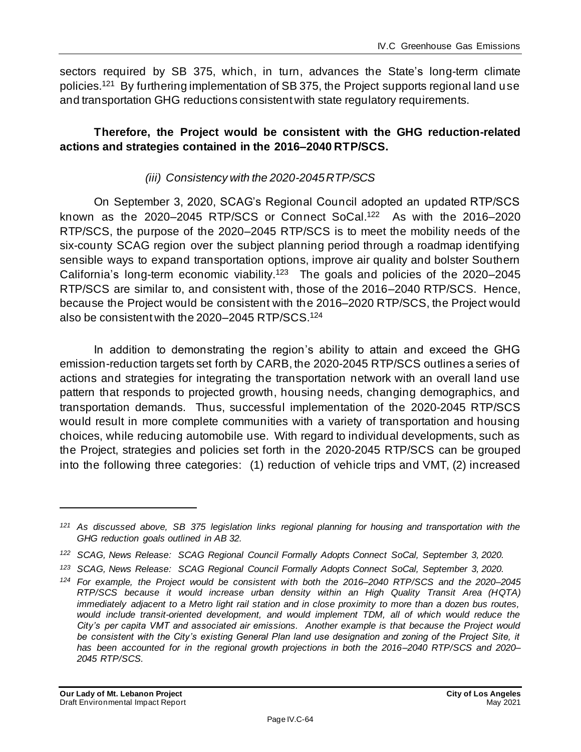sectors required by SB 375, which, in turn, advances the State's long-term climate policies.[121] By furthering implementation of SB 375, the Project supports regional land use and transportation GHG reductions consistent with state regulatory requirements.

**Therefore, the Project would be consistent with the GHG reduction-related actions and strategies contained in the 2016–2040 RTP/SCS.**

*(iii) Consistency with the 2020-2045 RTP/SCS*

On September 3, 2020, SCAG's Regional Council adopted an updated RTP/SCS known as the 2020–2045 RTP/SCS or Connect SoCal.[122] As with the 2016–2020 RTP/SCS, the purpose of the 2020–2045 RTP/SCS is to meet the mobility needs of the six-county SCAG region over the subject planning period through a roadmap identifying sensible ways to expand transportation options, improve air quality and bolster Southern California's long-term economic viability.[123] The goals and policies of the 2020–2045 RTP/SCS are similar to, and consistent with, those of the 2016–2040 RTP/SCS. Hence, because the Project would be consistent with the 2016–2020 RTP/SCS, the Project would also be consistent with the 2020–2045 RTP/SCS.[124]

In addition to demonstrating the region's ability to attain and exceed the GHG emission-reduction targets set forth by CARB, the 2020-2045 RTP/SCS outlines a series of actions and strategies for integrating the transportation network with an overall land use pattern that responds to projected growth, housing needs, changing demographics, and transportation demands. Thus, successful implementation of the 2020-2045 RTP/SCS would result in more complete communities with a variety of transportation and housing choices, while reducing automobile use. With regard to individual developments, such as the Project, strategies and policies set forth in the 2020-2045 RTP/SCS can be grouped into the following three categories: (1) reduction of vehicle trips and VMT, (2) increased

---

*[121] As discussed above, SB 375 legislation links regional planning for housing and transportation with the GHG reduction goals outlined in AB 32.*

*[122] SCAG, News Release: SCAG Regional Council Formally Adopts Connect SoCal, September 3, 2020.*

*[123] SCAG, News Release: SCAG Regional Council Formally Adopts Connect SoCal, September 3, 2020.*

*[124] For example, the Project would be consistent with both the 2016–2040 RTP/SCS and the 2020–2045 RTP/SCS because it would increase urban density within an High Quality Transit Area (HQTA) immediately adjacent to a Metro light rail station and in close proximity to more than a dozen bus routes, would include transit-oriented development, and would implement TDM, all of which would reduce the City's per capita VMT and associated air emissions. Another example is that because the Project would be consistent with the City's existing General Plan land use designation and zoning of the Project Site, it has been accounted for in the regional growth projections in both the 2016–2040 RTP/SCS and 2020–2045 RTP/SCS.*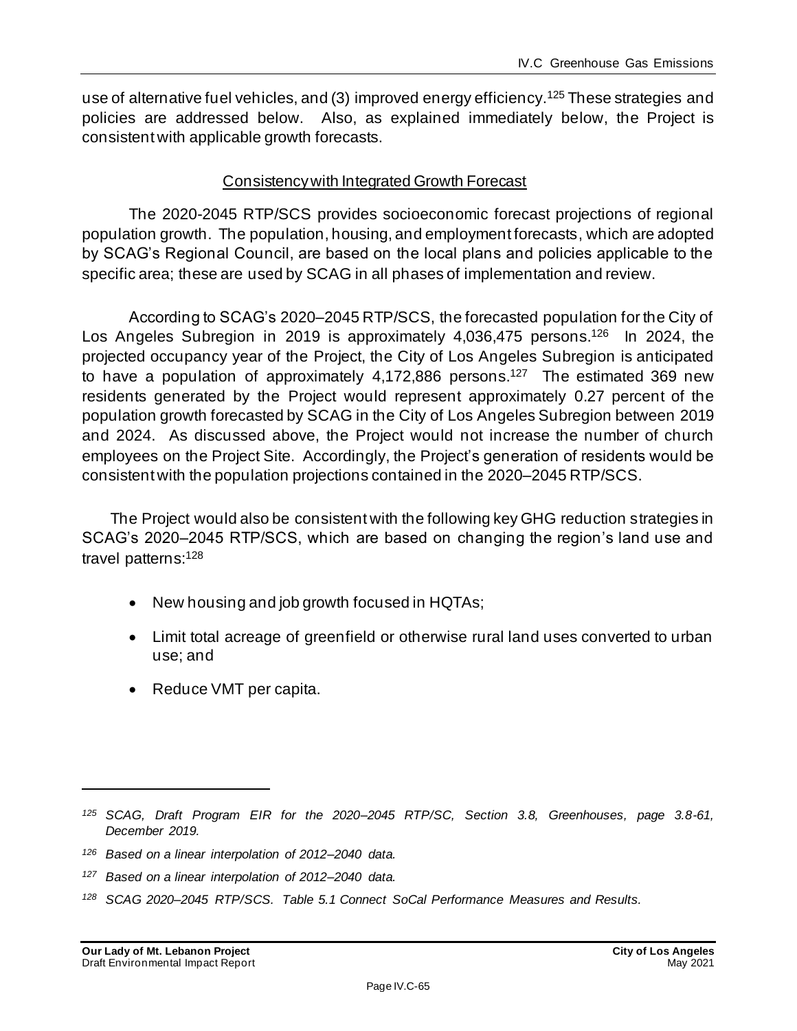use of alternative fuel vehicles, and (3) improved energy efficiency.[125] These strategies and policies are addressed below. Also, as explained immediately below, the Project is consistent with applicable growth forecasts.

<u>Consistency with Integrated Growth Forecast</u>

The 2020-2045 RTP/SCS provides socioeconomic forecast projections of regional population growth. The population, housing, and employment forecasts, which are adopted by SCAG's Regional Council, are based on the local plans and policies applicable to the specific area; these are used by SCAG in all phases of implementation and review.

According to SCAG's 2020–2045 RTP/SCS, the forecasted population for the City of Los Angeles Subregion in 2019 is approximately 4,036,475 persons.[126] In 2024, the projected occupancy year of the Project, the City of Los Angeles Subregion is anticipated to have a population of approximately 4,172,886 persons.[127] The estimated 369 new residents generated by the Project would represent approximately 0.27 percent of the population growth forecasted by SCAG in the City of Los Angeles Subregion between 2019 and 2024. As discussed above, the Project would not increase the number of church employees on the Project Site. Accordingly, the Project's generation of residents would be consistent with the population projections contained in the 2020–2045 RTP/SCS.

The Project would also be consistent with the following key GHG reduction strategies in SCAG's 2020–2045 RTP/SCS, which are based on changing the region's land use and travel patterns:[128]

- New housing and job growth focused in HQTAs;
- Limit total acreage of greenfield or otherwise rural land uses converted to urban use; and
- Reduce VMT per capita.

---

*[125] SCAG, Draft Program EIR for the 2020–2045 RTP/SC, Section 3.8, Greenhouses, page 3.8-61, December 2019.*

*[126] Based on a linear interpolation of 2012–2040 data.*

*[127] Based on a linear interpolation of 2012–2040 data.*

*[128] SCAG 2020–2045 RTP/SCS. Table 5.1 Connect SoCal Performance Measures and Results.*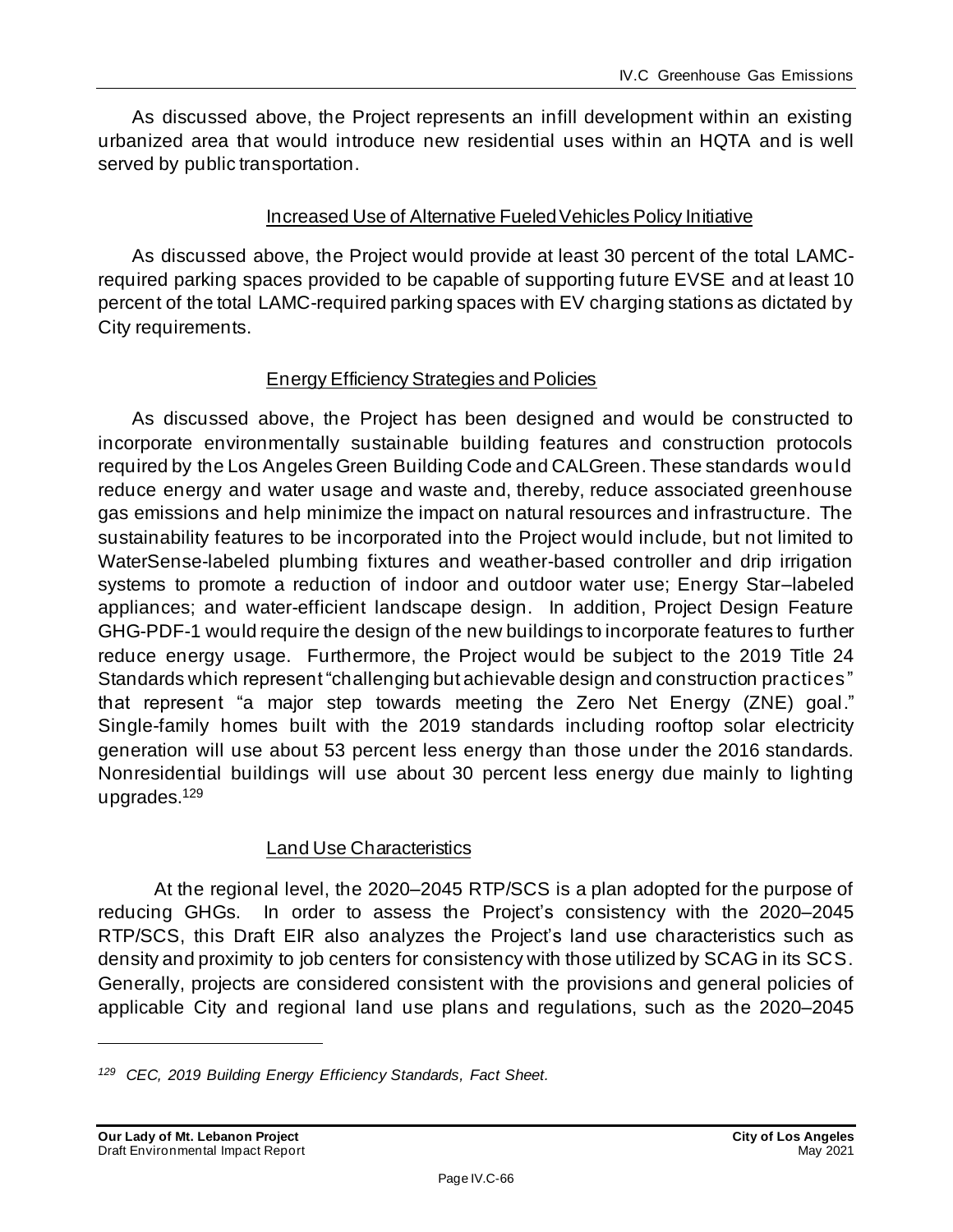As discussed above, the Project represents an infill development within an existing urbanized area that would introduce new residential uses within an HQTA and is well served by public transportation.

#### Increased Use of Alternative Fueled Vehicles Policy Initiative

As discussed above, the Project would provide at least 30 percent of the total LAMC-required parking spaces provided to be capable of supporting future EVSE and at least 10 percent of the total LAMC-required parking spaces with EV charging stations as dictated by City requirements.

#### Energy Efficiency Strategies and Policies

As discussed above, the Project has been designed and would be constructed to incorporate environmentally sustainable building features and construction protocols required by the Los Angeles Green Building Code and CALGreen. These standards would reduce energy and water usage and waste and, thereby, reduce associated greenhouse gas emissions and help minimize the impact on natural resources and infrastructure. The sustainability features to be incorporated into the Project would include, but not limited to WaterSense-labeled plumbing fixtures and weather-based controller and drip irrigation systems to promote a reduction of indoor and outdoor water use; Energy Star–labeled appliances; and water-efficient landscape design. In addition, Project Design Feature GHG-PDF-1 would require the design of the new buildings to incorporate features to further reduce energy usage. Furthermore, the Project would be subject to the 2019 Title 24 Standards which represent "challenging but achievable design and construction practices" that represent "a major step towards meeting the Zero Net Energy (ZNE) goal." Single-family homes built with the 2019 standards including rooftop solar electricity generation will use about 53 percent less energy than those under the 2016 standards. Nonresidential buildings will use about 30 percent less energy due mainly to lighting upgrades.[129]

#### Land Use Characteristics

At the regional level, the 2020–2045 RTP/SCS is a plan adopted for the purpose of reducing GHGs. In order to assess the Project's consistency with the 2020–2045 RTP/SCS, this Draft EIR also analyzes the Project's land use characteristics such as density and proximity to job centers for consistency with those utilized by SCAG in its SCS. Generally, projects are considered consistent with the provisions and general policies of applicable City and regional land use plans and regulations, such as the 2020–2045

---

[129] *CEC, 2019 Building Energy Efficiency Standards, Fact Sheet.*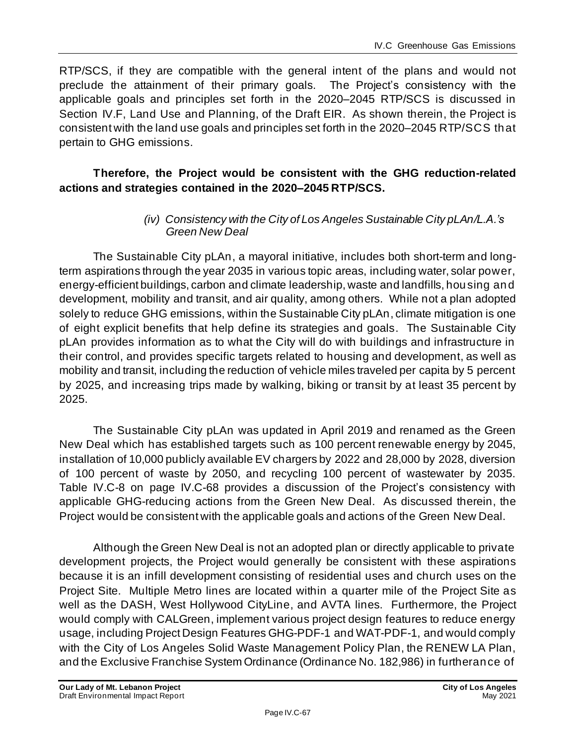RTP/SCS, if they are compatible with the general intent of the plans and would not preclude the attainment of their primary goals. The Project's consistency with the applicable goals and principles set forth in the 2020–2045 RTP/SCS is discussed in Section IV.F, Land Use and Planning, of the Draft EIR. As shown therein, the Project is consistent with the land use goals and principles set forth in the 2020–2045 RTP/SCS that pertain to GHG emissions.

**Therefore, the Project would be consistent with the GHG reduction-related actions and strategies contained in the 2020–2045 RTP/SCS.**

*(iv) Consistency with the City of Los Angeles Sustainable City pLAn/L.A.'s Green New Deal*

The Sustainable City pLAn, a mayoral initiative, includes both short-term and long-term aspirations through the year 2035 in various topic areas, including water, solar power, energy-efficient buildings, carbon and climate leadership, waste and landfills, housing and development, mobility and transit, and air quality, among others. While not a plan adopted solely to reduce GHG emissions, within the Sustainable City pLAn, climate mitigation is one of eight explicit benefits that help define its strategies and goals. The Sustainable City pLAn provides information as to what the City will do with buildings and infrastructure in their control, and provides specific targets related to housing and development, as well as mobility and transit, including the reduction of vehicle miles traveled per capita by 5 percent by 2025, and increasing trips made by walking, biking or transit by at least 35 percent by 2025.

The Sustainable City pLAn was updated in April 2019 and renamed as the Green New Deal which has established targets such as 100 percent renewable energy by 2045, installation of 10,000 publicly available EV chargers by 2022 and 28,000 by 2028, diversion of 100 percent of waste by 2050, and recycling 100 percent of wastewater by 2035. Table IV.C-8 on page IV.C-68 provides a discussion of the Project's consistency with applicable GHG-reducing actions from the Green New Deal. As discussed therein, the Project would be consistent with the applicable goals and actions of the Green New Deal.

Although the Green New Deal is not an adopted plan or directly applicable to private development projects, the Project would generally be consistent with these aspirations because it is an infill development consisting of residential uses and church uses on the Project Site. Multiple Metro lines are located within a quarter mile of the Project Site as well as the DASH, West Hollywood CityLine, and AVTA lines. Furthermore, the Project would comply with CALGreen, implement various project design features to reduce energy usage, including Project Design Features GHG-PDF-1 and WAT-PDF-1, and would comply with the City of Los Angeles Solid Waste Management Policy Plan, the RENEW LA Plan, and the Exclusive Franchise System Ordinance (Ordinance No. 182,986) in furtherance of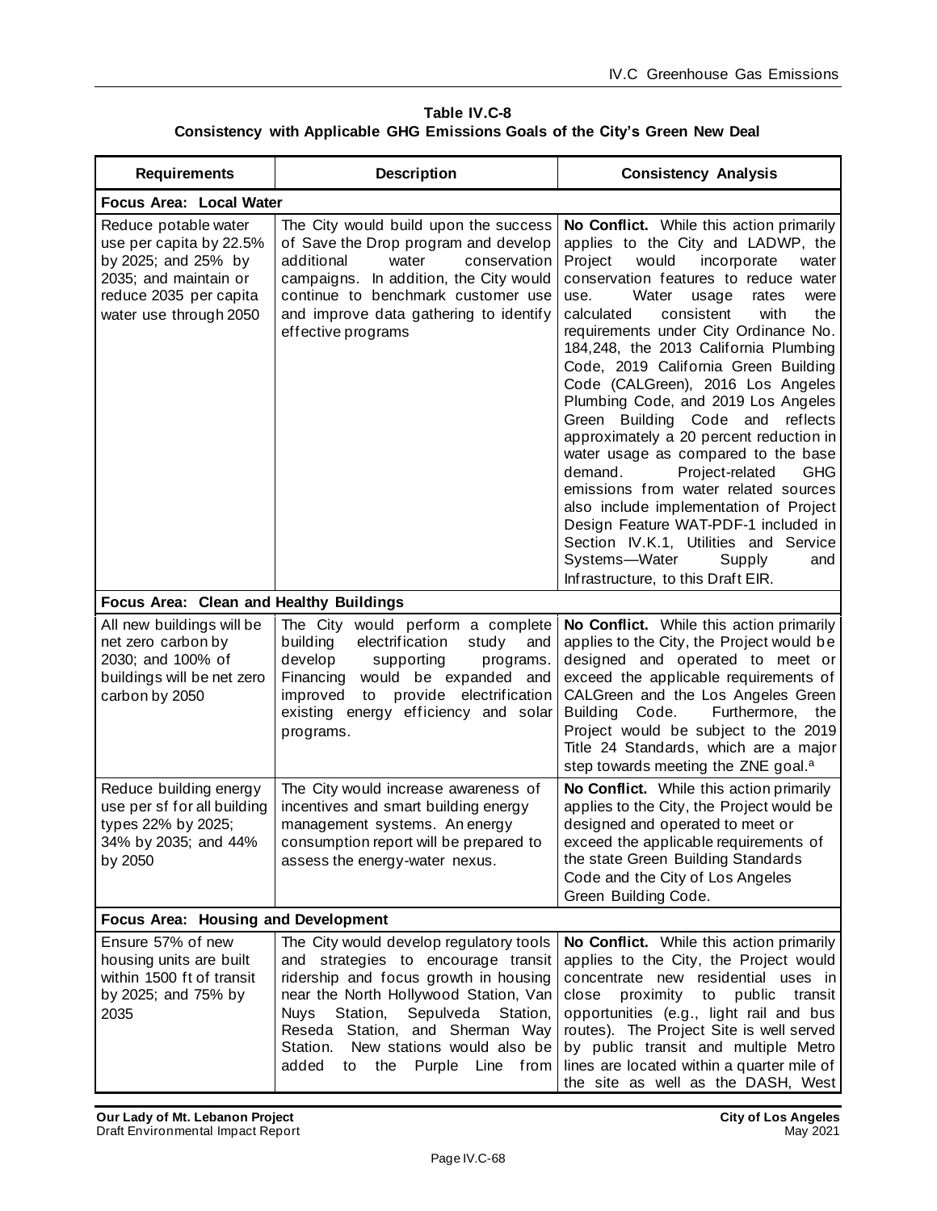**Table IV.C-8**
**Consistency with Applicable GHG Emissions Goals of the City's Green New Deal**

| Requirements | Description | Consistency Analysis |
|---|---|---|
| **Focus Area: Local Water** | | |
| Reduce potable water use per capita by 22.5% by 2025; and 25% by 2035; and maintain or reduce 2035 per capita water use through 2050 | The City would build upon the success of Save the Drop program and develop additional water conservation campaigns. In addition, the City would continue to benchmark customer use and improve data gathering to identify effective programs | **No Conflict.** While this action primarily applies to the City and LADWP, the Project would incorporate water conservation features to reduce water use. Water usage rates were calculated consistent with the requirements under City Ordinance No. 184,248, the 2013 California Plumbing Code, 2019 California Green Building Code (CALGreen), 2016 Los Angeles Plumbing Code, and 2019 Los Angeles Green Building Code and reflects approximately a 20 percent reduction in water usage as compared to the base demand. Project-related GHG emissions from water related sources also include implementation of Project Design Feature WAT-PDF-1 included in Section IV.K.1, Utilities and Service Systems—Water Supply and Infrastructure, to this Draft EIR. |
| **Focus Area: Clean and Healthy Buildings** | | |
| All new buildings will be net zero carbon by 2030; and 100% of buildings will be net zero carbon by 2050 | The City would perform a complete building electrification study and develop supporting programs. Financing would be expanded and improved to provide electrification existing energy efficiency and solar programs. | **No Conflict.** While this action primarily applies to the City, the Project would be designed and operated to meet or exceed the applicable requirements of CALGreen and the Los Angeles Green Building Code. Furthermore, the Project would be subject to the 2019 Title 24 Standards, which are a major step towards meeting the ZNE goal.[a] |
| Reduce building energy use per sf for all building types 22% by 2025; 34% by 2035; and 44% by 2050 | The City would increase awareness of incentives and smart building energy management systems. An energy consumption report will be prepared to assess the energy-water nexus. | **No Conflict.** While this action primarily applies to the City, the Project would be designed and operated to meet or exceed the applicable requirements of the state Green Building Standards Code and the City of Los Angeles Green Building Code. |
| **Focus Area: Housing and Development** | | |
| Ensure 57% of new housing units are built within 1500 ft of transit by 2025; and 75% by 2035 | The City would develop regulatory tools and strategies to encourage transit ridership and focus growth in housing near the North Hollywood Station, Van Nuys Station, Sepulveda Station, Reseda Station, and Sherman Way Station. New stations would also be added to the Purple Line from | **No Conflict.** While this action primarily applies to the City, the Project would concentrate new residential uses in close proximity to public transit opportunities (e.g., light rail and bus routes). The Project Site is well served by public transit and multiple Metro lines are located within a quarter mile of the site as well as the DASH, West |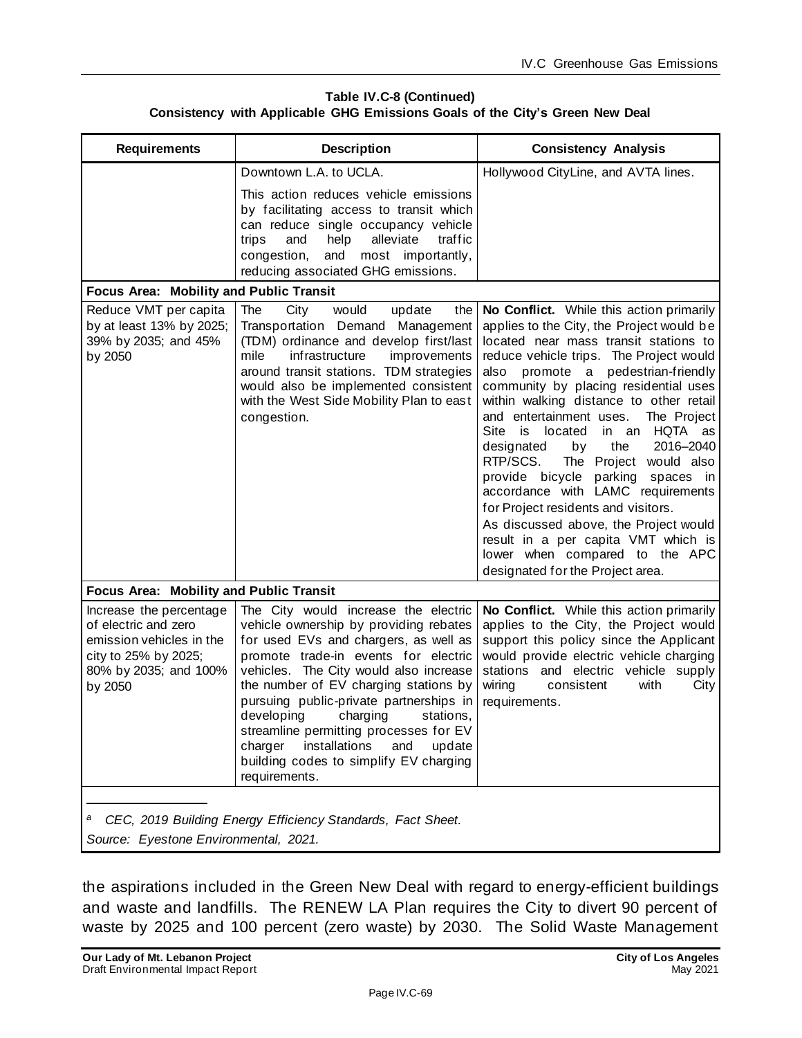**Table IV.C-8 (Continued)**
**Consistency with Applicable GHG Emissions Goals of the City's Green New Deal**

| Requirements | Description | Consistency Analysis |
|---|---|---|
| | Downtown L.A. to UCLA.<br><br>This action reduces vehicle emissions by facilitating access to transit which can reduce single occupancy vehicle trips and help alleviate traffic congestion, and most importantly, reducing associated GHG emissions. | Hollywood CityLine, and AVTA lines. |
| **Focus Area: Mobility and Public Transit** | | |
| Reduce VMT per capita by at least 13% by 2025; 39% by 2035; and 45% by 2050 | The City would update the Transportation Demand Management (TDM) ordinance and develop first/last mile infrastructure improvements around transit stations. TDM strategies would also be implemented consistent with the West Side Mobility Plan to east congestion. | **No Conflict.** While this action primarily applies to the City, the Project would be located near mass transit stations to reduce vehicle trips. The Project would also promote a pedestrian-friendly community by placing residential uses within walking distance to other retail and entertainment uses. The Project Site is located in an HQTA as designated by the 2016–2040 RTP/SCS. The Project would also provide bicycle parking spaces in accordance with LAMC requirements for Project residents and visitors.<br>As discussed above, the Project would result in a per capita VMT which is lower when compared to the APC designated for the Project area. |
| **Focus Area: Mobility and Public Transit** | | |
| Increase the percentage of electric and zero emission vehicles in the city to 25% by 2025; 80% by 2035; and 100% by 2050 | The City would increase the electric vehicle ownership by providing rebates for used EVs and chargers, as well as promote trade-in events for electric vehicles. The City would also increase the number of EV charging stations by pursuing public-private partnerships in developing charging stations, streamline permitting processes for EV charger installations and update building codes to simplify EV charging requirements. | **No Conflict.** While this action primarily applies to the City, the Project would support this policy since the Applicant would provide electric vehicle charging stations and electric vehicle supply wiring consistent with City requirements. |

[a] *CEC, 2019 Building Energy Efficiency Standards, Fact Sheet.*

*Source: Eyestone Environmental, 2021.*

the aspirations included in the Green New Deal with regard to energy-efficient buildings and waste and landfills. The RENEW LA Plan requires the City to divert 90 percent of waste by 2025 and 100 percent (zero waste) by 2030. The Solid Waste Management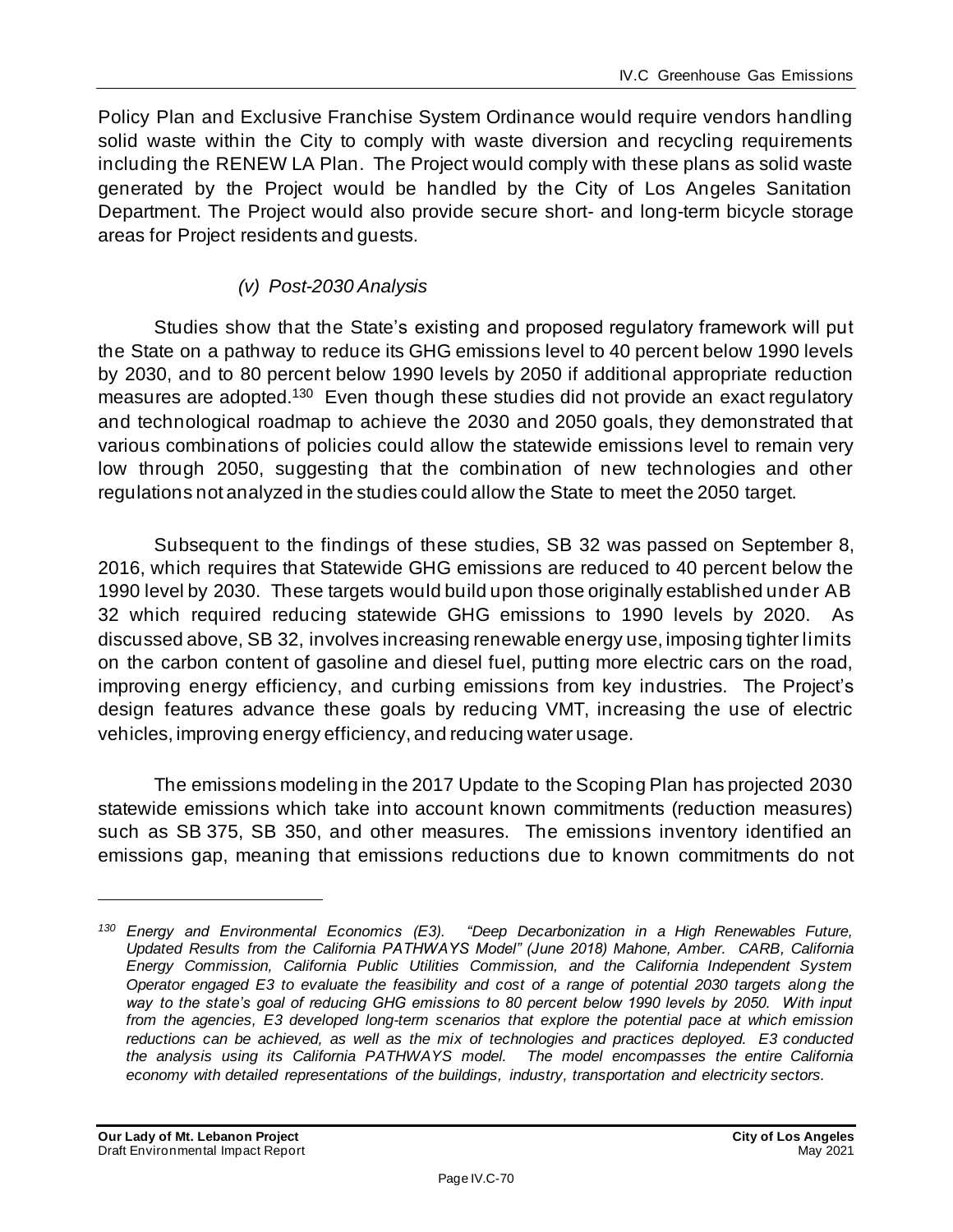Policy Plan and Exclusive Franchise System Ordinance would require vendors handling solid waste within the City to comply with waste diversion and recycling requirements including the RENEW LA Plan. The Project would comply with these plans as solid waste generated by the Project would be handled by the City of Los Angeles Sanitation Department. The Project would also provide secure short- and long-term bicycle storage areas for Project residents and guests.

*(v) Post-2030 Analysis*

Studies show that the State's existing and proposed regulatory framework will put the State on a pathway to reduce its GHG emissions level to 40 percent below 1990 levels by 2030, and to 80 percent below 1990 levels by 2050 if additional appropriate reduction measures are adopted.[130] Even though these studies did not provide an exact regulatory and technological roadmap to achieve the 2030 and 2050 goals, they demonstrated that various combinations of policies could allow the statewide emissions level to remain very low through 2050, suggesting that the combination of new technologies and other regulations not analyzed in the studies could allow the State to meet the 2050 target.

Subsequent to the findings of these studies, SB 32 was passed on September 8, 2016, which requires that Statewide GHG emissions are reduced to 40 percent below the 1990 level by 2030. These targets would build upon those originally established under AB 32 which required reducing statewide GHG emissions to 1990 levels by 2020. As discussed above, SB 32, involves increasing renewable energy use, imposing tighter limits on the carbon content of gasoline and diesel fuel, putting more electric cars on the road, improving energy efficiency, and curbing emissions from key industries. The Project's design features advance these goals by reducing VMT, increasing the use of electric vehicles, improving energy efficiency, and reducing water usage.

The emissions modeling in the 2017 Update to the Scoping Plan has projected 2030 statewide emissions which take into account known commitments (reduction measures) such as SB 375, SB 350, and other measures. The emissions inventory identified an emissions gap, meaning that emissions reductions due to known commitments do not

---

*[130] Energy and Environmental Economics (E3). "Deep Decarbonization in a High Renewables Future, Updated Results from the California PATHWAYS Model" (June 2018) Mahone, Amber. CARB, California Energy Commission, California Public Utilities Commission, and the California Independent System Operator engaged E3 to evaluate the feasibility and cost of a range of potential 2030 targets along the way to the state's goal of reducing GHG emissions to 80 percent below 1990 levels by 2050. With input from the agencies, E3 developed long-term scenarios that explore the potential pace at which emission reductions can be achieved, as well as the mix of technologies and practices deployed. E3 conducted the analysis using its California PATHWAYS model. The model encompasses the entire California economy with detailed representations of the buildings, industry, transportation and electricity sectors.*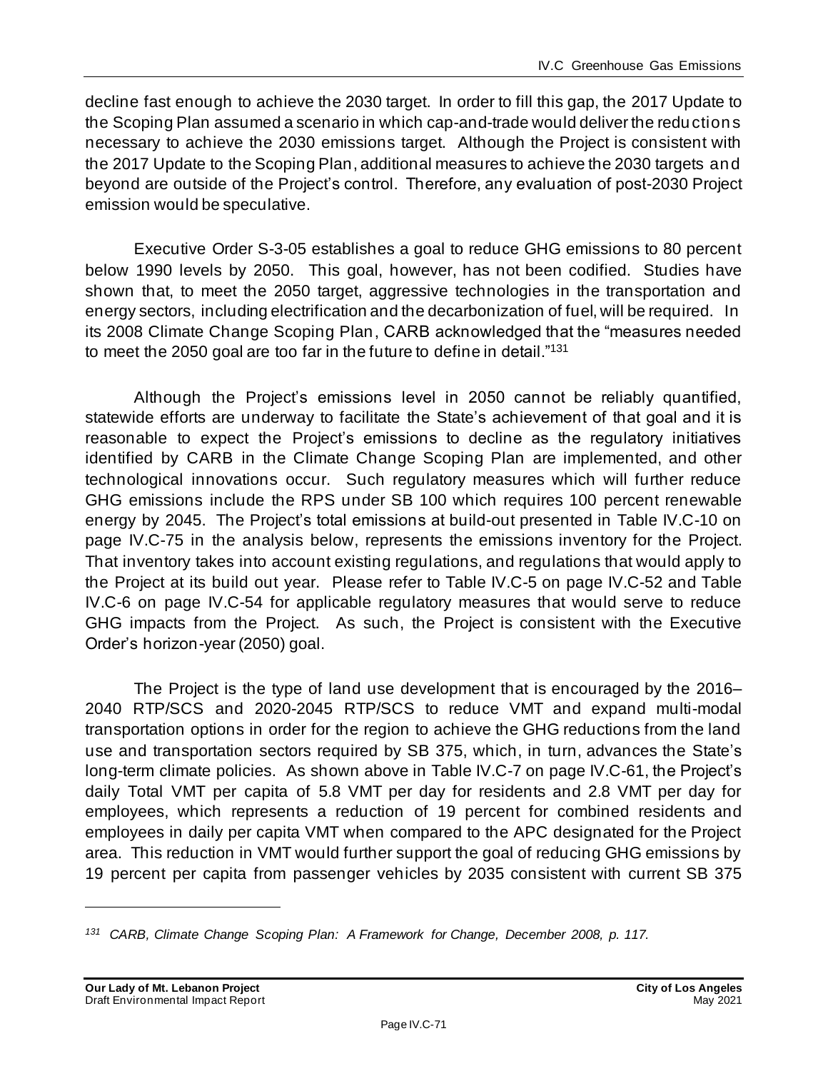decline fast enough to achieve the 2030 target. In order to fill this gap, the 2017 Update to the Scoping Plan assumed a scenario in which cap-and-trade would deliver the reductions necessary to achieve the 2030 emissions target. Although the Project is consistent with the 2017 Update to the Scoping Plan, additional measures to achieve the 2030 targets and beyond are outside of the Project's control. Therefore, any evaluation of post-2030 Project emission would be speculative.

Executive Order S-3-05 establishes a goal to reduce GHG emissions to 80 percent below 1990 levels by 2050. This goal, however, has not been codified. Studies have shown that, to meet the 2050 target, aggressive technologies in the transportation and energy sectors, including electrification and the decarbonization of fuel, will be required. In its 2008 Climate Change Scoping Plan, CARB acknowledged that the "measures needed to meet the 2050 goal are too far in the future to define in detail."[131]

Although the Project's emissions level in 2050 cannot be reliably quantified, statewide efforts are underway to facilitate the State's achievement of that goal and it is reasonable to expect the Project's emissions to decline as the regulatory initiatives identified by CARB in the Climate Change Scoping Plan are implemented, and other technological innovations occur. Such regulatory measures which will further reduce GHG emissions include the RPS under SB 100 which requires 100 percent renewable energy by 2045. The Project's total emissions at build-out presented in Table IV.C-10 on page IV.C-75 in the analysis below, represents the emissions inventory for the Project. That inventory takes into account existing regulations, and regulations that would apply to the Project at its build out year. Please refer to Table IV.C-5 on page IV.C-52 and Table IV.C-6 on page IV.C-54 for applicable regulatory measures that would serve to reduce GHG impacts from the Project. As such, the Project is consistent with the Executive Order's horizon-year (2050) goal.

The Project is the type of land use development that is encouraged by the 2016–2040 RTP/SCS and 2020-2045 RTP/SCS to reduce VMT and expand multi-modal transportation options in order for the region to achieve the GHG reductions from the land use and transportation sectors required by SB 375, which, in turn, advances the State's long-term climate policies. As shown above in Table IV.C-7 on page IV.C-61, the Project's daily Total VMT per capita of 5.8 VMT per day for residents and 2.8 VMT per day for employees, which represents a reduction of 19 percent for combined residents and employees in daily per capita VMT when compared to the APC designated for the Project area. This reduction in VMT would further support the goal of reducing GHG emissions by 19 percent per capita from passenger vehicles by 2035 consistent with current SB 375

---

[131] *CARB, Climate Change Scoping Plan: A Framework for Change, December 2008, p. 117.*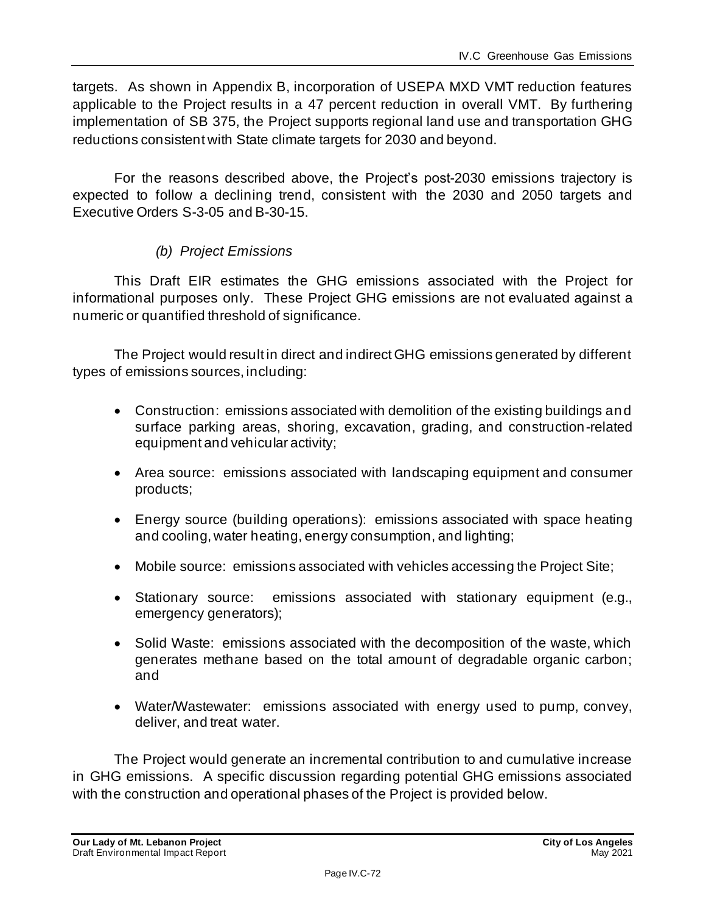targets. As shown in Appendix B, incorporation of USEPA MXD VMT reduction features applicable to the Project results in a 47 percent reduction in overall VMT. By furthering implementation of SB 375, the Project supports regional land use and transportation GHG reductions consistent with State climate targets for 2030 and beyond.

For the reasons described above, the Project's post-2030 emissions trajectory is expected to follow a declining trend, consistent with the 2030 and 2050 targets and Executive Orders S-3-05 and B-30-15.

*(b) Project Emissions*

This Draft EIR estimates the GHG emissions associated with the Project for informational purposes only. These Project GHG emissions are not evaluated against a numeric or quantified threshold of significance.

The Project would result in direct and indirect GHG emissions generated by different types of emissions sources, including:

- Construction: emissions associated with demolition of the existing buildings and surface parking areas, shoring, excavation, grading, and construction-related equipment and vehicular activity;
- Area source: emissions associated with landscaping equipment and consumer products;
- Energy source (building operations): emissions associated with space heating and cooling, water heating, energy consumption, and lighting;
- Mobile source: emissions associated with vehicles accessing the Project Site;
- Stationary source: emissions associated with stationary equipment (e.g., emergency generators);
- Solid Waste: emissions associated with the decomposition of the waste, which generates methane based on the total amount of degradable organic carbon; and
- Water/Wastewater: emissions associated with energy used to pump, convey, deliver, and treat water.

The Project would generate an incremental contribution to and cumulative increase in GHG emissions. A specific discussion regarding potential GHG emissions associated with the construction and operational phases of the Project is provided below.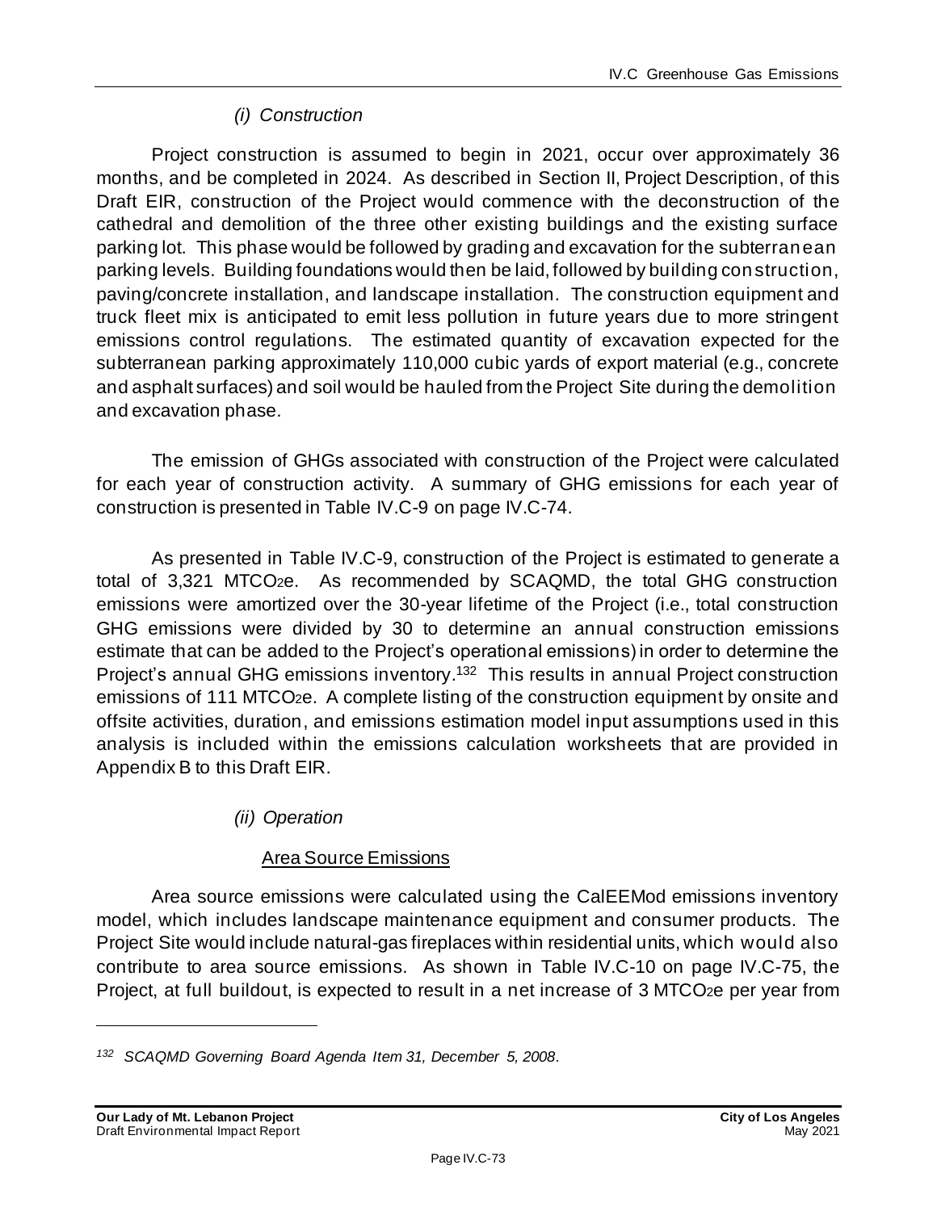#### *(i) Construction*

Project construction is assumed to begin in 2021, occur over approximately 36 months, and be completed in 2024. As described in Section II, Project Description, of this Draft EIR, construction of the Project would commence with the deconstruction of the cathedral and demolition of the three other existing buildings and the existing surface parking lot. This phase would be followed by grading and excavation for the subterranean parking levels. Building foundations would then be laid, followed by building construction, paving/concrete installation, and landscape installation. The construction equipment and truck fleet mix is anticipated to emit less pollution in future years due to more stringent emissions control regulations. The estimated quantity of excavation expected for the subterranean parking approximately 110,000 cubic yards of export material (e.g., concrete and asphalt surfaces) and soil would be hauled from the Project Site during the demolition and excavation phase.

The emission of GHGs associated with construction of the Project were calculated for each year of construction activity. A summary of GHG emissions for each year of construction is presented in Table IV.C-9 on page IV.C-74.

As presented in Table IV.C-9, construction of the Project is estimated to generate a total of 3,321 $MTCO_2e$. As recommended by SCAQMD, the total GHG construction emissions were amortized over the 30-year lifetime of the Project (i.e., total construction GHG emissions were divided by 30 to determine an annual construction emissions estimate that can be added to the Project's operational emissions) in order to determine the Project's annual GHG emissions inventory.[132] This results in annual Project construction emissions of 111 $MTCO_2e$. A complete listing of the construction equipment by onsite and offsite activities, duration, and emissions estimation model input assumptions used in this analysis is included within the emissions calculation worksheets that are provided in Appendix B to this Draft EIR.

#### *(ii) Operation*

##### Area Source Emissions

Area source emissions were calculated using the CalEEMod emissions inventory model, which includes landscape maintenance equipment and consumer products. The Project Site would include natural-gas fireplaces within residential units, which would also contribute to area source emissions. As shown in Table IV.C-10 on page IV.C-75, the Project, at full buildout, is expected to result in a net increase of 3 $MTCO_2e$ per year from

---

[132] *SCAQMD Governing Board Agenda Item 31, December 5, 2008.*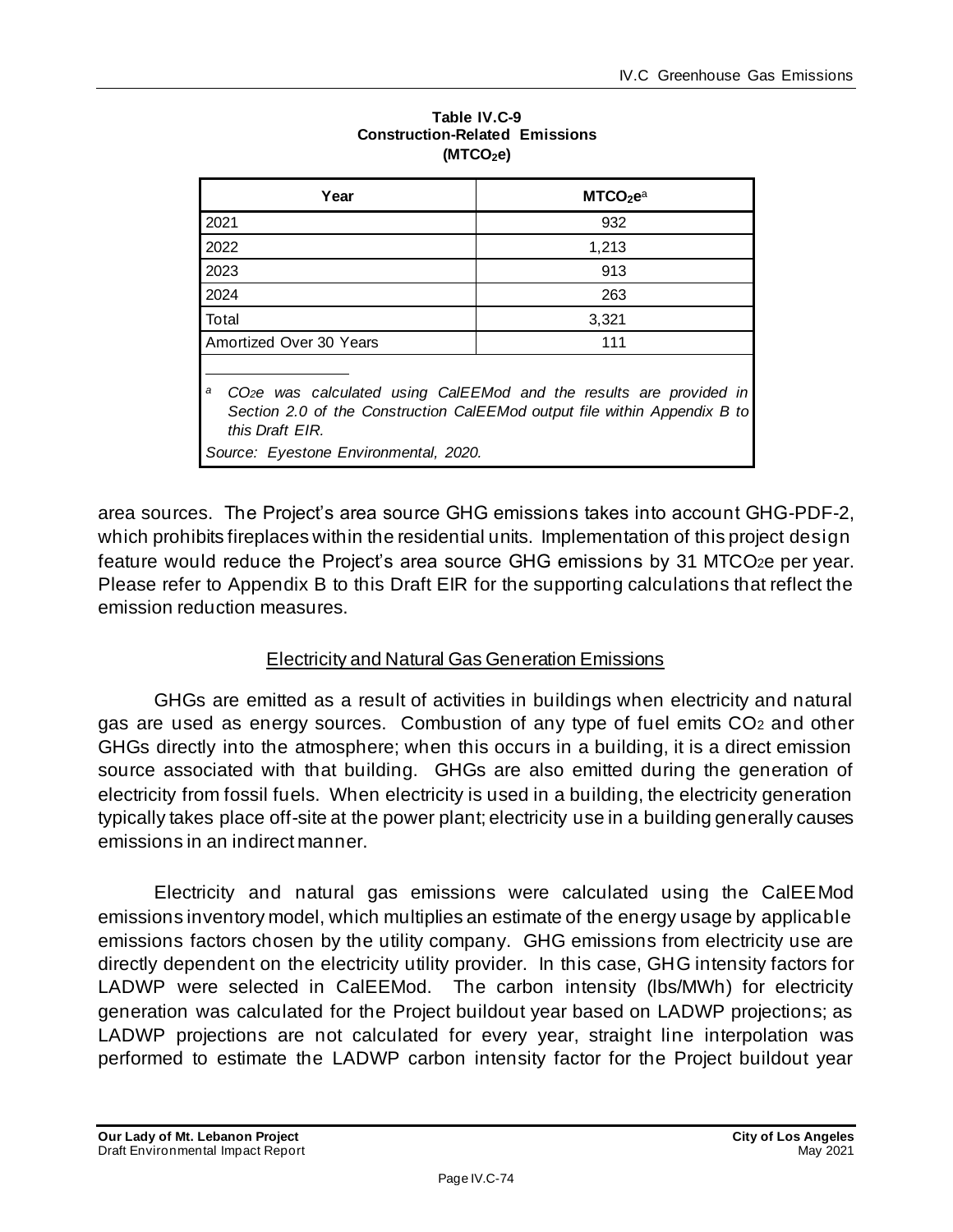**Table IV.C-9**
**Construction-Related Emissions**
**($MTCO_2e$)**

| Year | $MTCO_2e$[a] |
|---|---|
| 2021 | 932 |
| 2022 | 1,213 |
| 2023 | 913 |
| 2024 | 263 |
| Total | 3,321 |
| Amortized Over 30 Years | 111 |

[a] *$CO_2e$ was calculated using CalEEMod and the results are provided in Section 2.0 of the Construction CalEEMod output file within Appendix B to this Draft EIR.*

*Source: Eyestone Environmental, 2020.*

area sources. The Project's area source GHG emissions takes into account GHG-PDF-2, which prohibits fireplaces within the residential units. Implementation of this project design feature would reduce the Project's area source GHG emissions by 31 $MTCO_2e$ per year. Please refer to Appendix B to this Draft EIR for the supporting calculations that reflect the emission reduction measures.

<u>Electricity and Natural Gas Generation Emissions</u>

GHGs are emitted as a result of activities in buildings when electricity and natural gas are used as energy sources. Combustion of any type of fuel emits $CO_2$ and other GHGs directly into the atmosphere; when this occurs in a building, it is a direct emission source associated with that building. GHGs are also emitted during the generation of electricity from fossil fuels. When electricity is used in a building, the electricity generation typically takes place off-site at the power plant; electricity use in a building generally causes emissions in an indirect manner.

Electricity and natural gas emissions were calculated using the CalEEMod emissions inventory model, which multiplies an estimate of the energy usage by applicable emissions factors chosen by the utility company. GHG emissions from electricity use are directly dependent on the electricity utility provider. In this case, GHG intensity factors for LADWP were selected in CalEEMod. The carbon intensity (lbs/MWh) for electricity generation was calculated for the Project buildout year based on LADWP projections; as LADWP projections are not calculated for every year, straight line interpolation was performed to estimate the LADWP carbon intensity factor for the Project buildout year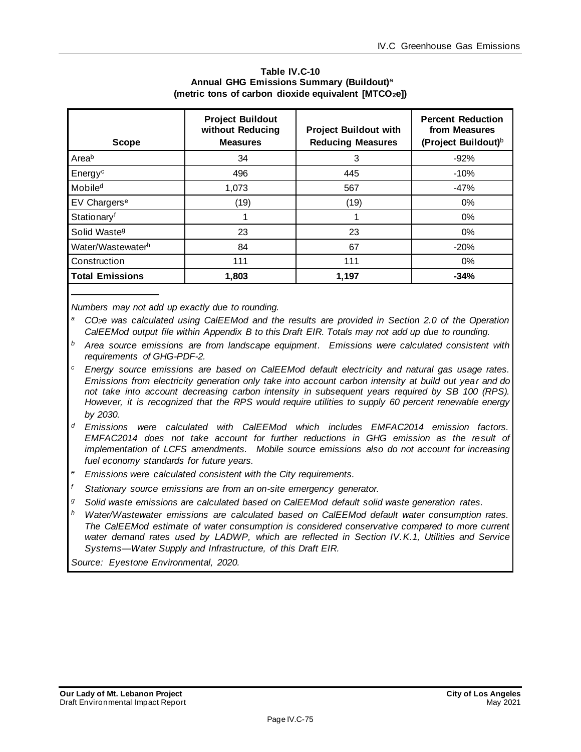**Table IV.C-10**
**Annual GHG Emissions Summary (Buildout)**[a]
**(metric tons of carbon dioxide equivalent [$MTCO_2e$])**

| Scope | Project Buildout without Reducing Measures | Project Buildout with Reducing Measures | Percent Reduction from Measures (Project Buildout)[b] |
|---|---|---|---|
| Area[b] | 34 | 3 | -92% |
| Energy[c] | 496 | 445 | -10% |
| Mobile[d] | 1,073 | 567 | -47% |
| EV Chargers[e] | (19) | (19) | 0% |
| Stationary[f] | 1 | 1 | 0% |
| Solid Waste[g] | 23 | 23 | 0% |
| Water/Wastewater[h] | 84 | 67 | -20% |
| Construction | 111 | 111 | 0% |
| **Total Emissions** | **1,803** | **1,197** | **-34%** |

*Numbers may not add up exactly due to rounding.*

[a] *$CO_2e$ was calculated using CalEEMod and the results are provided in Section 2.0 of the Operation CalEEMod output file within Appendix B to this Draft EIR. Totals may not add up due to rounding.*

[b] *Area source emissions are from landscape equipment. Emissions were calculated consistent with requirements of GHG-PDF-2.*

[c] *Energy source emissions are based on CalEEMod default electricity and natural gas usage rates. Emissions from electricity generation only take into account carbon intensity at build out year and do not take into account decreasing carbon intensity in subsequent years required by SB 100 (RPS). However, it is recognized that the RPS would require utilities to supply 60 percent renewable energy by 2030.*

[d] *Emissions were calculated with CalEEMod which includes EMFAC2014 emission factors. EMFAC2014 does not take account for further reductions in GHG emission as the result of implementation of LCFS amendments. Mobile source emissions also do not account for increasing fuel economy standards for future years.*

[e] *Emissions were calculated consistent with the City requirements.*

[f] *Stationary source emissions are from an on-site emergency generator.*

[g] *Solid waste emissions are calculated based on CalEEMod default solid waste generation rates.*

[h] *Water/Wastewater emissions are calculated based on CalEEMod default water consumption rates. The CalEEMod estimate of water consumption is considered conservative compared to more current water demand rates used by LADWP, which are reflected in Section IV.K.1, Utilities and Service Systems—Water Supply and Infrastructure, of this Draft EIR.*

*Source: Eyestone Environmental, 2020.*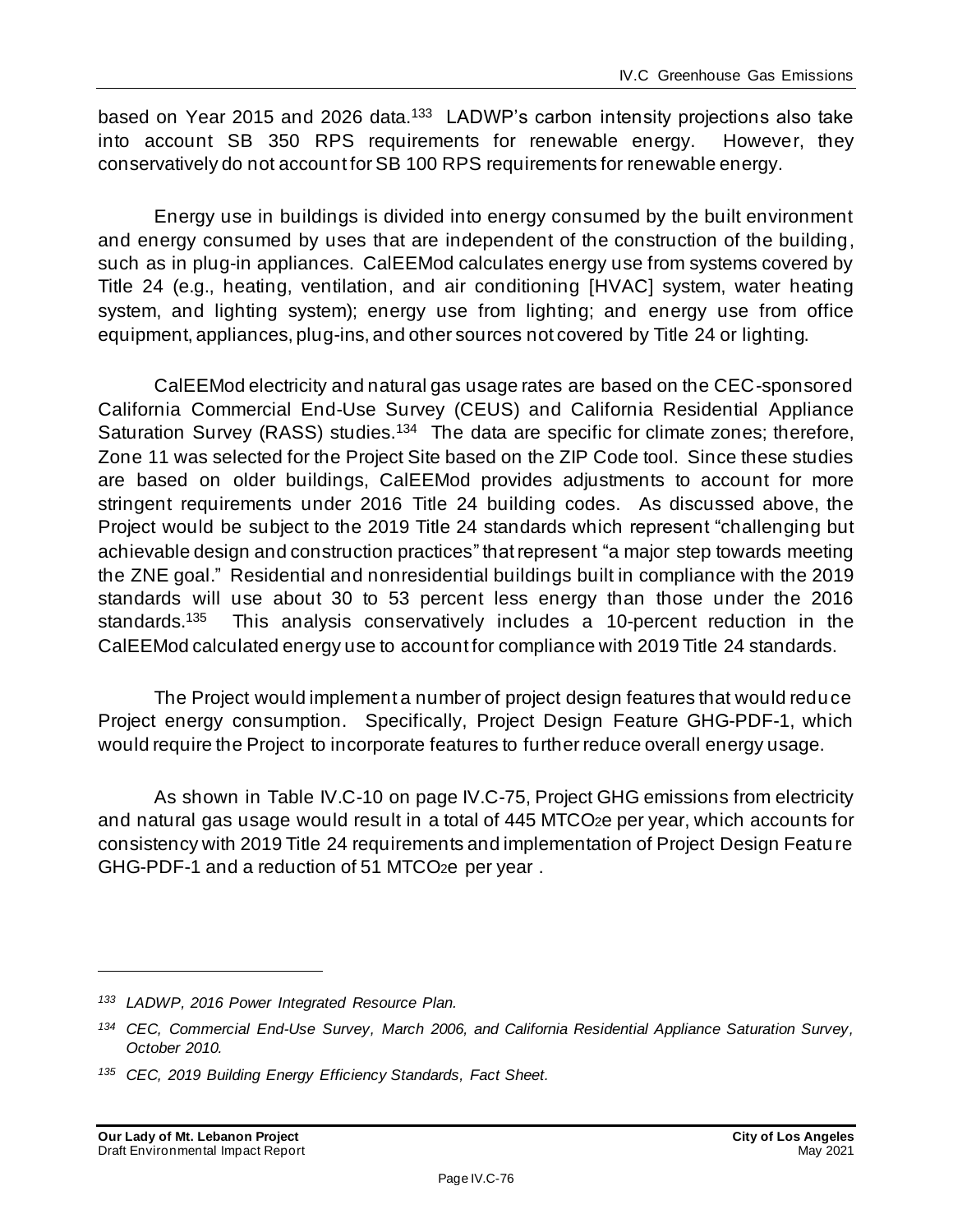based on Year 2015 and 2026 data.[133] LADWP's carbon intensity projections also take into account SB 350 RPS requirements for renewable energy. However, they conservatively do not account for SB 100 RPS requirements for renewable energy.

Energy use in buildings is divided into energy consumed by the built environment and energy consumed by uses that are independent of the construction of the building, such as in plug-in appliances. CalEEMod calculates energy use from systems covered by Title 24 (e.g., heating, ventilation, and air conditioning [HVAC] system, water heating system, and lighting system); energy use from lighting; and energy use from office equipment, appliances, plug-ins, and other sources not covered by Title 24 or lighting.

CalEEMod electricity and natural gas usage rates are based on the CEC-sponsored California Commercial End-Use Survey (CEUS) and California Residential Appliance Saturation Survey (RASS) studies.[134] The data are specific for climate zones; therefore, Zone 11 was selected for the Project Site based on the ZIP Code tool. Since these studies are based on older buildings, CalEEMod provides adjustments to account for more stringent requirements under 2016 Title 24 building codes. As discussed above, the Project would be subject to the 2019 Title 24 standards which represent "challenging but achievable design and construction practices" that represent "a major step towards meeting the ZNE goal." Residential and nonresidential buildings built in compliance with the 2019 standards will use about 30 to 53 percent less energy than those under the 2016 standards.[135] This analysis conservatively includes a 10-percent reduction in the CalEEMod calculated energy use to account for compliance with 2019 Title 24 standards.

The Project would implement a number of project design features that would reduce Project energy consumption. Specifically, Project Design Feature GHG-PDF-1, which would require the Project to incorporate features to further reduce overall energy usage.

As shown in Table IV.C-10 on page IV.C-75, Project GHG emissions from electricity and natural gas usage would result in a total of 445 $MTCO_2e$ per year, which accounts for consistency with 2019 Title 24 requirements and implementation of Project Design Feature GHG-PDF-1 and a reduction of 51 $MTCO_2e$ per year .

---

*[133] LADWP, 2016 Power Integrated Resource Plan.*

*[134] CEC, Commercial End-Use Survey, March 2006, and California Residential Appliance Saturation Survey, October 2010.*

*[135] CEC, 2019 Building Energy Efficiency Standards, Fact Sheet.*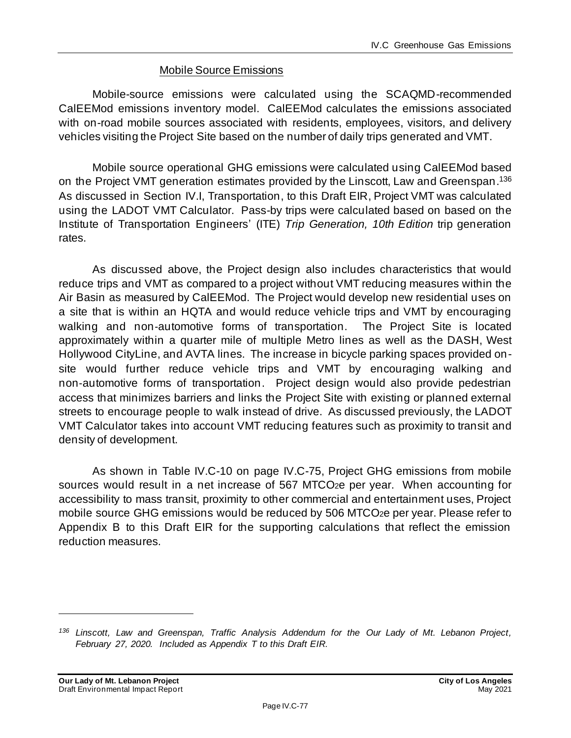### Mobile Source Emissions

Mobile-source emissions were calculated using the SCAQMD-recommended CalEEMod emissions inventory model. CalEEMod calculates the emissions associated with on-road mobile sources associated with residents, employees, visitors, and delivery vehicles visiting the Project Site based on the number of daily trips generated and VMT.

Mobile source operational GHG emissions were calculated using CalEEMod based on the Project VMT generation estimates provided by the Linscott, Law and Greenspan.[136] As discussed in Section IV.I, Transportation, to this Draft EIR, Project VMT was calculated using the LADOT VMT Calculator. Pass-by trips were calculated based on based on the Institute of Transportation Engineers' (ITE) *Trip Generation, 10th Edition* trip generation rates.

As discussed above, the Project design also includes characteristics that would reduce trips and VMT as compared to a project without VMT reducing measures within the Air Basin as measured by CalEEMod. The Project would develop new residential uses on a site that is within an HQTA and would reduce vehicle trips and VMT by encouraging walking and non-automotive forms of transportation. The Project Site is located approximately within a quarter mile of multiple Metro lines as well as the DASH, West Hollywood CityLine, and AVTA lines. The increase in bicycle parking spaces provided on-site would further reduce vehicle trips and VMT by encouraging walking and non-automotive forms of transportation. Project design would also provide pedestrian access that minimizes barriers and links the Project Site with existing or planned external streets to encourage people to walk instead of drive. As discussed previously, the LADOT VMT Calculator takes into account VMT reducing features such as proximity to transit and density of development.

As shown in Table IV.C-10 on page IV.C-75, Project GHG emissions from mobile sources would result in a net increase of 567 $MTCO_2e$ per year. When accounting for accessibility to mass transit, proximity to other commercial and entertainment uses, Project mobile source GHG emissions would be reduced by 506 $MTCO_2e$ per year. Please refer to Appendix B to this Draft EIR for the supporting calculations that reflect the emission reduction measures.

---

[136] *Linscott, Law and Greenspan, Traffic Analysis Addendum for the Our Lady of Mt. Lebanon Project, February 27, 2020. Included as Appendix T to this Draft EIR.*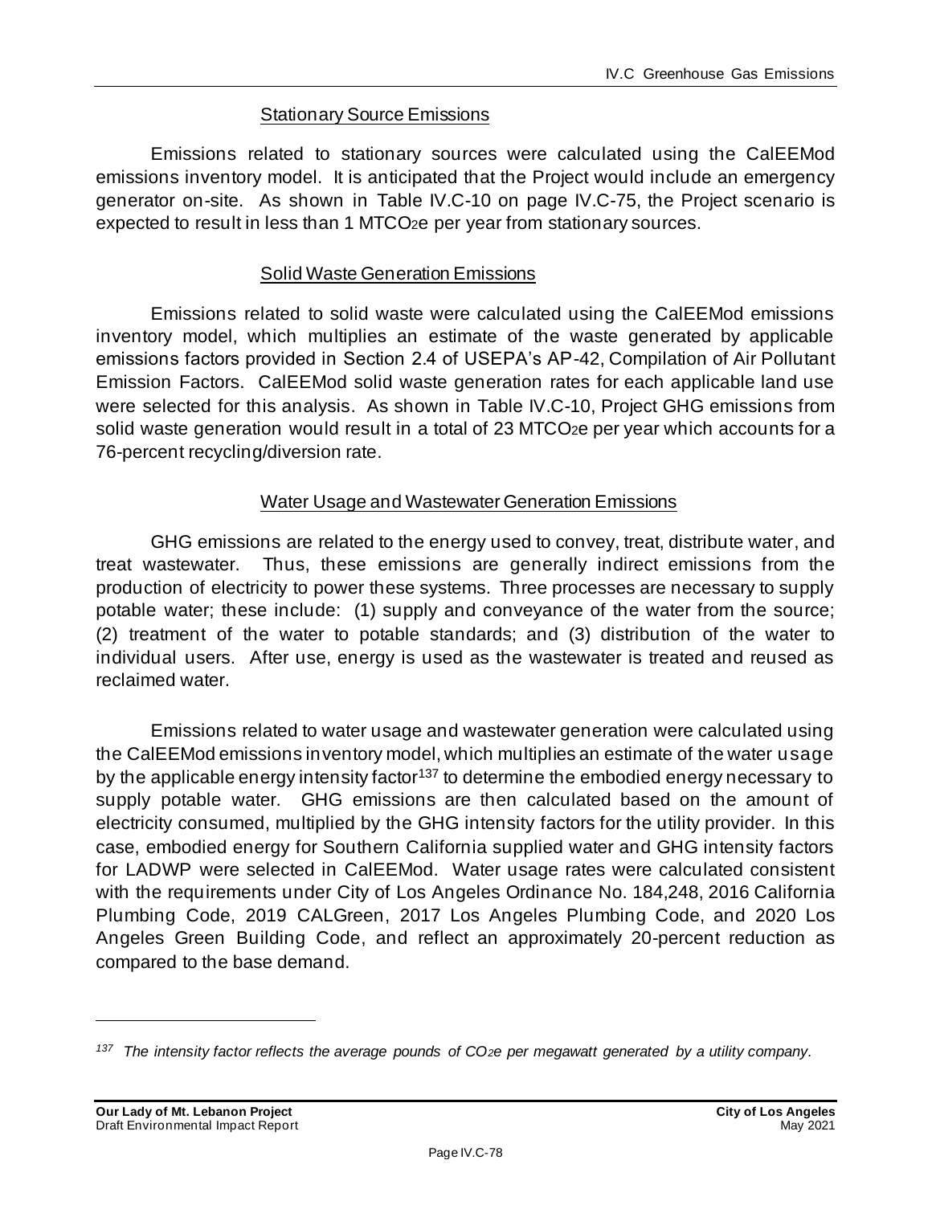#### Stationary Source Emissions

Emissions related to stationary sources were calculated using the CalEEMod emissions inventory model. It is anticipated that the Project would include an emergency generator on-site. As shown in Table IV.C-10 on page IV.C-75, the Project scenario is expected to result in less than 1 $MTCO_2e$ per year from stationary sources.

#### Solid Waste Generation Emissions

Emissions related to solid waste were calculated using the CalEEMod emissions inventory model, which multiplies an estimate of the waste generated by applicable emissions factors provided in Section 2.4 of USEPA's AP-42, Compilation of Air Pollutant Emission Factors. CalEEMod solid waste generation rates for each applicable land use were selected for this analysis. As shown in Table IV.C-10, Project GHG emissions from solid waste generation would result in a total of 23 $MTCO_2e$ per year which accounts for a 76-percent recycling/diversion rate.

#### Water Usage and Wastewater Generation Emissions

GHG emissions are related to the energy used to convey, treat, distribute water, and treat wastewater. Thus, these emissions are generally indirect emissions from the production of electricity to power these systems. Three processes are necessary to supply potable water; these include: (1) supply and conveyance of the water from the source; (2) treatment of the water to potable standards; and (3) distribution of the water to individual users. After use, energy is used as the wastewater is treated and reused as reclaimed water.

Emissions related to water usage and wastewater generation were calculated using the CalEEMod emissions inventory model, which multiplies an estimate of the water usage by the applicable energy intensity factor[137] to determine the embodied energy necessary to supply potable water. GHG emissions are then calculated based on the amount of electricity consumed, multiplied by the GHG intensity factors for the utility provider. In this case, embodied energy for Southern California supplied water and GHG intensity factors for LADWP were selected in CalEEMod. Water usage rates were calculated consistent with the requirements under City of Los Angeles Ordinance No. 184,248, 2016 California Plumbing Code, 2019 CALGreen, 2017 Los Angeles Plumbing Code, and 2020 Los Angeles Green Building Code, and reflect an approximately 20-percent reduction as compared to the base demand.

---

[137] *The intensity factor reflects the average pounds of $CO_2e$ per megawatt generated by a utility company.*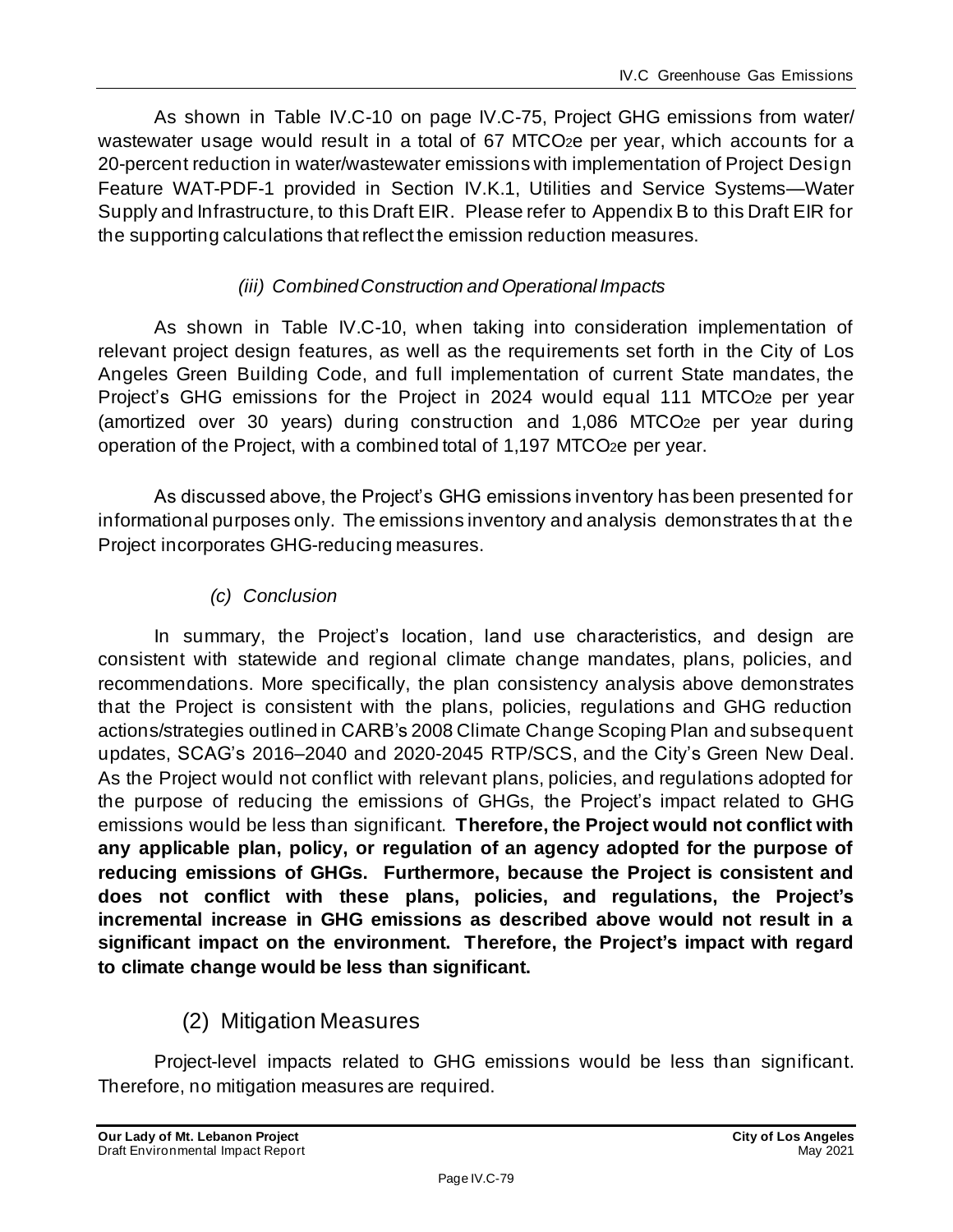As shown in Table IV.C-10 on page IV.C-75, Project GHG emissions from water/ wastewater usage would result in a total of 67 $MTCO_2e$ per year, which accounts for a 20-percent reduction in water/wastewater emissions with implementation of Project Design Feature WAT-PDF-1 provided in Section IV.K.1, Utilities and Service Systems—Water Supply and Infrastructure, to this Draft EIR. Please refer to Appendix B to this Draft EIR for the supporting calculations that reflect the emission reduction measures.

*(iii) Combined Construction and Operational Impacts*

As shown in Table IV.C-10, when taking into consideration implementation of relevant project design features, as well as the requirements set forth in the City of Los Angeles Green Building Code, and full implementation of current State mandates, the Project's GHG emissions for the Project in 2024 would equal 111 $MTCO_2e$ per year (amortized over 30 years) during construction and 1,086 $MTCO_2e$ per year during operation of the Project, with a combined total of 1,197 $MTCO_2e$ per year.

As discussed above, the Project's GHG emissions inventory has been presented for informational purposes only. The emissions inventory and analysis demonstrates that the Project incorporates GHG-reducing measures.

*(c) Conclusion*

In summary, the Project's location, land use characteristics, and design are consistent with statewide and regional climate change mandates, plans, policies, and recommendations. More specifically, the plan consistency analysis above demonstrates that the Project is consistent with the plans, policies, regulations and GHG reduction actions/strategies outlined in CARB's 2008 Climate Change Scoping Plan and subsequent updates, SCAG's 2016–2040 and 2020-2045 RTP/SCS, and the City's Green New Deal. As the Project would not conflict with relevant plans, policies, and regulations adopted for the purpose of reducing the emissions of GHGs, the Project's impact related to GHG emissions would be less than significant. **Therefore, the Project would not conflict with any applicable plan, policy, or regulation of an agency adopted for the purpose of reducing emissions of GHGs. Furthermore, because the Project is consistent and does not conflict with these plans, policies, and regulations, the Project's incremental increase in GHG emissions as described above would not result in a significant impact on the environment. Therefore, the Project's impact with regard to climate change would be less than significant.**

## (2) Mitigation Measures

Project-level impacts related to GHG emissions would be less than significant. Therefore, no mitigation measures are required.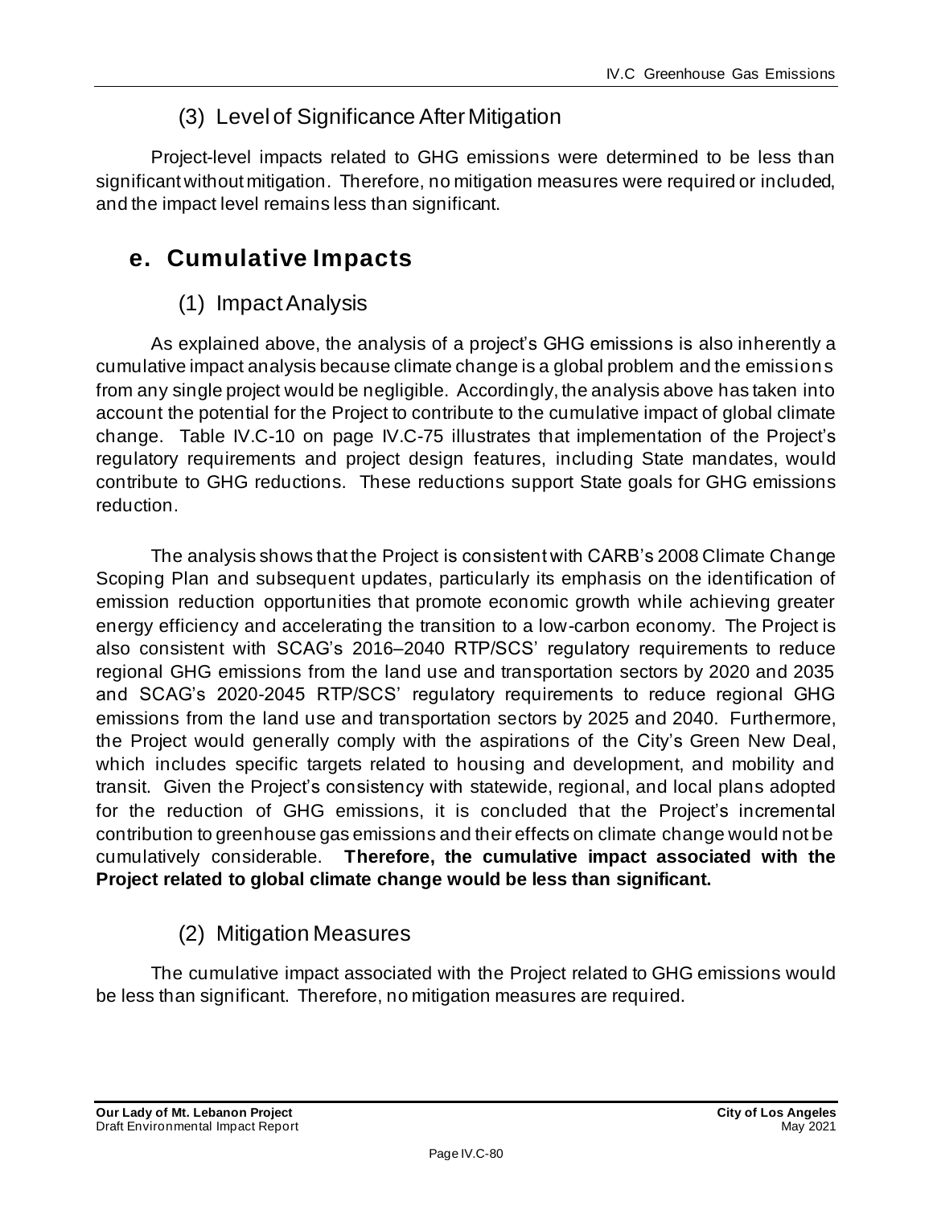### (3) Level of Significance After Mitigation

Project-level impacts related to GHG emissions were determined to be less than significant without mitigation. Therefore, no mitigation measures were required or included, and the impact level remains less than significant.

## e. Cumulative Impacts

### (1) Impact Analysis

As explained above, the analysis of a project's GHG emissions is also inherently a cumulative impact analysis because climate change is a global problem and the emissions from any single project would be negligible. Accordingly, the analysis above has taken into account the potential for the Project to contribute to the cumulative impact of global climate change. Table IV.C-10 on page IV.C-75 illustrates that implementation of the Project's regulatory requirements and project design features, including State mandates, would contribute to GHG reductions. These reductions support State goals for GHG emissions reduction.

The analysis shows that the Project is consistent with CARB's 2008 Climate Change Scoping Plan and subsequent updates, particularly its emphasis on the identification of emission reduction opportunities that promote economic growth while achieving greater energy efficiency and accelerating the transition to a low-carbon economy. The Project is also consistent with SCAG's 2016–2040 RTP/SCS' regulatory requirements to reduce regional GHG emissions from the land use and transportation sectors by 2020 and 2035 and SCAG's 2020-2045 RTP/SCS' regulatory requirements to reduce regional GHG emissions from the land use and transportation sectors by 2025 and 2040. Furthermore, the Project would generally comply with the aspirations of the City's Green New Deal, which includes specific targets related to housing and development, and mobility and transit. Given the Project's consistency with statewide, regional, and local plans adopted for the reduction of GHG emissions, it is concluded that the Project's incremental contribution to greenhouse gas emissions and their effects on climate change would not be cumulatively considerable. **Therefore, the cumulative impact associated with the Project related to global climate change would be less than significant.**

### (2) Mitigation Measures

The cumulative impact associated with the Project related to GHG emissions would be less than significant. Therefore, no mitigation measures are required.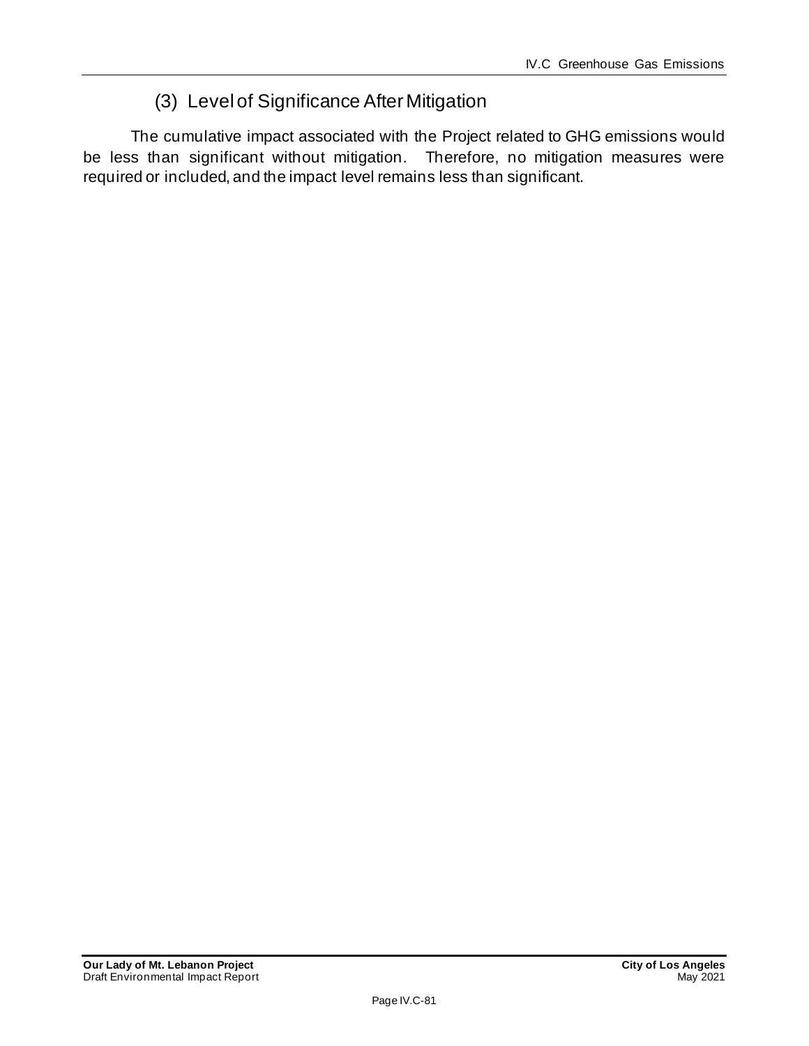### (3) Level of Significance After Mitigation

The cumulative impact associated with the Project related to GHG emissions would be less than significant without mitigation. Therefore, no mitigation measures were required or included, and the impact level remains less than significant.